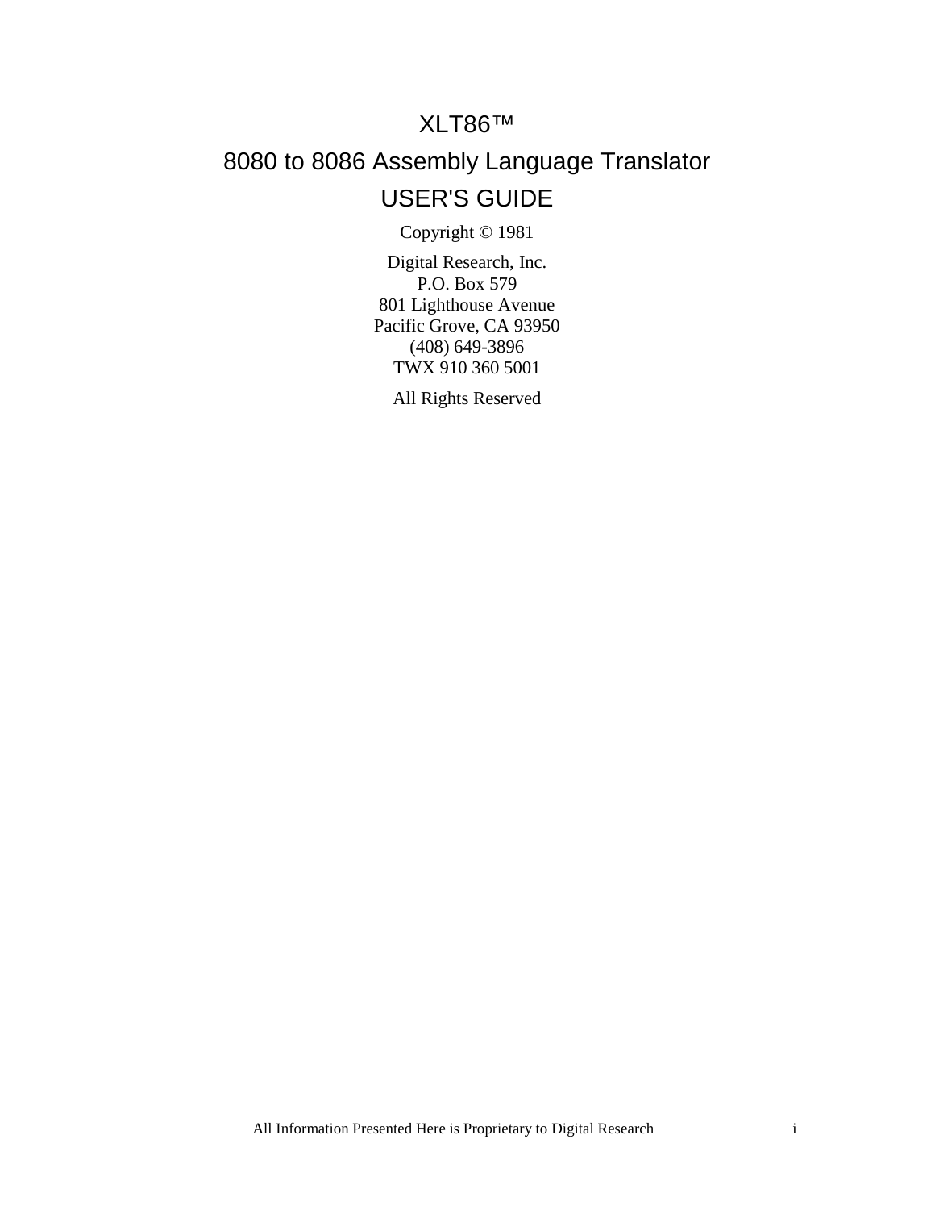# XLT86™

# 8080 to 8086 Assembly Language Translator

# USER'S GUIDE

Copyright © 1981

Digital Research, Inc.
P.O. Box 579
801 Lighthouse Avenue
Pacific Grove, CA 93950
(408) 649-3896
TWX 910 360 5001

All Rights Reserved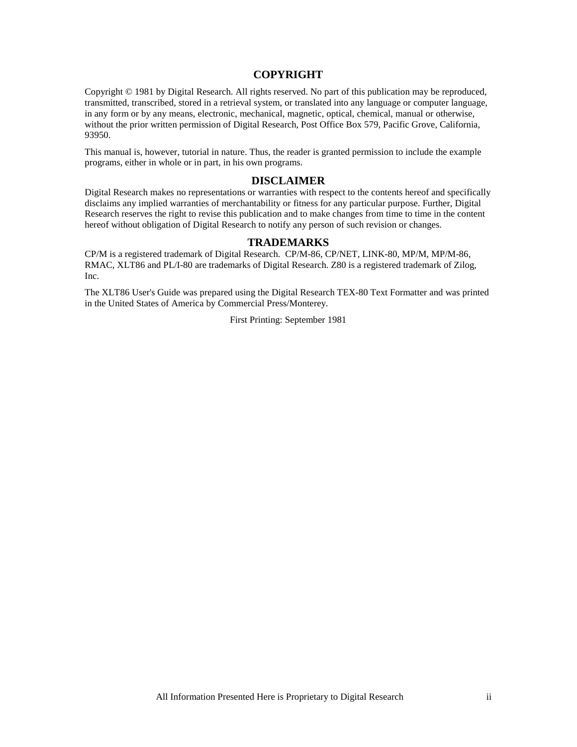## COPYRIGHT

Copyright © 1981 by Digital Research. All rights reserved. No part of this publication may be reproduced, transmitted, transcribed, stored in a retrieval system, or translated into any language or computer language, in any form or by any means, electronic, mechanical, magnetic, optical, chemical, manual or otherwise, without the prior written permission of Digital Research, Post Office Box 579, Pacific Grove, California, 93950.

This manual is, however, tutorial in nature. Thus, the reader is granted permission to include the example programs, either in whole or in part, in his own programs.

## DISCLAIMER

Digital Research makes no representations or warranties with respect to the contents hereof and specifically disclaims any implied warranties of merchantability or fitness for any particular purpose. Further, Digital Research reserves the right to revise this publication and to make changes from time to time in the content hereof without obligation of Digital Research to notify any person of such revision or changes.

## TRADEMARKS

CP/M is a registered trademark of Digital Research. CP/M-86, CP/NET, LINK-80, MP/M, MP/M-86, RMAC, XLT86 and PL/I-80 are trademarks of Digital Research. Z80 is a registered trademark of Zilog, Inc.

The XLT86 User's Guide was prepared using the Digital Research TEX-80 Text Formatter and was printed in the United States of America by Commercial Press/Monterey.

First Printing: September 1981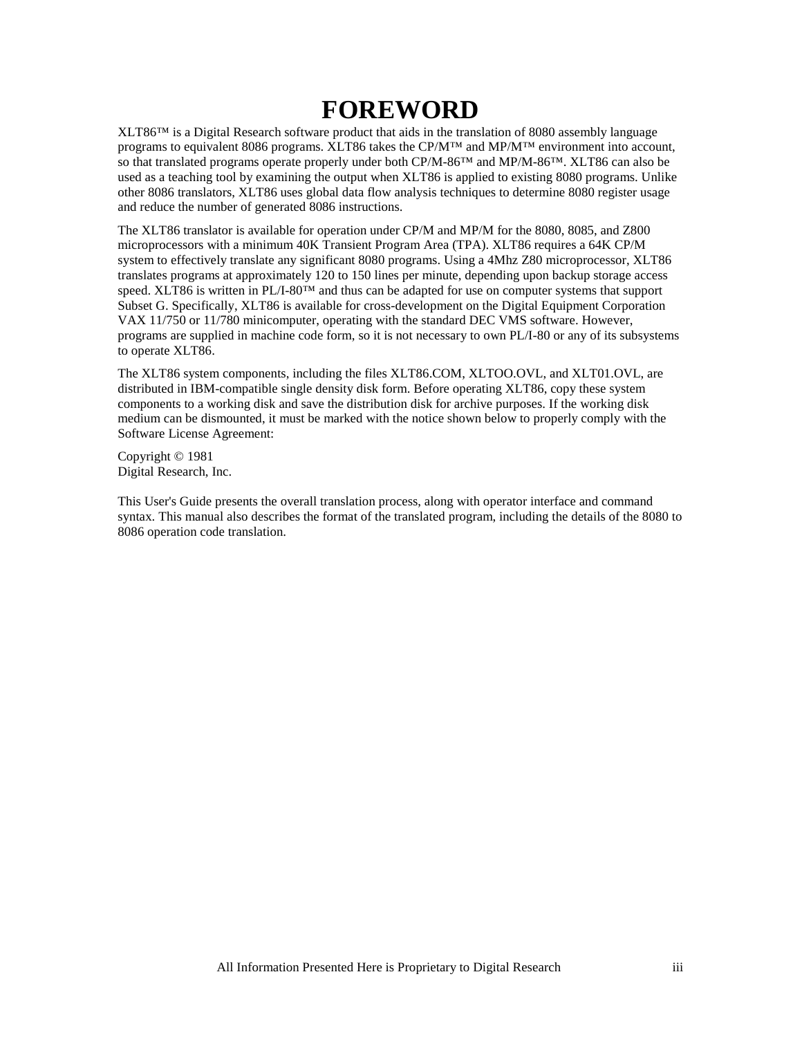# FOREWORD

XLT86™ is a Digital Research software product that aids in the translation of 8080 assembly language programs to equivalent 8086 programs. XLT86 takes the CP/M™ and MP/M™ environment into account, so that translated programs operate properly under both CP/M-86™ and MP/M-86™. XLT86 can also be used as a teaching tool by examining the output when XLT86 is applied to existing 8080 programs. Unlike other 8086 translators, XLT86 uses global data flow analysis techniques to determine 8080 register usage and reduce the number of generated 8086 instructions.

The XLT86 translator is available for operation under CP/M and MP/M for the 8080, 8085, and Z800 microprocessors with a minimum 40K Transient Program Area (TPA). XLT86 requires a 64K CP/M system to effectively translate any significant 8080 programs. Using a 4Mhz Z80 microprocessor, XLT86 translates programs at approximately 120 to 150 lines per minute, depending upon backup storage access speed. XLT86 is written in PL/I-80™ and thus can be adapted for use on computer systems that support Subset G. Specifically, XLT86 is available for cross-development on the Digital Equipment Corporation VAX 11/750 or 11/780 minicomputer, operating with the standard DEC VMS software. However, programs are supplied in machine code form, so it is not necessary to own PL/I-80 or any of its subsystems to operate XLT86.

The XLT86 system components, including the files XLT86.COM, XLTOO.OVL, and XLT01.OVL, are distributed in IBM-compatible single density disk form. Before operating XLT86, copy these system components to a working disk and save the distribution disk for archive purposes. If the working disk medium can be dismounted, it must be marked with the notice shown below to properly comply with the Software License Agreement:

Copyright © 1981
Digital Research, Inc.

This User's Guide presents the overall translation process, along with operator interface and command syntax. This manual also describes the format of the translated program, including the details of the 8080 to 8086 operation code translation.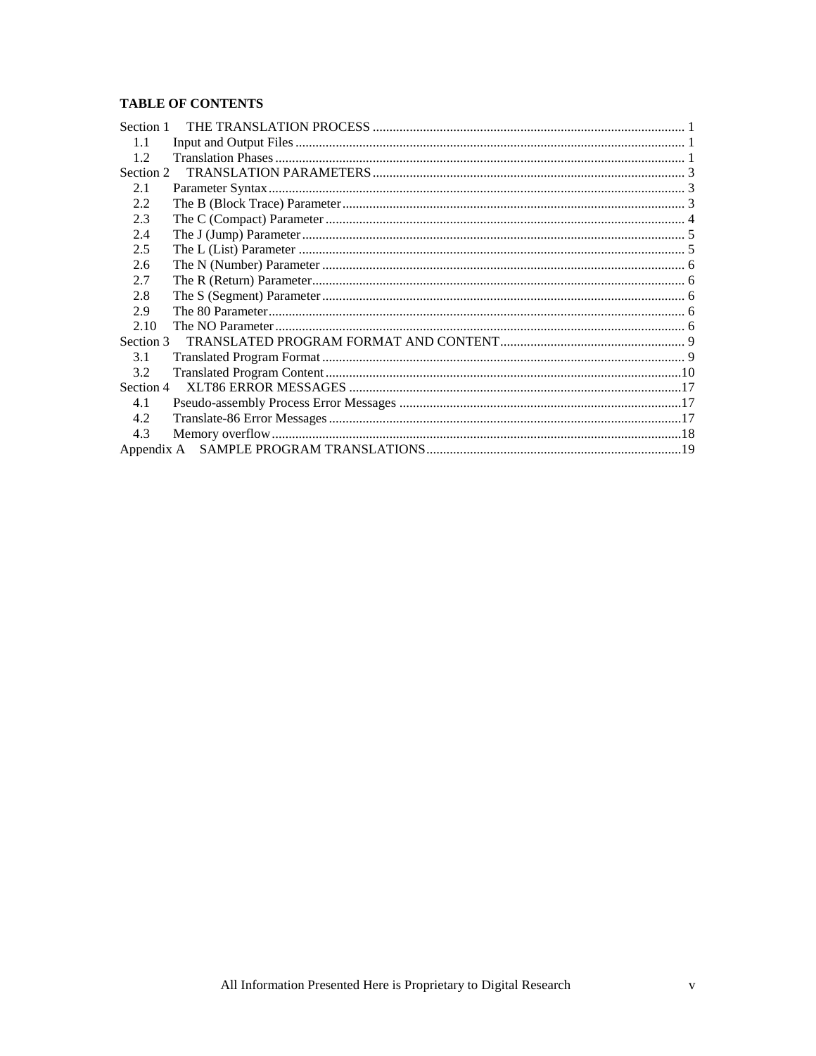**TABLE OF CONTENTS**

| | | |
|---|---|---|
| Section 1 | THE TRANSLATION PROCESS | 1 |
| 1.1 | Input and Output Files | 1 |
| 1.2 | Translation Phases | 1 |
| Section 2 | TRANSLATION PARAMETERS | 3 |
| 2.1 | Parameter Syntax | 3 |
| 2.2 | The B (Block Trace) Parameter | 3 |
| 2.3 | The C (Compact) Parameter | 4 |
| 2.4 | The J (Jump) Parameter | 5 |
| 2.5 | The L (List) Parameter | 5 |
| 2.6 | The N (Number) Parameter | 6 |
| 2.7 | The R (Return) Parameter | 6 |
| 2.8 | The S (Segment) Parameter | 6 |
| 2.9 | The 80 Parameter | 6 |
| 2.10 | The NO Parameter | 6 |
| Section 3 | TRANSLATED PROGRAM FORMAT AND CONTENT | 9 |
| 3.1 | Translated Program Format | 9 |
| 3.2 | Translated Program Content | 10 |
| Section 4 | XLT86 ERROR MESSAGES | 17 |
| 4.1 | Pseudo-assembly Process Error Messages | 17 |
| 4.2 | Translate-86 Error Messages | 17 |
| 4.3 | Memory overflow | 18 |
| Appendix A | SAMPLE PROGRAM TRANSLATIONS | 19 |

All Information Presented Here is Proprietary to Digital Research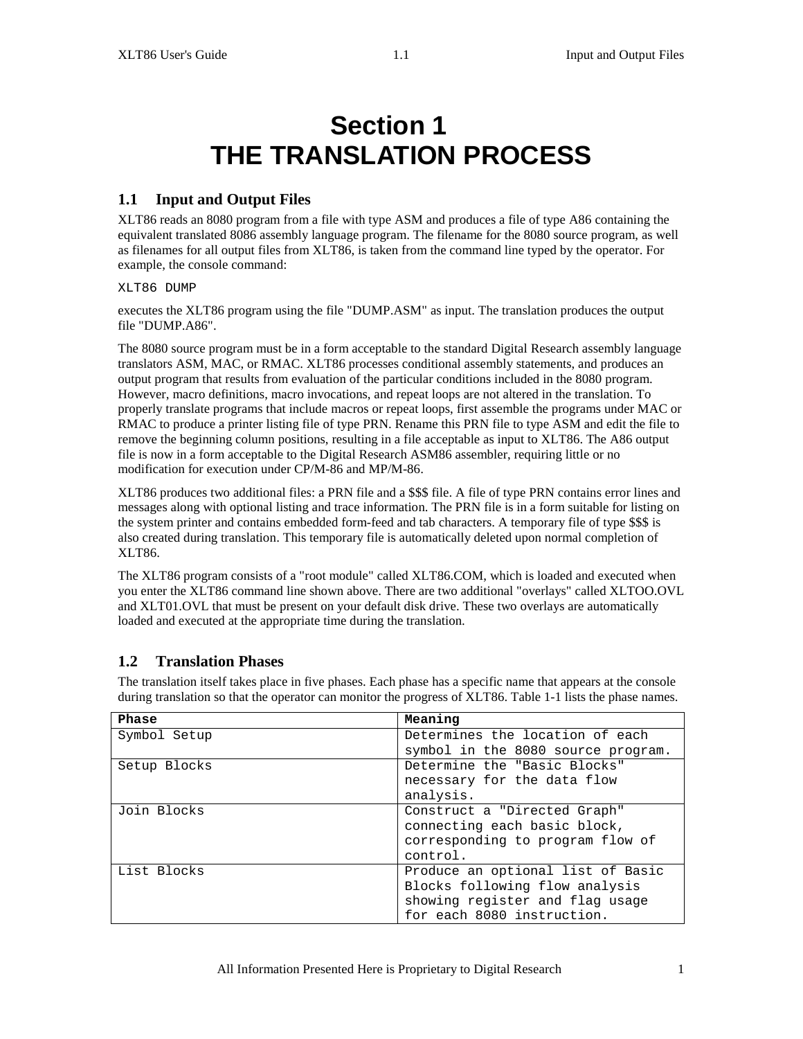# Section 1
# THE TRANSLATION PROCESS

## 1.1 Input and Output Files

XLT86 reads an 8080 program from a file with type ASM and produces a file of type A86 containing the equivalent translated 8086 assembly language program. The filename for the 8080 source program, as well as filenames for all output files from XLT86, is taken from the command line typed by the operator. For example, the console command:

```
XLT86 DUMP
```

executes the XLT86 program using the file "DUMP.ASM" as input. The translation produces the output file "DUMP.A86".

The 8080 source program must be in a form acceptable to the standard Digital Research assembly language translators ASM, MAC, or RMAC. XLT86 processes conditional assembly statements, and produces an output program that results from evaluation of the particular conditions included in the 8080 program. However, macro definitions, macro invocations, and repeat loops are not altered in the translation. To properly translate programs that include macros or repeat loops, first assemble the programs under MAC or RMAC to produce a printer listing file of type PRN. Rename this PRN file to type ASM and edit the file to remove the beginning column positions, resulting in a file acceptable as input to XLT86. The A86 output file is now in a form acceptable to the Digital Research ASM86 assembler, requiring little or no modification for execution under CP/M-86 and MP/M-86.

XLT86 produces two additional files: a PRN file and a $$$ file. A file of type PRN contains error lines and messages along with optional listing and trace information. The PRN file is in a form suitable for listing on the system printer and contains embedded form-feed and tab characters. A temporary file of type $$$ is also created during translation. This temporary file is automatically deleted upon normal completion of XLT86.

The XLT86 program consists of a "root module" called XLT86.COM, which is loaded and executed when you enter the XLT86 command line shown above. There are two additional "overlays" called XLTOO.OVL and XLT01.OVL that must be present on your default disk drive. These two overlays are automatically loaded and executed at the appropriate time during the translation.

## 1.2 Translation Phases

The translation itself takes place in five phases. Each phase has a specific name that appears at the console during translation so that the operator can monitor the progress of XLT86. Table 1-1 lists the phase names.

| Phase | Meaning |
|---|---|
| Symbol Setup | Determines the location of each symbol in the 8080 source program. |
| Setup Blocks | Determine the "Basic Blocks" necessary for the data flow analysis. |
| Join Blocks | Construct a "Directed Graph" connecting each basic block, corresponding to program flow of control. |
| List Blocks | Produce an optional list of Basic Blocks following flow analysis showing register and flag usage for each 8080 instruction. |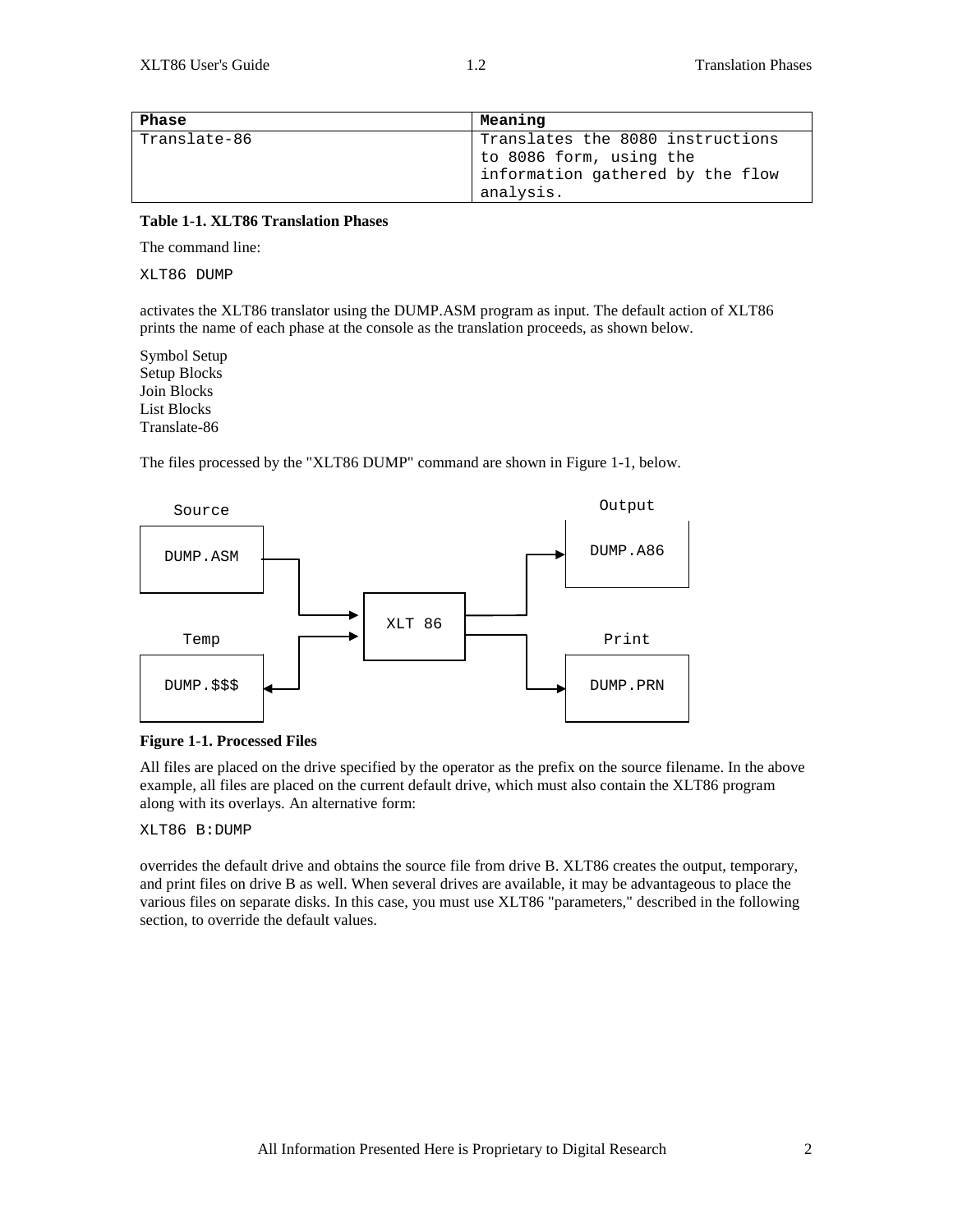| Phase | Meaning |
|---|---|
| Translate-86 | Translates the 8080 instructions to 8086 form, using the information gathered by the flow analysis. |

**Table 1-1. XLT86 Translation Phases**

The command line:

```
XLT86 DUMP
```

activates the XLT86 translator using the DUMP.ASM program as input. The default action of XLT86 prints the name of each phase at the console as the translation proceeds, as shown below.

Symbol Setup
Setup Blocks
Join Blocks
List Blocks
Translate-86

The files processed by the "XLT86 DUMP" command are shown in Figure 1-1, below.

```
  Source                                          Output
+-----------+                                  +-----------+
| DUMP.ASM  |----+                        +--->| DUMP.A86  |
+-----------+    |      +---------+       |    +-----------+
                 +----->|         |-------+
  Temp                  | XLT 86  |               Print
+-----------+    +----->|         |-------+    +-----------+
| DUMP.$$$  |<---+      +---------+       +--->| DUMP.PRN  |
+-----------+                                  +-----------+
```

**Figure 1-1. Processed Files**

All files are placed on the drive specified by the operator as the prefix on the source filename. In the above example, all files are placed on the current default drive, which must also contain the XLT86 program along with its overlays. An alternative form:

```
XLT86 B:DUMP
```

overrides the default drive and obtains the source file from drive B. XLT86 creates the output, temporary, and print files on drive B as well. When several drives are available, it may be advantageous to place the various files on separate disks. In this case, you must use XLT86 "parameters," described in the following section, to override the default values.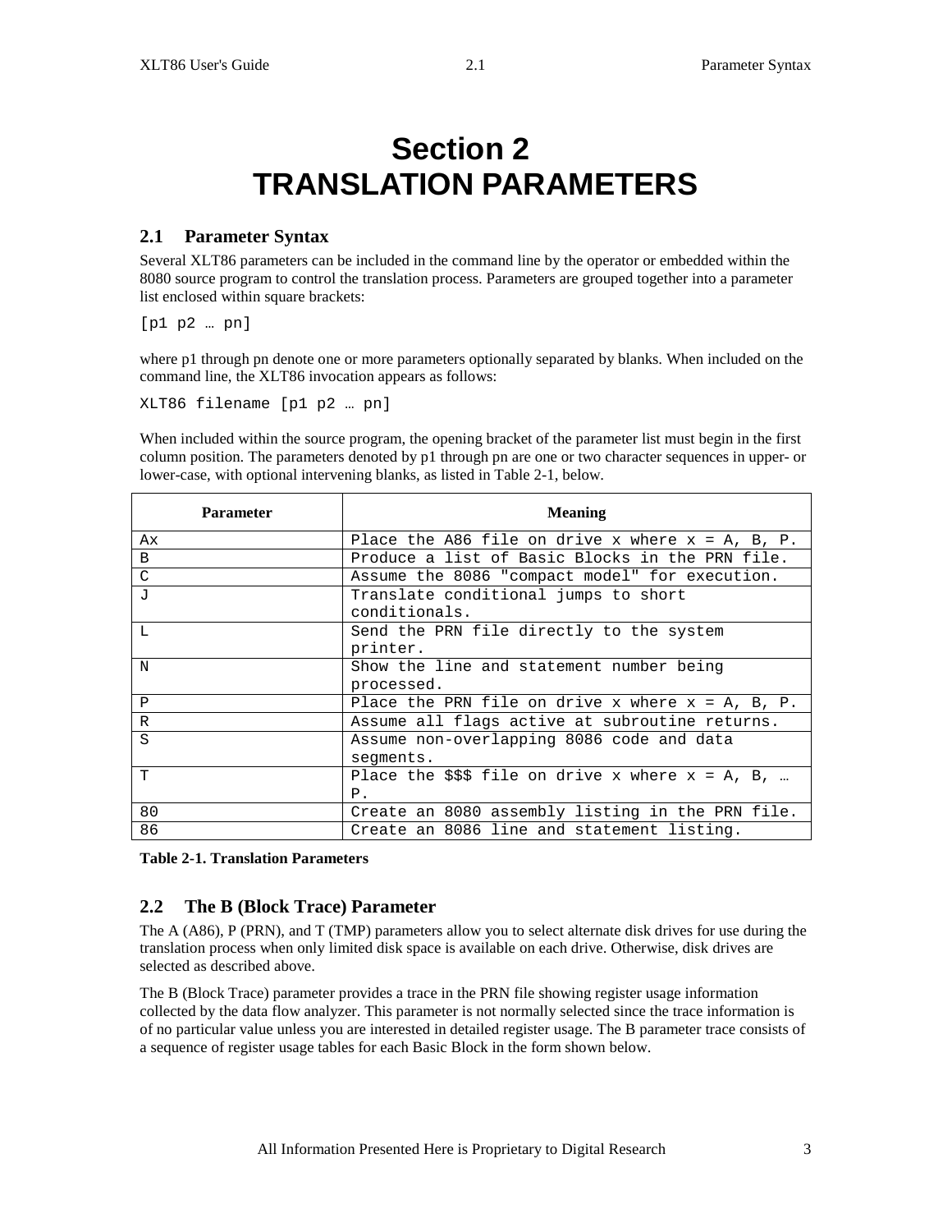# Section 2
# TRANSLATION PARAMETERS

## 2.1 Parameter Syntax

Several XLT86 parameters can be included in the command line by the operator or embedded within the 8080 source program to control the translation process. Parameters are grouped together into a parameter list enclosed within square brackets:

```
[p1 p2 … pn]
```

where p1 through pn denote one or more parameters optionally separated by blanks. When included on the command line, the XLT86 invocation appears as follows:

```
XLT86 filename [p1 p2 … pn]
```

When included within the source program, the opening bracket of the parameter list must begin in the first column position. The parameters denoted by p1 through pn are one or two character sequences in upper- or lower-case, with optional intervening blanks, as listed in Table 2-1, below.

| Parameter | Meaning |
|---|---|
| Ax | Place the A86 file on drive x where x = A, B, P. |
| B | Produce a list of Basic Blocks in the PRN file. |
| C | Assume the 8086 "compact model" for execution. |
| J | Translate conditional jumps to short conditionals. |
| L | Send the PRN file directly to the system printer. |
| N | Show the line and statement number being processed. |
| P | Place the PRN file on drive x where x = A, B, P. |
| R | Assume all flags active at subroutine returns. |
| S | Assume non-overlapping 8086 code and data segments. |
| T | Place the $$$ file on drive x where x = A, B, … P. |
| 80 | Create an 8080 assembly listing in the PRN file. |
| 86 | Create an 8086 line and statement listing. |

**Table 2-1. Translation Parameters**

## 2.2 The B (Block Trace) Parameter

The A (A86), P (PRN), and T (TMP) parameters allow you to select alternate disk drives for use during the translation process when only limited disk space is available on each drive. Otherwise, disk drives are selected as described above.

The B (Block Trace) parameter provides a trace in the PRN file showing register usage information collected by the data flow analyzer. This parameter is not normally selected since the trace information is of no particular value unless you are interested in detailed register usage. The B parameter trace consists of a sequence of register usage tables for each Basic Block in the form shown below.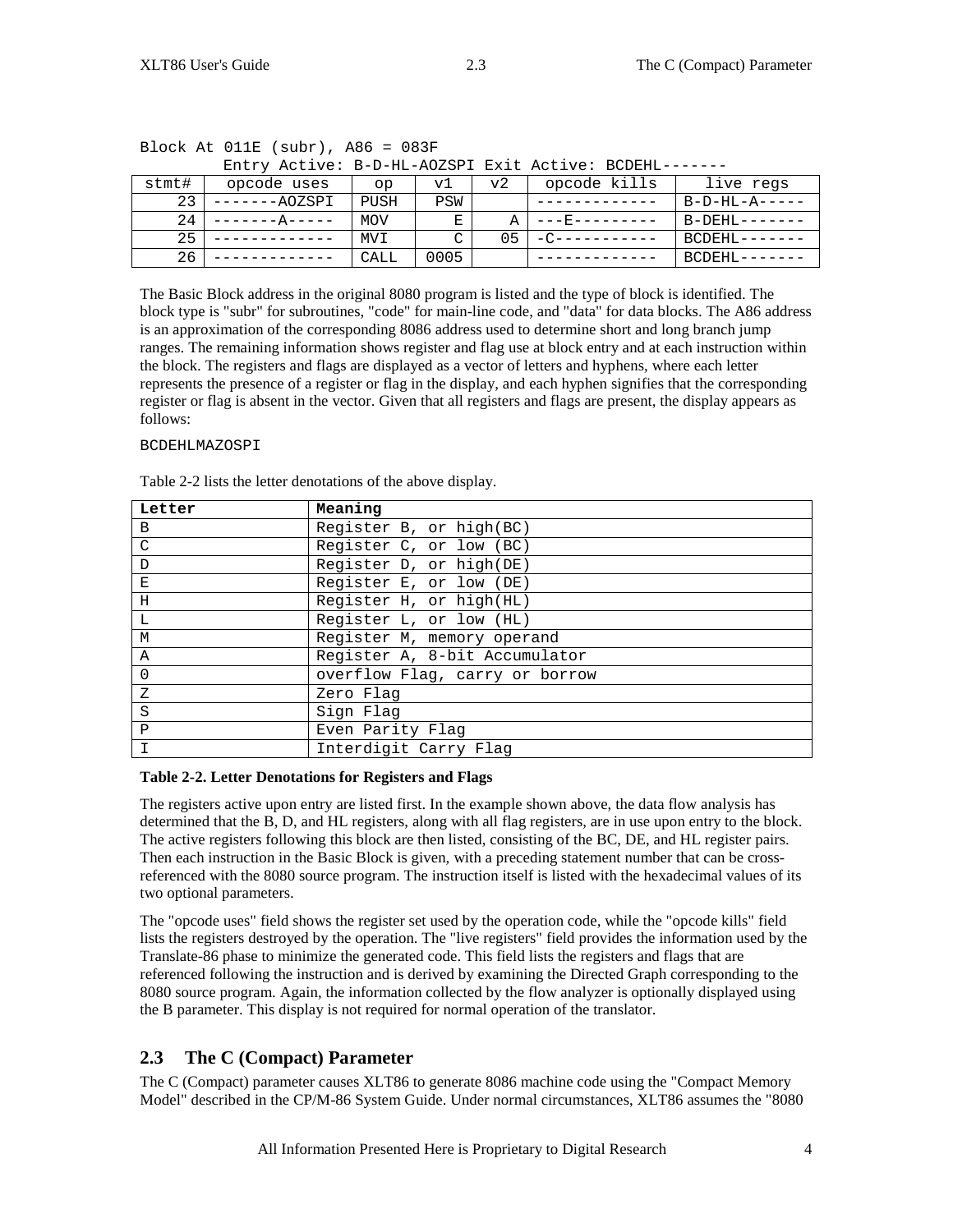```
Block At 011E (subr), A86 = 083F
        Entry Active: B-D-HL-AOZSPI Exit Active: BCDEHL-------
```

| stmt# | opcode uses | op | v1 | v2 | opcode kills | live regs |
|---|---|---|---|---|---|---|
| 23 | -------AOZSPI | PUSH | PSW | | ------------- | B-D-HL-A----- |
| 24 | -------A----- | MOV | E | A | ---E--------- | B-DEHL------- |
| 25 | ------------- | MVI | C | 05 | -C----------- | BCDEHL------- |
| 26 | ------------- | CALL | 0005 | | ------------- | BCDEHL------- |

The Basic Block address in the original 8080 program is listed and the type of block is identified. The block type is "subr" for subroutines, "code" for main-line code, and "data" for data blocks. The A86 address is an approximation of the corresponding 8086 address used to determine short and long branch jump ranges. The remaining information shows register and flag use at block entry and at each instruction within the block. The registers and flags are displayed as a vector of letters and hyphens, where each letter represents the presence of a register or flag in the display, and each hyphen signifies that the corresponding register or flag is absent in the vector. Given that all registers and flags are present, the display appears as follows:

```
BCDEHLMAZOSPI
```

Table 2-2 lists the letter denotations of the above display.

| **Letter** | **Meaning** |
|---|---|
| B | Register B, or high(BC) |
| C | Register C, or low (BC) |
| D | Register D, or high(DE) |
| E | Register E, or low (DE) |
| H | Register H, or high(HL) |
| L | Register L, or low (HL) |
| M | Register M, memory operand |
| A | Register A, 8-bit Accumulator |
| O | overflow Flag, carry or borrow |
| Z | Zero Flag |
| S | Sign Flag |
| P | Even Parity Flag |
| I | Interdigit Carry Flag |

**Table 2-2. Letter Denotations for Registers and Flags**

The registers active upon entry are listed first. In the example shown above, the data flow analysis has determined that the B, D, and HL registers, along with all flag registers, are in use upon entry to the block. The active registers following this block are then listed, consisting of the BC, DE, and HL register pairs. Then each instruction in the Basic Block is given, with a preceding statement number that can be cross-referenced with the 8080 source program. The instruction itself is listed with the hexadecimal values of its two optional parameters.

The "opcode uses" field shows the register set used by the operation code, while the "opcode kills" field lists the registers destroyed by the operation. The "live registers" field provides the information used by the Translate-86 phase to minimize the generated code. This field lists the registers and flags that are referenced following the instruction and is derived by examining the Directed Graph corresponding to the 8080 source program. Again, the information collected by the flow analyzer is optionally displayed using the B parameter. This display is not required for normal operation of the translator.

## 2.3 The C (Compact) Parameter

The C (Compact) parameter causes XLT86 to generate 8086 machine code using the "Compact Memory Model" described in the CP/M-86 System Guide. Under normal circumstances, XLT86 assumes the "8080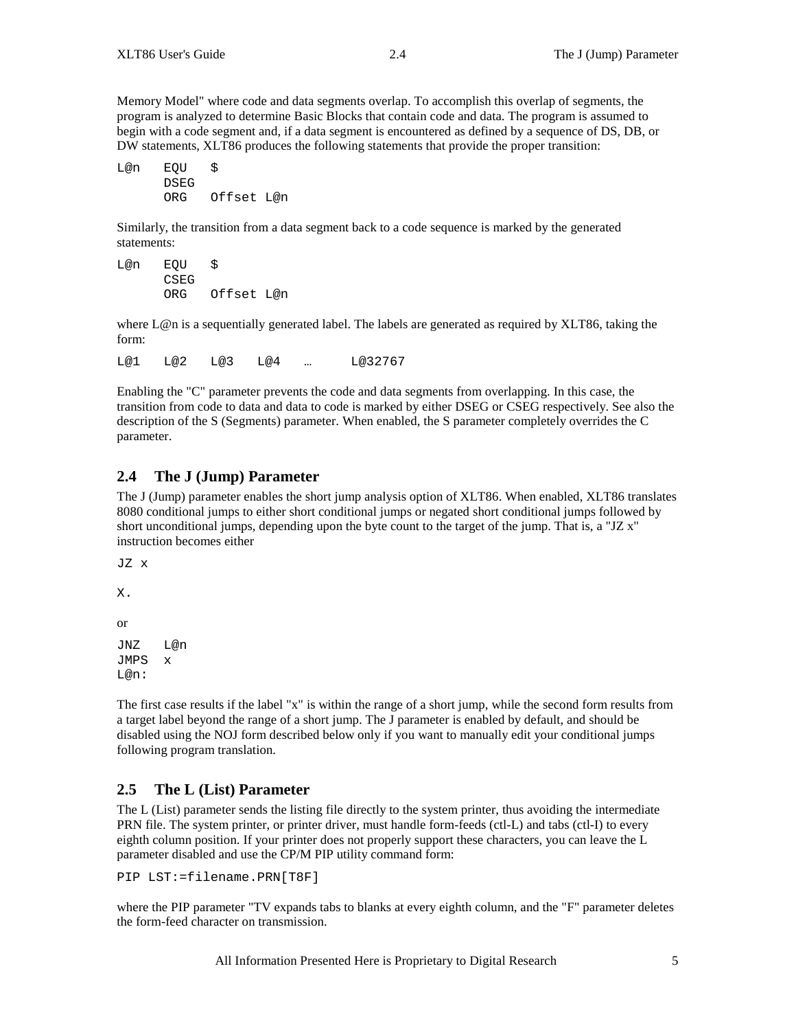Memory Model" where code and data segments overlap. To accomplish this overlap of segments, the program is analyzed to determine Basic Blocks that contain code and data. The program is assumed to begin with a code segment and, if a data segment is encountered as defined by a sequence of DS, DB, or DW statements, XLT86 produces the following statements that provide the proper transition:

```
L@n   EQU   $
      DSEG
      ORG   Offset L@n
```

Similarly, the transition from a data segment back to a code sequence is marked by the generated statements:

```
L@n   EQU   $
      CSEG
      ORG   Offset L@n
```

where L@n is a sequentially generated label. The labels are generated as required by XLT86, taking the form:

```
L@1   L@2   L@3   L@4   …     L@32767
```

Enabling the "C" parameter prevents the code and data segments from overlapping. In this case, the transition from code to data and data to code is marked by either DSEG or CSEG respectively. See also the description of the S (Segments) parameter. When enabled, the S parameter completely overrides the C parameter.

## 2.4 The J (Jump) Parameter

The J (Jump) parameter enables the short jump analysis option of XLT86. When enabled, XLT86 translates 8080 conditional jumps to either short conditional jumps or negated short conditional jumps followed by short unconditional jumps, depending upon the byte count to the target of the jump. That is, a "JZ x" instruction becomes either

```
JZ x

X.
```

or

```
JNZ   L@n
JMPS  x
L@n:
```

The first case results if the label "x" is within the range of a short jump, while the second form results from a target label beyond the range of a short jump. The J parameter is enabled by default, and should be disabled using the NOJ form described below only if you want to manually edit your conditional jumps following program translation.

## 2.5 The L (List) Parameter

The L (List) parameter sends the listing file directly to the system printer, thus avoiding the intermediate PRN file. The system printer, or printer driver, must handle form-feeds (ctl-L) and tabs (ctl-I) to every eighth column position. If your printer does not properly support these characters, you can leave the L parameter disabled and use the CP/M PIP utility command form:

```
PIP LST:=filename.PRN[T8F]
```

where the PIP parameter "TV expands tabs to blanks at every eighth column, and the "F" parameter deletes the form-feed character on transmission.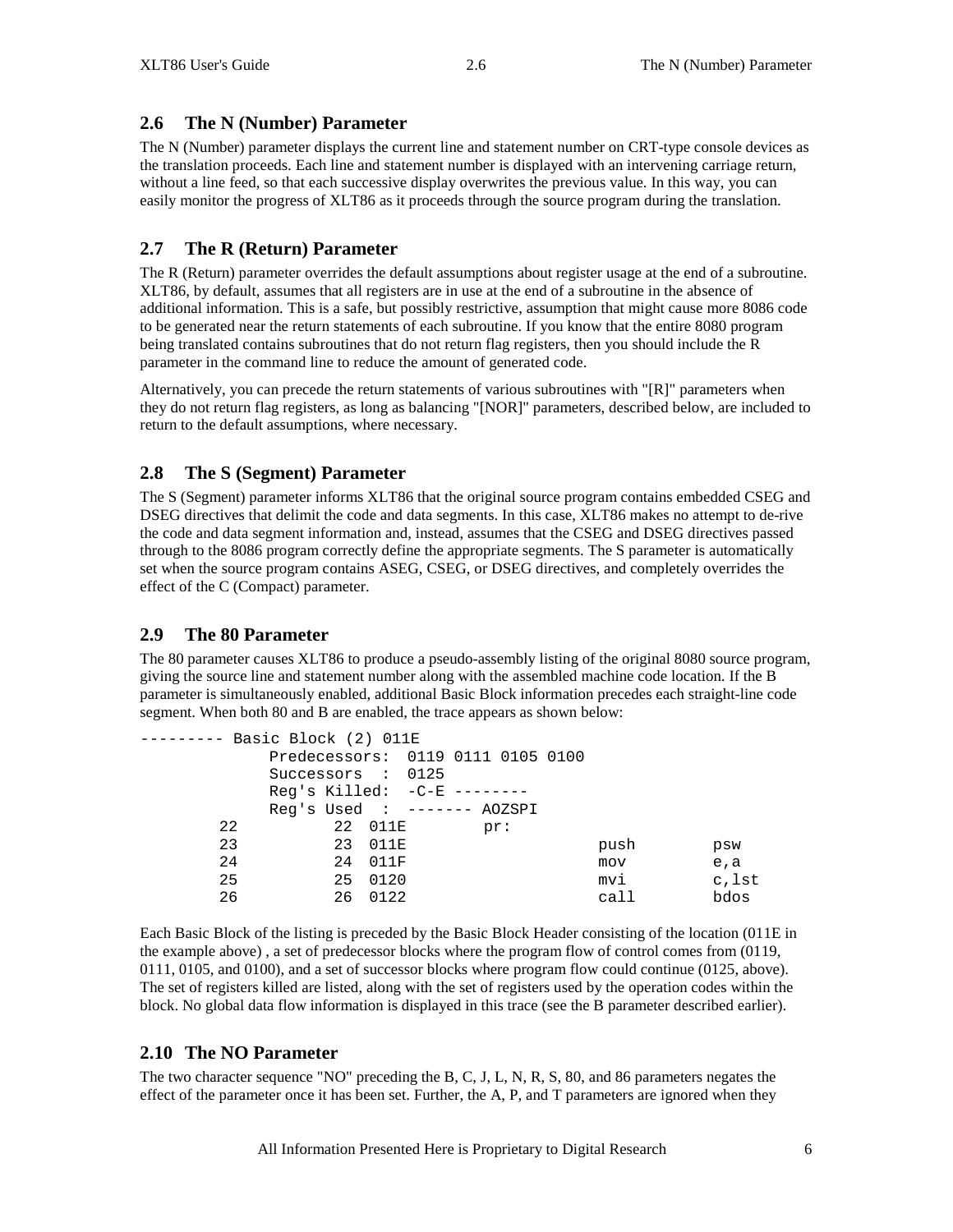## 2.6 The N (Number) Parameter

The N (Number) parameter displays the current line and statement number on CRT-type console devices as the translation proceeds. Each line and statement number is displayed with an intervening carriage return, without a line feed, so that each successive display overwrites the previous value. In this way, you can easily monitor the progress of XLT86 as it proceeds through the source program during the translation.

## 2.7 The R (Return) Parameter

The R (Return) parameter overrides the default assumptions about register usage at the end of a subroutine. XLT86, by default, assumes that all registers are in use at the end of a subroutine in the absence of additional information. This is a safe, but possibly restrictive, assumption that might cause more 8086 code to be generated near the return statements of each subroutine. If you know that the entire 8080 program being translated contains subroutines that do not return flag registers, then you should include the R parameter in the command line to reduce the amount of generated code.

Alternatively, you can precede the return statements of various subroutines with "[R]" parameters when they do not return flag registers, as long as balancing "[NOR]" parameters, described below, are included to return to the default assumptions, where necessary.

## 2.8 The S (Segment) Parameter

The S (Segment) parameter informs XLT86 that the original source program contains embedded CSEG and DSEG directives that delimit the code and data segments. In this case, XLT86 makes no attempt to de-rive the code and data segment information and, instead, assumes that the CSEG and DSEG directives passed through to the 8086 program correctly define the appropriate segments. The S parameter is automatically set when the source program contains ASEG, CSEG, or DSEG directives, and completely overrides the effect of the C (Compact) parameter.

## 2.9 The 80 Parameter

The 80 parameter causes XLT86 to produce a pseudo-assembly listing of the original 8080 source program, giving the source line and statement number along with the assembled machine code location. If the B parameter is simultaneously enabled, additional Basic Block information precedes each straight-line code segment. When both 80 and B are enabled, the trace appears as shown below:

```
--------- Basic Block (2) 011E
              Predecessors:  0119 0111 0105 0100
              Successors  :  0125
              Reg's Killed:  -C-E --------
              Reg's Used  :  ------- AOZSPI
        22          22  011E        pr:
        23          23  011E                    push        psw
        24          24  011F                    mov         e,a
        25          25  0120                    mvi         c,lst
        26          26  0122                    call        bdos
```

Each Basic Block of the listing is preceded by the Basic Block Header consisting of the location (011E in the example above) , a set of predecessor blocks where the program flow of control comes from (0119, 0111, 0105, and 0100), and a set of successor blocks where program flow could continue (0125, above). The set of registers killed are listed, along with the set of registers used by the operation codes within the block. No global data flow information is displayed in this trace (see the B parameter described earlier).

## 2.10 The NO Parameter

The two character sequence "NO" preceding the B, C, J, L, N, R, S, 80, and 86 parameters negates the effect of the parameter once it has been set. Further, the A, P, and T parameters are ignored when they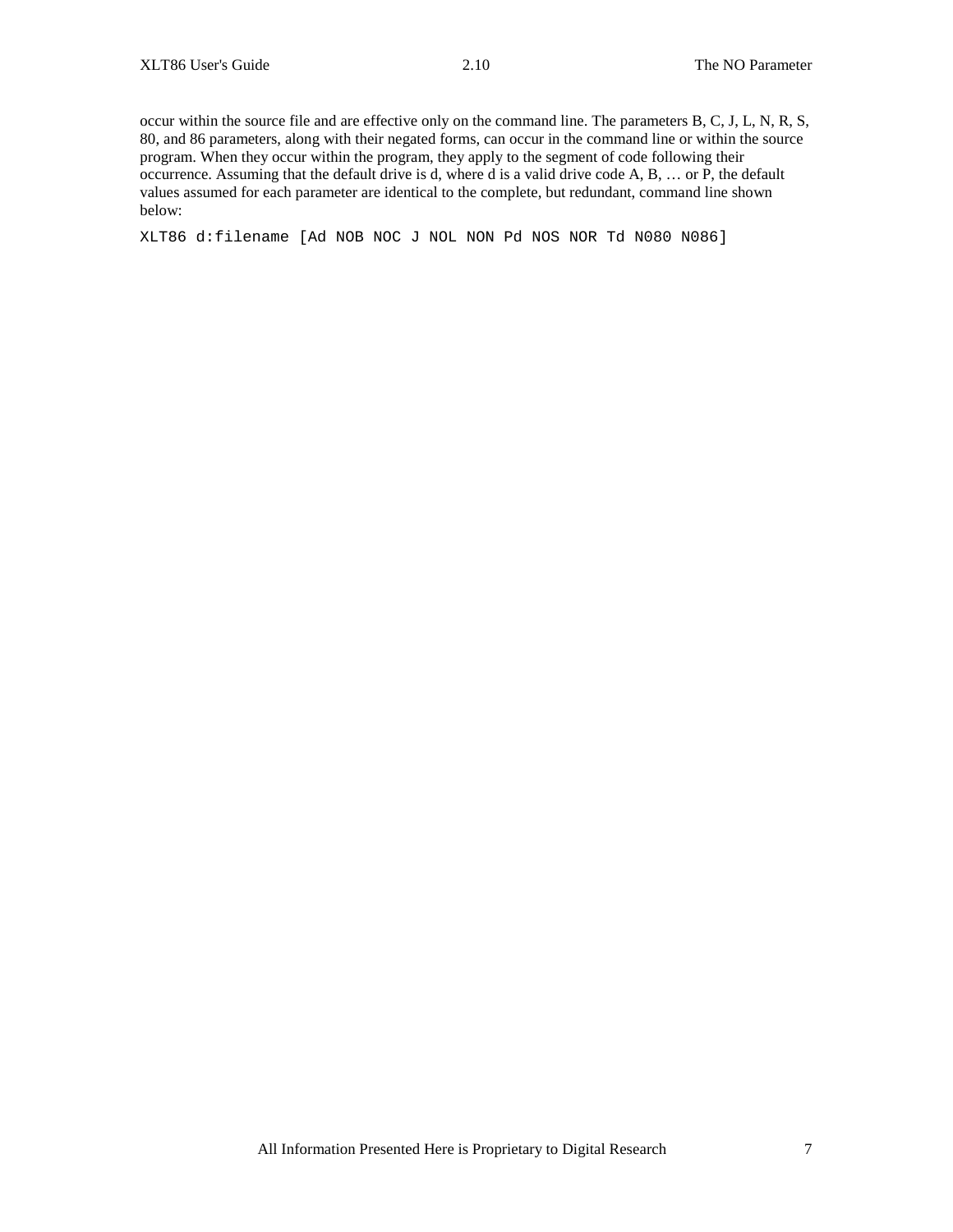occur within the source file and are effective only on the command line. The parameters B, C, J, L, N, R, S, 80, and 86 parameters, along with their negated forms, can occur in the command line or within the source program. When they occur within the program, they apply to the segment of code following their occurrence. Assuming that the default drive is d, where d is a valid drive code A, B, … or P, the default values assumed for each parameter are identical to the complete, but redundant, command line shown below:

```
XLT86 d:filename [Ad NOB NOC J NOL NON Pd NOS NOR Td N080 N086]
```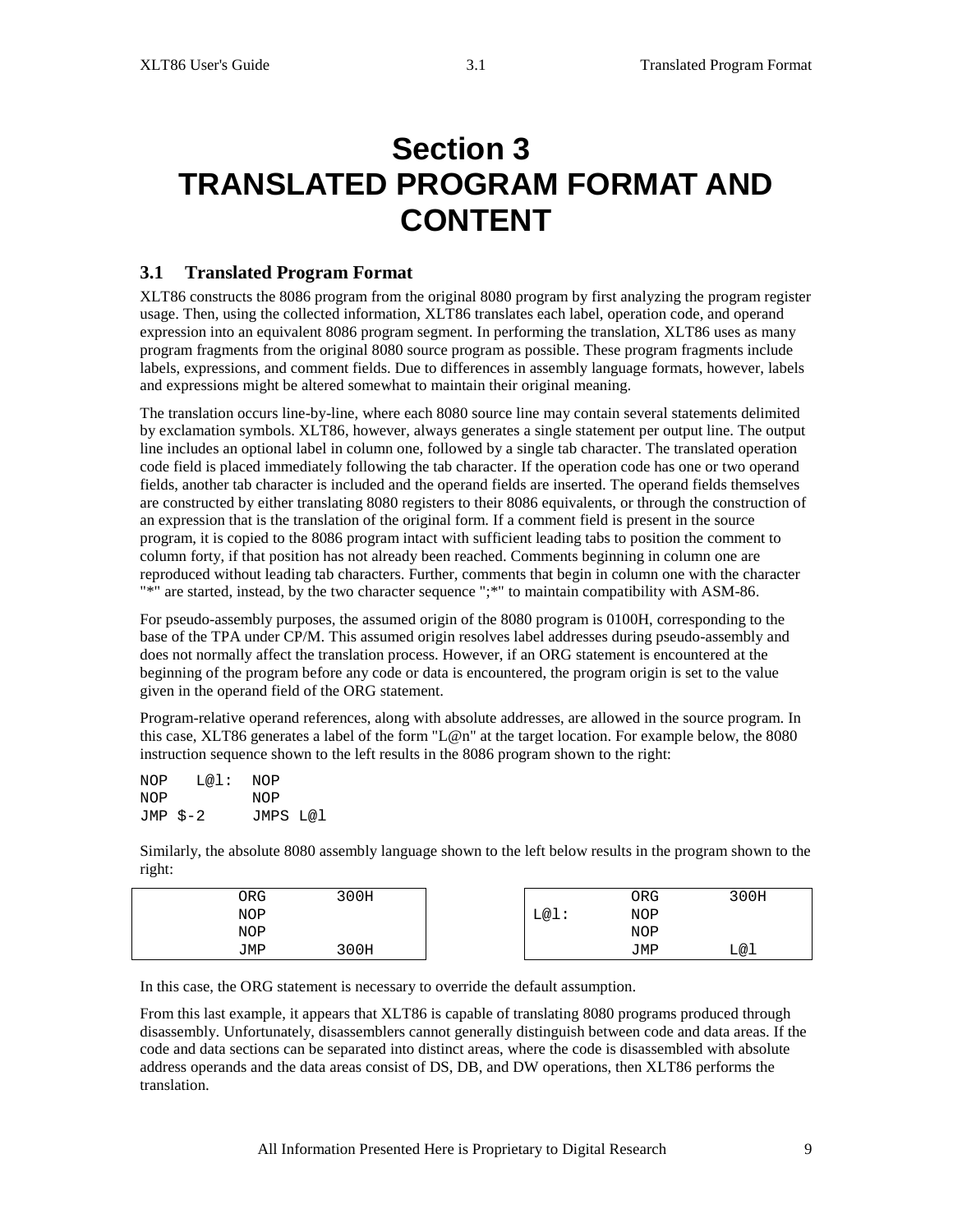# Section 3 TRANSLATED PROGRAM FORMAT AND CONTENT

## 3.1 Translated Program Format

XLT86 constructs the 8086 program from the original 8080 program by first analyzing the program register usage. Then, using the collected information, XLT86 translates each label, operation code, and operand expression into an equivalent 8086 program segment. In performing the translation, XLT86 uses as many program fragments from the original 8080 source program as possible. These program fragments include labels, expressions, and comment fields. Due to differences in assembly language formats, however, labels and expressions might be altered somewhat to maintain their original meaning.

The translation occurs line-by-line, where each 8080 source line may contain several statements delimited by exclamation symbols. XLT86, however, always generates a single statement per output line. The output line includes an optional label in column one, followed by a single tab character. The translated operation code field is placed immediately following the tab character. If the operation code has one or two operand fields, another tab character is included and the operand fields are inserted. The operand fields themselves are constructed by either translating 8080 registers to their 8086 equivalents, or through the construction of an expression that is the translation of the original form. If a comment field is present in the source program, it is copied to the 8086 program intact with sufficient leading tabs to position the comment to column forty, if that position has not already been reached. Comments beginning in column one are reproduced without leading tab characters. Further, comments that begin in column one with the character "*" are started, instead, by the two character sequence ";*" to maintain compatibility with ASM-86.

For pseudo-assembly purposes, the assumed origin of the 8080 program is 0100H, corresponding to the base of the TPA under CP/M. This assumed origin resolves label addresses during pseudo-assembly and does not normally affect the translation process. However, if an ORG statement is encountered at the beginning of the program before any code or data is encountered, the program origin is set to the value given in the operand field of the ORG statement.

Program-relative operand references, along with absolute addresses, are allowed in the source program. In this case, XLT86 generates a label of the form "L@n" at the target location. For example below, the 8080 instruction sequence shown to the left results in the 8086 program shown to the right:

```
NOP    L@l:  NOP
NOP          NOP
JMP $-2      JMPS L@l
```

Similarly, the absolute 8080 assembly language shown to the left below results in the program shown to the right:

```
        ORG     300H
        NOP
        NOP
        JMP     300H
```

```
        ORG     300H
L@l:    NOP
        NOP
        JMP     L@l
```

In this case, the ORG statement is necessary to override the default assumption.

From this last example, it appears that XLT86 is capable of translating 8080 programs produced through disassembly. Unfortunately, disassemblers cannot generally distinguish between code and data areas. If the code and data sections can be separated into distinct areas, where the code is disassembled with absolute address operands and the data areas consist of DS, DB, and DW operations, then XLT86 performs the translation.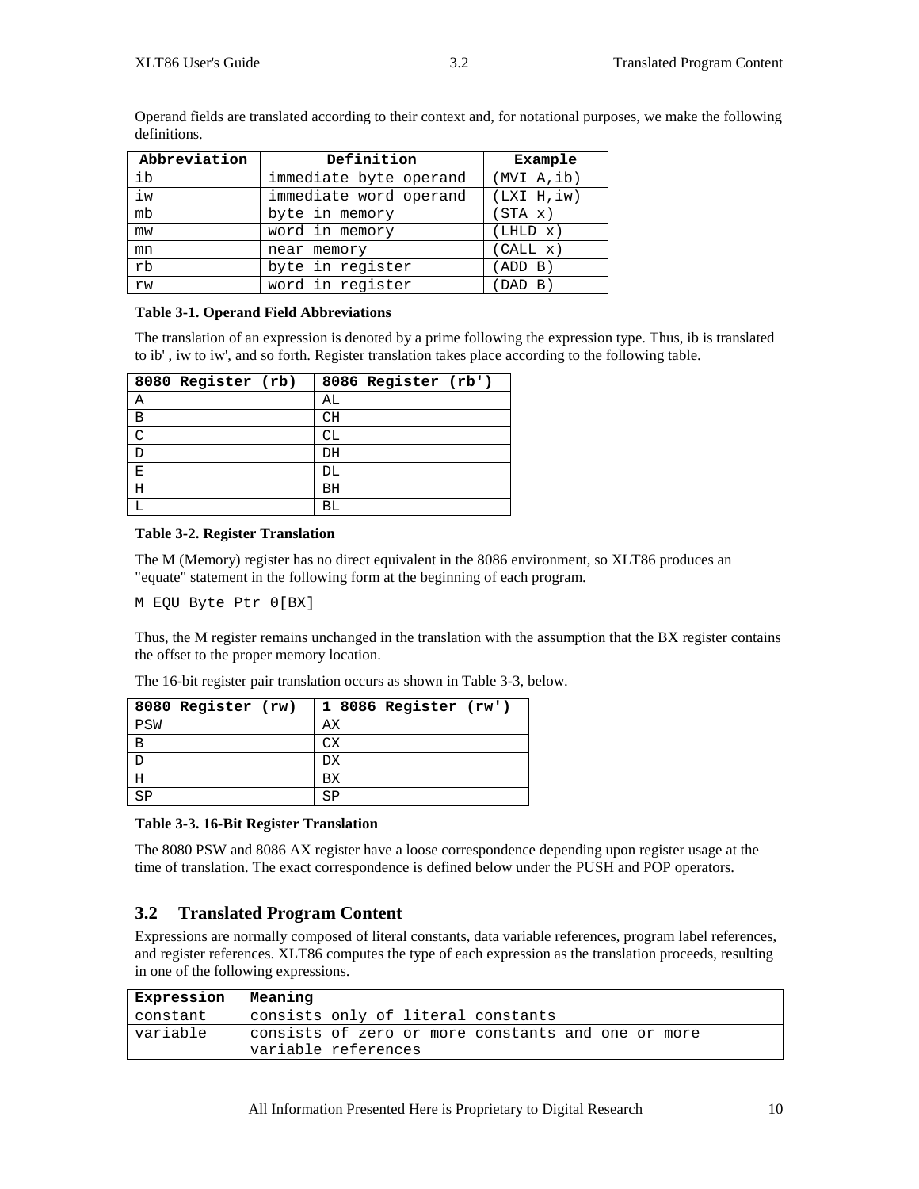Operand fields are translated according to their context and, for notational purposes, we make the following definitions.

| Abbreviation | Definition | Example |
|---|---|---|
| ib | immediate byte operand | (MVI A,ib) |
| iw | immediate word operand | (LXI H,iw) |
| mb | byte in memory | (STA x) |
| mw | word in memory | (LHLD x) |
| mn | near memory | (CALL x) |
| rb | byte in register | (ADD B) |
| rw | word in register | (DAD B) |

**Table 3-1. Operand Field Abbreviations**

The translation of an expression is denoted by a prime following the expression type. Thus, ib is translated to ib' , iw to iw', and so forth. Register translation takes place according to the following table.

| 8080 Register (rb) | 8086 Register (rb') |
|---|---|
| A | AL |
| B | CH |
| C | CL |
| D | DH |
| E | DL |
| H | BH |
| L | BL |

**Table 3-2. Register Translation**

The M (Memory) register has no direct equivalent in the 8086 environment, so XLT86 produces an "equate" statement in the following form at the beginning of each program.

```
M EQU Byte Ptr 0[BX]
```

Thus, the M register remains unchanged in the translation with the assumption that the BX register contains the offset to the proper memory location.

The 16-bit register pair translation occurs as shown in Table 3-3, below.

| 8080 Register (rw) | 1 8086 Register (rw') |
|---|---|
| PSW | AX |
| B | CX |
| D | DX |
| H | BX |
| SP | SP |

**Table 3-3. 16-Bit Register Translation**

The 8080 PSW and 8086 AX register have a loose correspondence depending upon register usage at the time of translation. The exact correspondence is defined below under the PUSH and POP operators.

## 3.2 Translated Program Content

Expressions are normally composed of literal constants, data variable references, program label references, and register references. XLT86 computes the type of each expression as the translation proceeds, resulting in one of the following expressions.

| Expression | Meaning |
|---|---|
| constant | consists only of literal constants |
| variable | consists of zero or more constants and one or more variable references |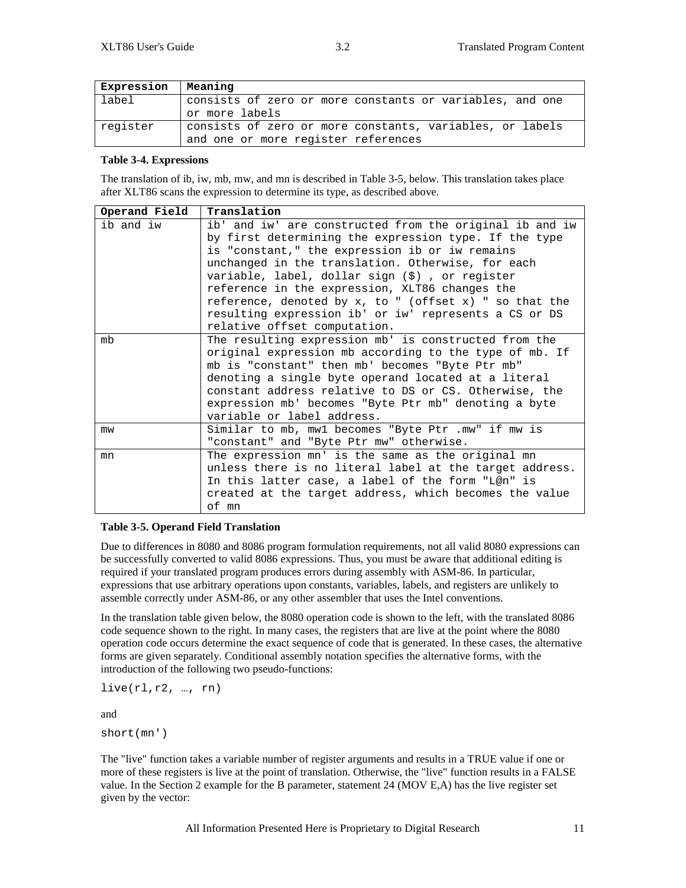| Expression | Meaning |
| --- | --- |
| label | consists of zero or more constants or variables, and one or more labels |
| register | consists of zero or more constants, variables, or labels and one or more register references |

**Table 3-4. Expressions**

The translation of ib, iw, mb, mw, and mn is described in Table 3-5, below. This translation takes place after XLT86 scans the expression to determine its type, as described above.

| Operand Field | Translation |
| --- | --- |
| ib and iw | ib' and iw' are constructed from the original ib and iw by first determining the expression type. If the type is "constant," the expression ib or iw remains unchanged in the translation. Otherwise, for each variable, label, dollar sign ($) , or register reference in the expression, XLT86 changes the reference, denoted by x, to " (offset x) " so that the resulting expression ib' or iw' represents a CS or DS relative offset computation. |
| mb | The resulting expression mb' is constructed from the original expression mb according to the type of mb. If mb is "constant" then mb' becomes "Byte Ptr mb" denoting a single byte operand located at a literal constant address relative to DS or CS. Otherwise, the expression mb' becomes "Byte Ptr mb" denoting a byte variable or label address. |
| mw | Similar to mb, mw1 becomes "Byte Ptr .mw" if mw is "constant" and "Byte Ptr mw" otherwise. |
| mn | The expression mn' is the same as the original mn unless there is no literal label at the target address. In this latter case, a label of the form "L@n" is created at the target address, which becomes the value of mn |

**Table 3-5. Operand Field Translation**

Due to differences in 8080 and 8086 program formulation requirements, not all valid 8080 expressions can be successfully converted to valid 8086 expressions. Thus, you must be aware that additional editing is required if your translated program produces errors during assembly with ASM-86. In particular, expressions that use arbitrary operations upon constants, variables, labels, and registers are unlikely to assemble correctly under ASM-86, or any other assembler that uses the Intel conventions.

In the translation table given below, the 8080 operation code is shown to the left, with the translated 8086 code sequence shown to the right. In many cases, the registers that are live at the point where the 8080 operation code occurs determine the exact sequence of code that is generated. In these cases, the alternative forms are given separately. Conditional assembly notation specifies the alternative forms, with the introduction of the following two pseudo-functions:

```
live(rl,r2, …, rn)
```

and

```
short(mn')
```

The "live" function takes a variable number of register arguments and results in a TRUE value if one or more of these registers is live at the point of translation. Otherwise, the "live" function results in a FALSE value. In the Section 2 example for the B parameter, statement 24 (MOV E,A) has the live register set given by the vector: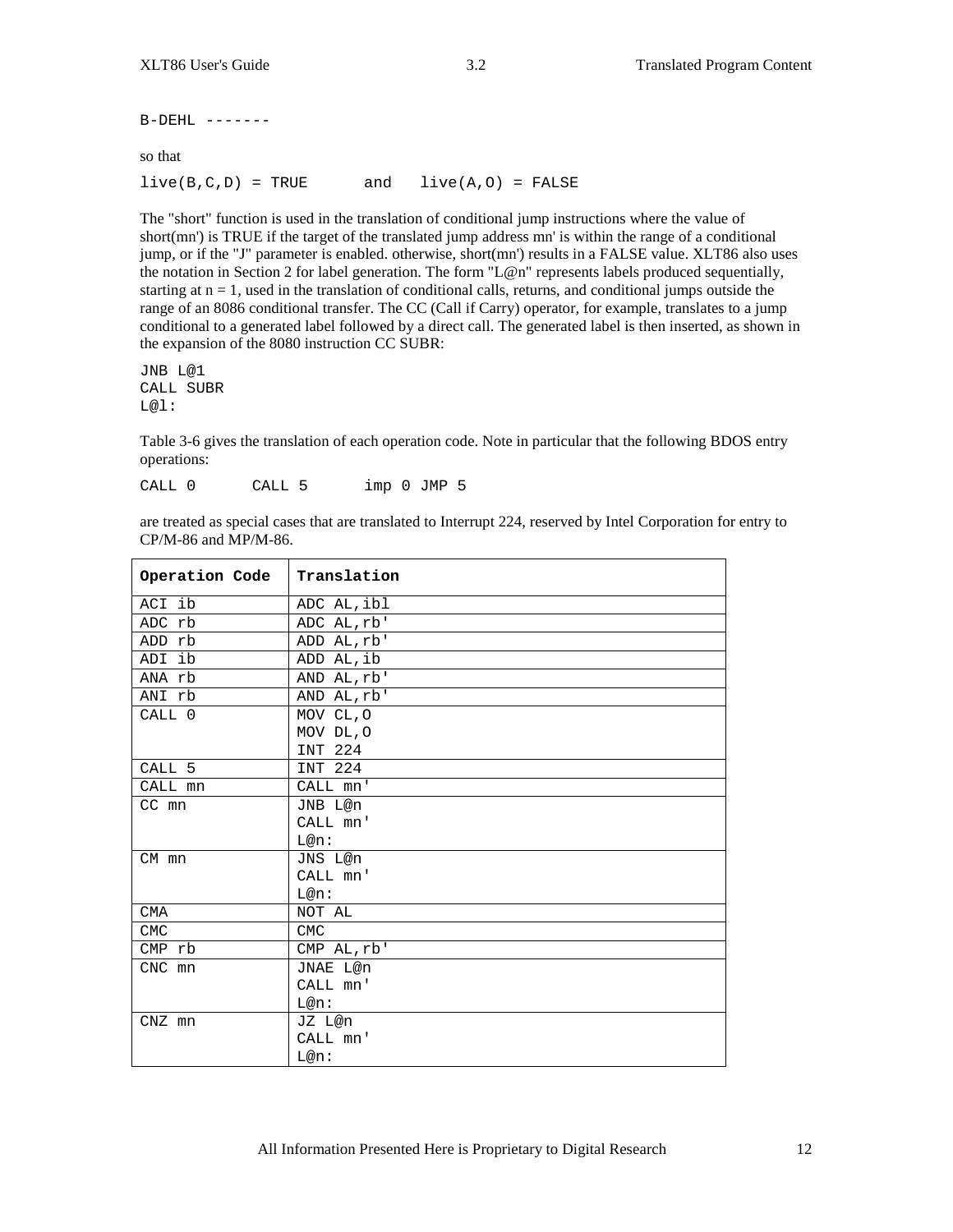```
B-DEHL -------
```

so that

```
live(B,C,D) = TRUE      and   live(A,O) = FALSE
```

The "short" function is used in the translation of conditional jump instructions where the value of short(mn') is TRUE if the target of the translated jump address mn' is within the range of a conditional jump, or if the "J" parameter is enabled. otherwise, short(mn') results in a FALSE value. XLT86 also uses the notation in Section 2 for label generation. The form "L@n" represents labels produced sequentially, starting at n = 1, used in the translation of conditional calls, returns, and conditional jumps outside the range of an 8086 conditional transfer. The CC (Call if Carry) operator, for example, translates to a jump conditional to a generated label followed by a direct call. The generated label is then inserted, as shown in the expansion of the 8080 instruction CC SUBR:

```
JNB L@1
CALL SUBR
L@l:
```

Table 3-6 gives the translation of each operation code. Note in particular that the following BDOS entry operations:

```
CALL 0      CALL 5      imp 0 JMP 5
```

are treated as special cases that are translated to Interrupt 224, reserved by Intel Corporation for entry to CP/M-86 and MP/M-86.

| Operation Code | Translation |
|---|---|
| ACI ib | ADC AL,ibl |
| ADC rb | ADC AL,rb' |
| ADD rb | ADD AL,rb' |
| ADI ib | ADD AL,ib |
| ANA rb | AND AL,rb' |
| ANI rb | AND AL,rb' |
| CALL 0 | MOV CL,O<br>MOV DL,O<br>INT 224 |
| CALL 5 | INT 224 |
| CALL mn | CALL mn' |
| CC mn | JNB L@n<br>CALL mn'<br>L@n: |
| CM mn | JNS L@n<br>CALL mn'<br>L@n: |
| CMA | NOT AL |
| CMC | CMC |
| CMP rb | CMP AL,rb' |
| CNC mn | JNAE L@n<br>CALL mn'<br>L@n: |
| CNZ mn | JZ L@n<br>CALL mn'<br>L@n: |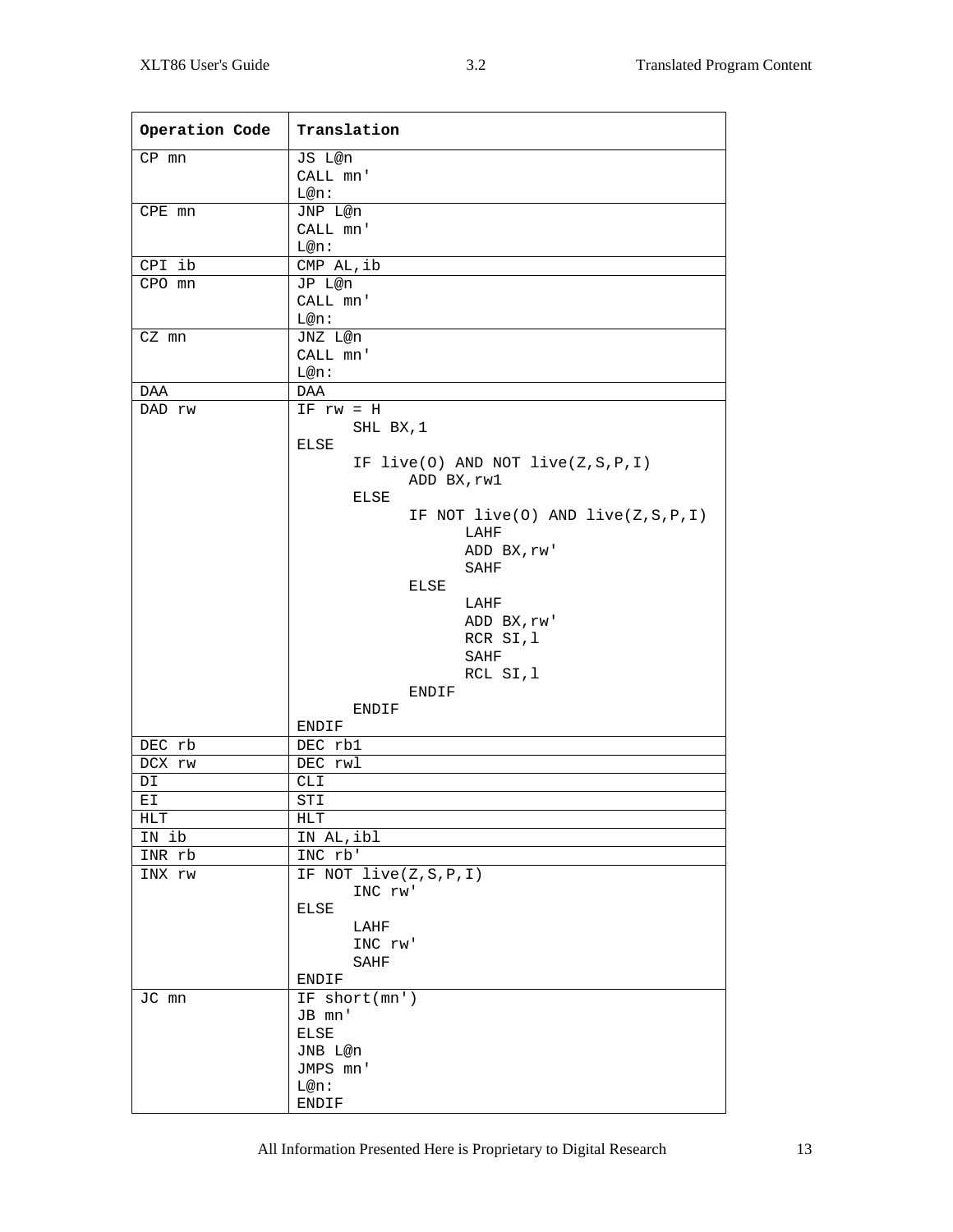| Operation Code | Translation |
|---|---|
| CP mn | JS L@n<br>CALL mn'<br>L@n: |
| CPE mn | JNP L@n<br>CALL mn'<br>L@n: |
| CPI ib | CMP AL,ib |
| CPO mn | JP L@n<br>CALL mn'<br>L@n: |
| CZ mn | JNZ L@n<br>CALL mn'<br>L@n: |
| DAA | DAA |
| DAD rw | IF rw = H<br>&nbsp;&nbsp;&nbsp;&nbsp;&nbsp;&nbsp;SHL BX,1<br>ELSE<br>&nbsp;&nbsp;&nbsp;&nbsp;&nbsp;&nbsp;IF live(O) AND NOT live(Z,S,P,I)<br>&nbsp;&nbsp;&nbsp;&nbsp;&nbsp;&nbsp;&nbsp;&nbsp;&nbsp;&nbsp;&nbsp;&nbsp;ADD BX,rw1<br>&nbsp;&nbsp;&nbsp;&nbsp;&nbsp;&nbsp;ELSE<br>&nbsp;&nbsp;&nbsp;&nbsp;&nbsp;&nbsp;&nbsp;&nbsp;&nbsp;&nbsp;&nbsp;&nbsp;IF NOT live(O) AND live(Z,S,P,I)<br>&nbsp;&nbsp;&nbsp;&nbsp;&nbsp;&nbsp;&nbsp;&nbsp;&nbsp;&nbsp;&nbsp;&nbsp;&nbsp;&nbsp;&nbsp;&nbsp;&nbsp;&nbsp;LAHF<br>&nbsp;&nbsp;&nbsp;&nbsp;&nbsp;&nbsp;&nbsp;&nbsp;&nbsp;&nbsp;&nbsp;&nbsp;&nbsp;&nbsp;&nbsp;&nbsp;&nbsp;&nbsp;ADD BX,rw'<br>&nbsp;&nbsp;&nbsp;&nbsp;&nbsp;&nbsp;&nbsp;&nbsp;&nbsp;&nbsp;&nbsp;&nbsp;&nbsp;&nbsp;&nbsp;&nbsp;&nbsp;&nbsp;SAHF<br>&nbsp;&nbsp;&nbsp;&nbsp;&nbsp;&nbsp;&nbsp;&nbsp;&nbsp;&nbsp;&nbsp;&nbsp;ELSE<br>&nbsp;&nbsp;&nbsp;&nbsp;&nbsp;&nbsp;&nbsp;&nbsp;&nbsp;&nbsp;&nbsp;&nbsp;&nbsp;&nbsp;&nbsp;&nbsp;&nbsp;&nbsp;LAHF<br>&nbsp;&nbsp;&nbsp;&nbsp;&nbsp;&nbsp;&nbsp;&nbsp;&nbsp;&nbsp;&nbsp;&nbsp;&nbsp;&nbsp;&nbsp;&nbsp;&nbsp;&nbsp;ADD BX,rw'<br>&nbsp;&nbsp;&nbsp;&nbsp;&nbsp;&nbsp;&nbsp;&nbsp;&nbsp;&nbsp;&nbsp;&nbsp;&nbsp;&nbsp;&nbsp;&nbsp;&nbsp;&nbsp;RCR SI,l<br>&nbsp;&nbsp;&nbsp;&nbsp;&nbsp;&nbsp;&nbsp;&nbsp;&nbsp;&nbsp;&nbsp;&nbsp;&nbsp;&nbsp;&nbsp;&nbsp;&nbsp;&nbsp;SAHF<br>&nbsp;&nbsp;&nbsp;&nbsp;&nbsp;&nbsp;&nbsp;&nbsp;&nbsp;&nbsp;&nbsp;&nbsp;&nbsp;&nbsp;&nbsp;&nbsp;&nbsp;&nbsp;RCL SI,l<br>&nbsp;&nbsp;&nbsp;&nbsp;&nbsp;&nbsp;&nbsp;&nbsp;&nbsp;&nbsp;&nbsp;&nbsp;ENDIF<br>&nbsp;&nbsp;&nbsp;&nbsp;&nbsp;&nbsp;ENDIF<br>ENDIF |
| DEC rb | DEC rb1 |
| DCX rw | DEC rwl |
| DI | CLI |
| EI | STI |
| HLT | HLT |
| IN ib | IN AL,ibl |
| INR rb | INC rb' |
| INX rw | IF NOT live(Z,S,P,I)<br>&nbsp;&nbsp;&nbsp;&nbsp;&nbsp;&nbsp;INC rw'<br>ELSE<br>&nbsp;&nbsp;&nbsp;&nbsp;&nbsp;&nbsp;LAHF<br>&nbsp;&nbsp;&nbsp;&nbsp;&nbsp;&nbsp;INC rw'<br>&nbsp;&nbsp;&nbsp;&nbsp;&nbsp;&nbsp;SAHF<br>ENDIF |
| JC mn | IF short(mn')<br>JB mn'<br>ELSE<br>JNB L@n<br>JMPS mn'<br>L@n:<br>ENDIF |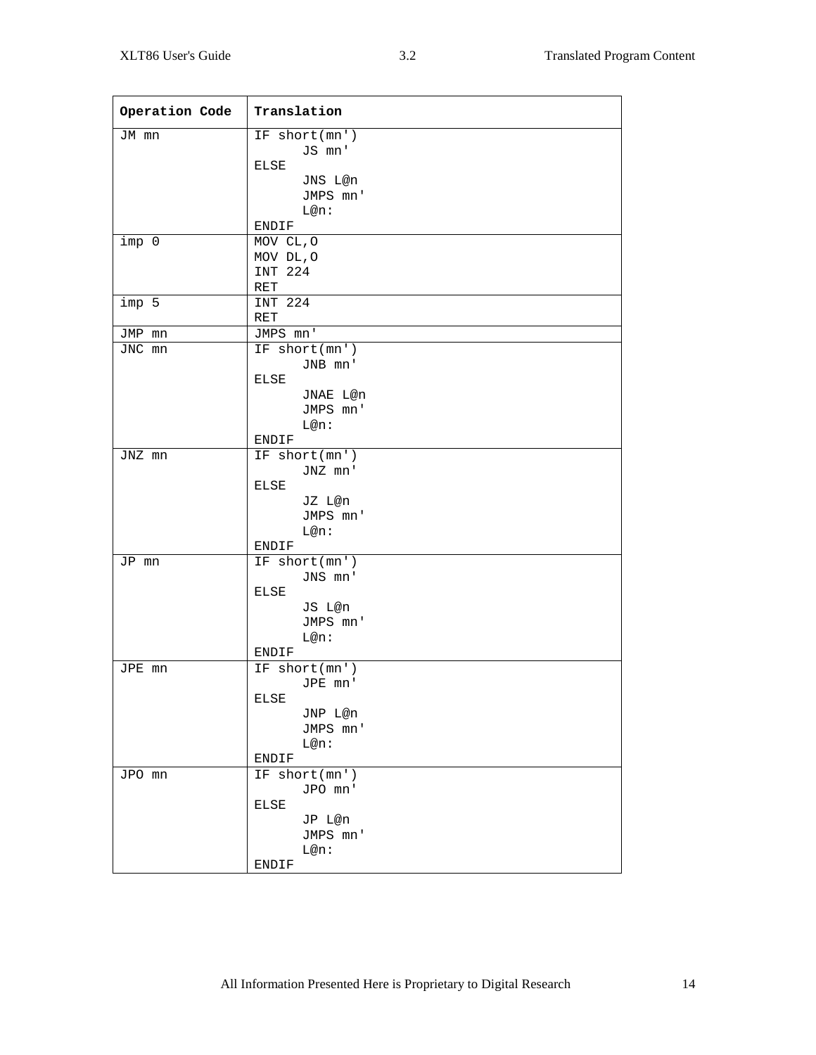| Operation Code | Translation |
|---|---|
| JM mn | IF short(mn')<br>      JS mn'<br>ELSE<br>      JNS L@n<br>      JMPS mn'<br>      L@n:<br>ENDIF |
| imp 0 | MOV CL,O<br>MOV DL,O<br>INT 224<br>RET |
| imp 5 | INT 224<br>RET |
| JMP mn | JMPS mn' |
| JNC mn | IF short(mn')<br>      JNB mn'<br>ELSE<br>      JNAE L@n<br>      JMPS mn'<br>      L@n:<br>ENDIF |
| JNZ mn | IF short(mn')<br>      JNZ mn'<br>ELSE<br>      JZ L@n<br>      JMPS mn'<br>      L@n:<br>ENDIF |
| JP mn | IF short(mn')<br>      JNS mn'<br>ELSE<br>      JS L@n<br>      JMPS mn'<br>      L@n:<br>ENDIF |
| JPE mn | IF short(mn')<br>      JPE mn'<br>ELSE<br>      JNP L@n<br>      JMPS mn'<br>      L@n:<br>ENDIF |
| JPO mn | IF short(mn')<br>      JPO mn'<br>ELSE<br>      JP L@n<br>      JMPS mn'<br>      L@n:<br>ENDIF |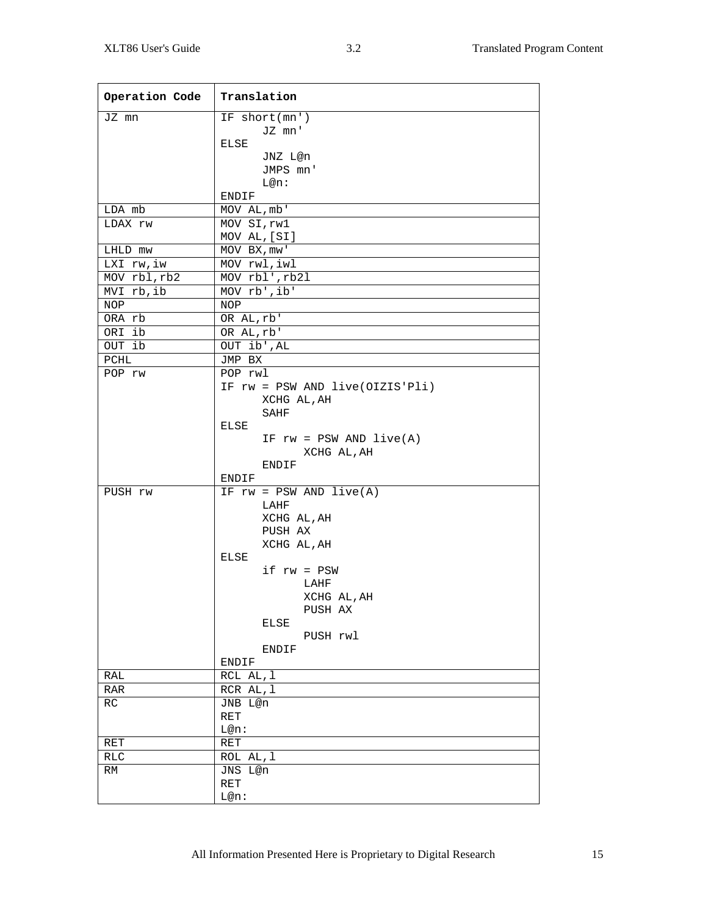| Operation Code | Translation |
|---|---|
| JZ mn | IF short(mn')<br>      JZ mn'<br>ELSE<br>      JNZ L@n<br>      JMPS mn'<br>      L@n:<br>ENDIF |
| LDA mb | MOV AL,mb' |
| LDAX rw | MOV SI,rw1<br>MOV AL,[SI] |
| LHLD mw | MOV BX,mw' |
| LXI rw,iw | MOV rwl,iwl |
| MOV rbl,rb2 | MOV rbl',rb2l |
| MVI rb,ib | MOV rb',ib' |
| NOP | NOP |
| ORA rb | OR AL,rb' |
| ORI ib | OR AL,rb' |
| OUT ib | OUT ib',AL |
| PCHL | JMP BX |
| POP rw | POP rwl<br>IF rw = PSW AND live(OIZIS'Pli)<br>      XCHG AL,AH<br>      SAHF<br>ELSE<br>      IF rw = PSW AND live(A)<br>            XCHG AL,AH<br>      ENDIF<br>ENDIF |
| PUSH rw | IF rw = PSW AND live(A)<br>      LAHF<br>      XCHG AL,AH<br>      PUSH AX<br>      XCHG AL,AH<br>ELSE<br>      if rw = PSW<br>            LAHF<br>            XCHG AL,AH<br>            PUSH AX<br>      ELSE<br>            PUSH rwl<br>      ENDIF<br>ENDIF |
| RAL | RCL AL,l |
| RAR | RCR AL,l |
| RC | JNB L@n<br>RET<br>L@n: |
| RET | RET |
| RLC | ROL AL,l |
| RM | JNS L@n<br>RET<br>L@n: |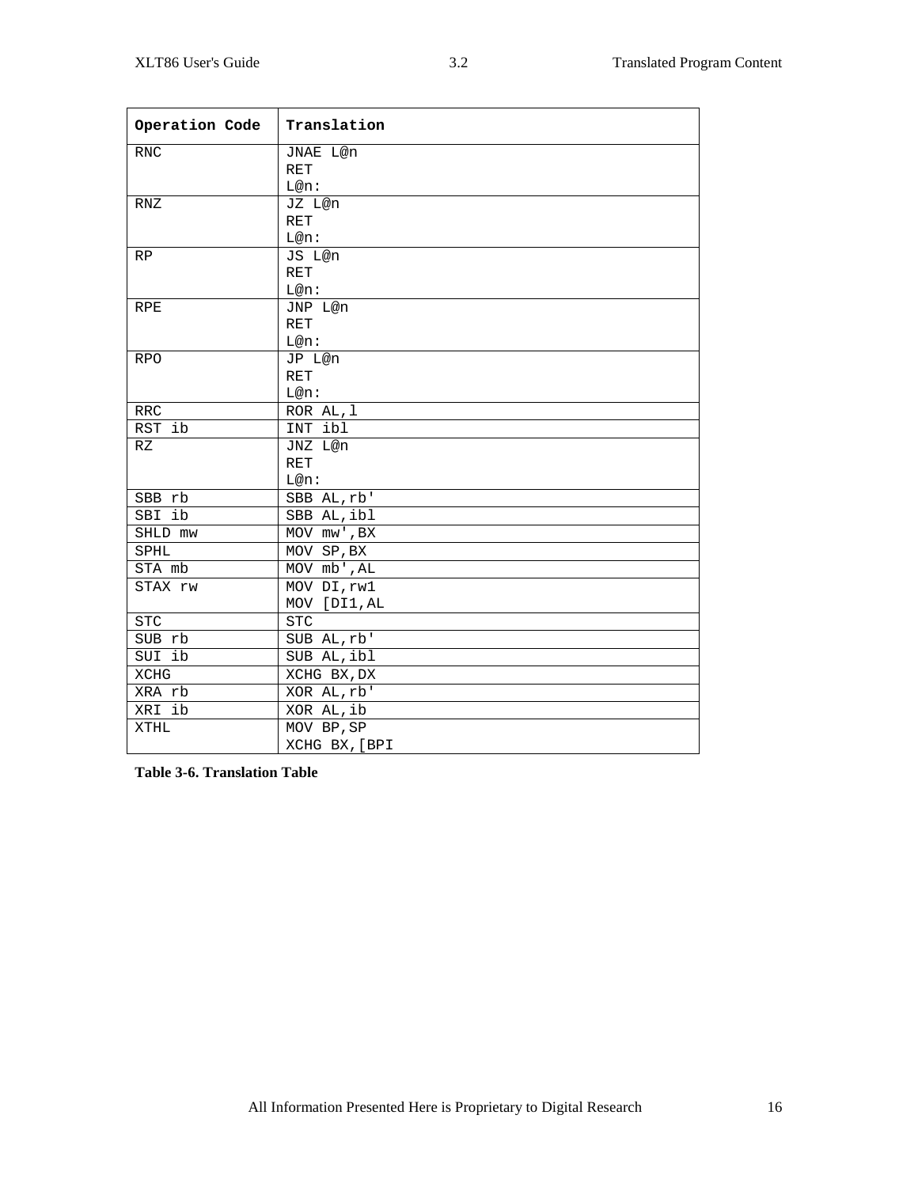| Operation Code | Translation |
|---|---|
| RNC | JNAE L@n<br>RET<br>L@n: |
| RNZ | JZ L@n<br>RET<br>L@n: |
| RP | JS L@n<br>RET<br>L@n: |
| RPE | JNP L@n<br>RET<br>L@n: |
| RPO | JP L@n<br>RET<br>L@n: |
| RRC | ROR AL,l |
| RST ib | INT ibl |
| RZ | JNZ L@n<br>RET<br>L@n: |
| SBB rb | SBB AL,rb' |
| SBI ib | SBB AL,ibl |
| SHLD mw | MOV mw',BX |
| SPHL | MOV SP,BX |
| STA mb | MOV mb',AL |
| STAX rw | MOV DI,rw1<br>MOV [DI1,AL |
| STC | STC |
| SUB rb | SUB AL,rb' |
| SUI ib | SUB AL,ibl |
| XCHG | XCHG BX,DX |
| XRA rb | XOR AL,rb' |
| XRI ib | XOR AL,ib |
| XTHL | MOV BP,SP<br>XCHG BX,[BPI |

**Table 3-6. Translation Table**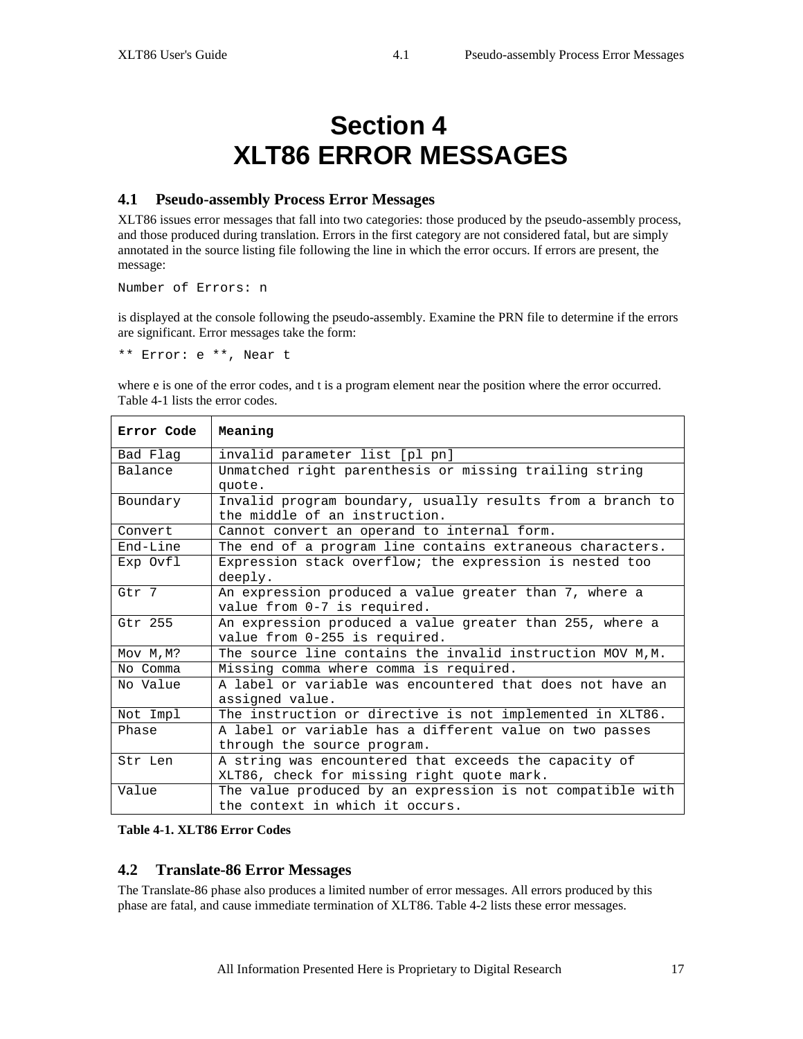# Section 4
# XLT86 ERROR MESSAGES

## 4.1 Pseudo-assembly Process Error Messages

XLT86 issues error messages that fall into two categories: those produced by the pseudo-assembly process, and those produced during translation. Errors in the first category are not considered fatal, but are simply annotated in the source listing file following the line in which the error occurs. If errors are present, the message:

```
Number of Errors: n
```

is displayed at the console following the pseudo-assembly. Examine the PRN file to determine if the errors are significant. Error messages take the form:

```
** Error: e **, Near t
```

where e is one of the error codes, and t is a program element near the position where the error occurred. Table 4-1 lists the error codes.

| Error Code | Meaning |
|---|---|
| Bad Flag | invalid parameter list [pl pn] |
| Balance | Unmatched right parenthesis or missing trailing string quote. |
| Boundary | Invalid program boundary, usually results from a branch to the middle of an instruction. |
| Convert | Cannot convert an operand to internal form. |
| End-Line | The end of a program line contains extraneous characters. |
| Exp Ovfl | Expression stack overflow; the expression is nested too deeply. |
| Gtr 7 | An expression produced a value greater than 7, where a value from 0-7 is required. |
| Gtr 255 | An expression produced a value greater than 255, where a value from 0-255 is required. |
| Mov M,M? | The source line contains the invalid instruction MOV M,M. |
| No Comma | Missing comma where comma is required. |
| No Value | A label or variable was encountered that does not have an assigned value. |
| Not Impl | The instruction or directive is not implemented in XLT86. |
| Phase | A label or variable has a different value on two passes through the source program. |
| Str Len | A string was encountered that exceeds the capacity of XLT86, check for missing right quote mark. |
| Value | The value produced by an expression is not compatible with the context in which it occurs. |

**Table 4-1. XLT86 Error Codes**

## 4.2 Translate-86 Error Messages

The Translate-86 phase also produces a limited number of error messages. All errors produced by this phase are fatal, and cause immediate termination of XLT86. Table 4-2 lists these error messages.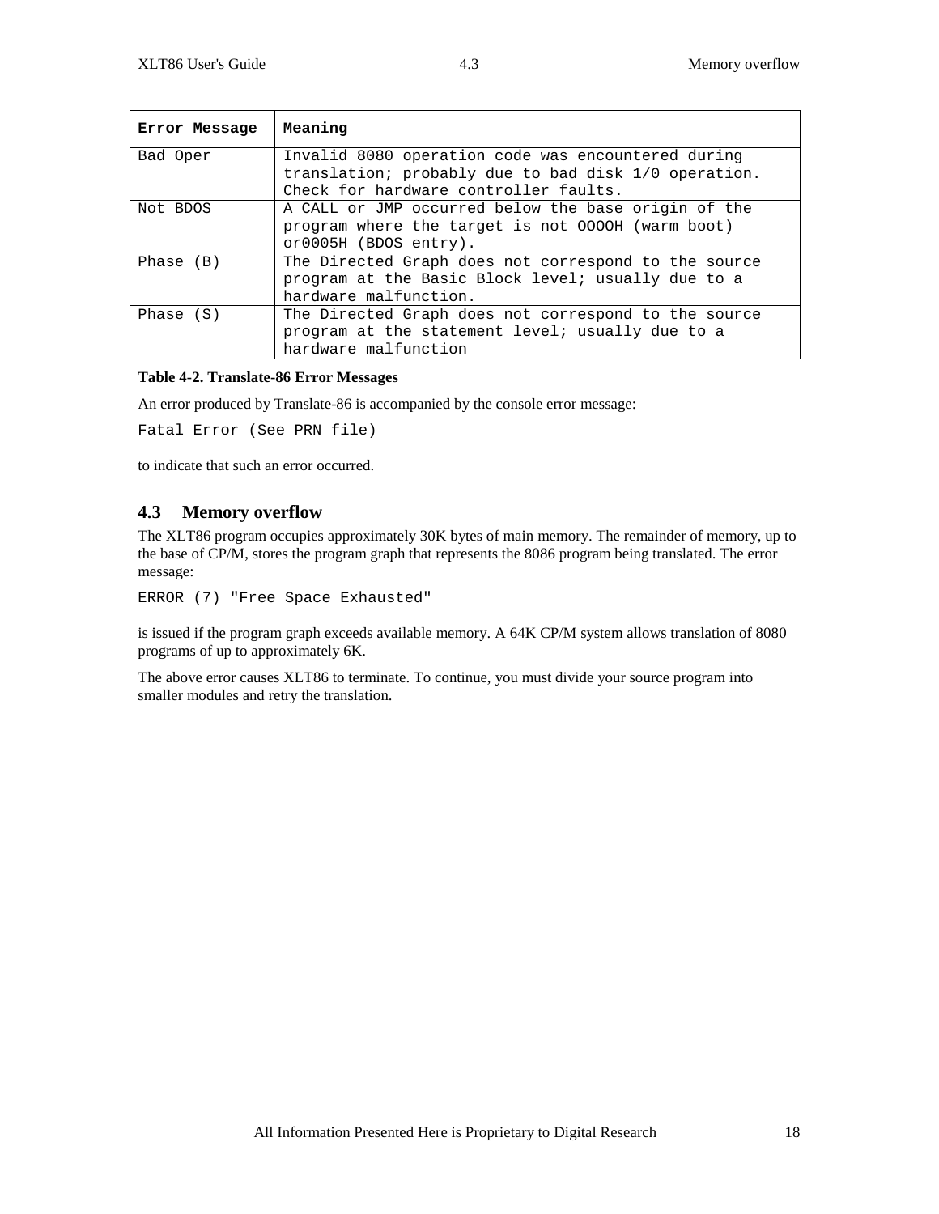| Error Message | Meaning |
| --- | --- |
| Bad Oper | Invalid 8080 operation code was encountered during translation; probably due to bad disk 1/0 operation. Check for hardware controller faults. |
| Not BDOS | A CALL or JMP occurred below the base origin of the program where the target is not OOOOH (warm boot) or0005H (BDOS entry). |
| Phase (B) | The Directed Graph does not correspond to the source program at the Basic Block level; usually due to a hardware malfunction. |
| Phase (S) | The Directed Graph does not correspond to the source program at the statement level; usually due to a hardware malfunction |

**Table 4-2. Translate-86 Error Messages**

An error produced by Translate-86 is accompanied by the console error message:

```
Fatal Error (See PRN file)
```

to indicate that such an error occurred.

## 4.3 Memory overflow

The XLT86 program occupies approximately 30K bytes of main memory. The remainder of memory, up to the base of CP/M, stores the program graph that represents the 8086 program being translated. The error message:

```
ERROR (7) "Free Space Exhausted"
```

is issued if the program graph exceeds available memory. A 64K CP/M system allows translation of 8080 programs of up to approximately 6K.

The above error causes XLT86 to terminate. To continue, you must divide your source program into smaller modules and retry the translation.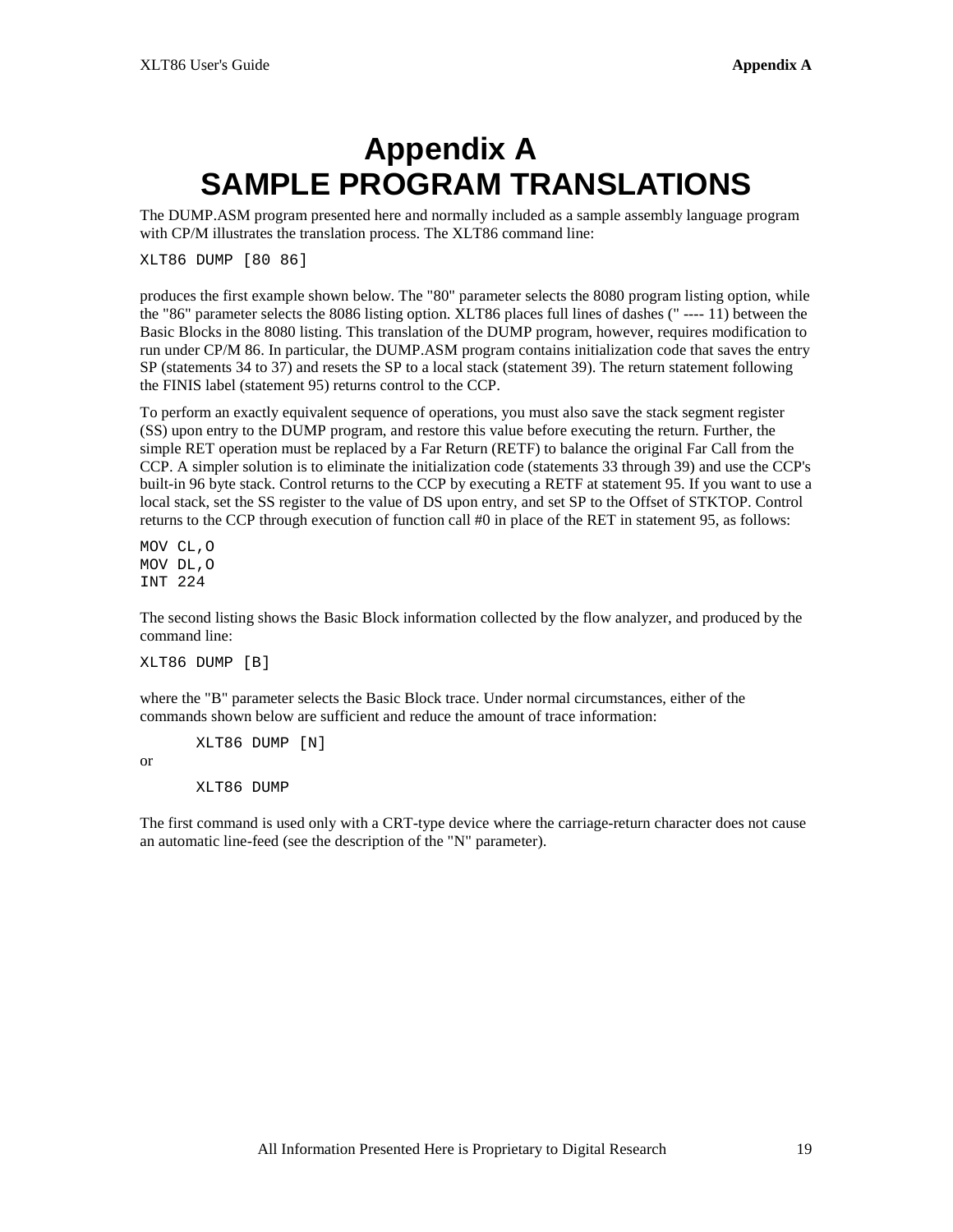# Appendix A
# SAMPLE PROGRAM TRANSLATIONS

The DUMP.ASM program presented here and normally included as a sample assembly language program with CP/M illustrates the translation process. The XLT86 command line:

```
XLT86 DUMP [80 86]
```

produces the first example shown below. The "80" parameter selects the 8080 program listing option, while the "86" parameter selects the 8086 listing option. XLT86 places full lines of dashes (" ---- 11) between the Basic Blocks in the 8080 listing. This translation of the DUMP program, however, requires modification to run under CP/M 86. In particular, the DUMP.ASM program contains initialization code that saves the entry SP (statements 34 to 37) and resets the SP to a local stack (statement 39). The return statement following the FINIS label (statement 95) returns control to the CCP.

To perform an exactly equivalent sequence of operations, you must also save the stack segment register (SS) upon entry to the DUMP program, and restore this value before executing the return. Further, the simple RET operation must be replaced by a Far Return (RETF) to balance the original Far Call from the CCP. A simpler solution is to eliminate the initialization code (statements 33 through 39) and use the CCP's built-in 96 byte stack. Control returns to the CCP by executing a RETF at statement 95. If you want to use a local stack, set the SS register to the value of DS upon entry, and set SP to the Offset of STKTOP. Control returns to the CCP through execution of function call #0 in place of the RET in statement 95, as follows:

```
MOV CL,O
MOV DL,O
INT 224
```

The second listing shows the Basic Block information collected by the flow analyzer, and produced by the command line:

```
XLT86 DUMP [B]
```

where the "B" parameter selects the Basic Block trace. Under normal circumstances, either of the commands shown below are sufficient and reduce the amount of trace information:

```
XLT86 DUMP [N]
```

or

```
XLT86 DUMP
```

The first command is used only with a CRT-type device where the carriage-return character does not cause an automatic line-feed (see the description of the "N" parameter).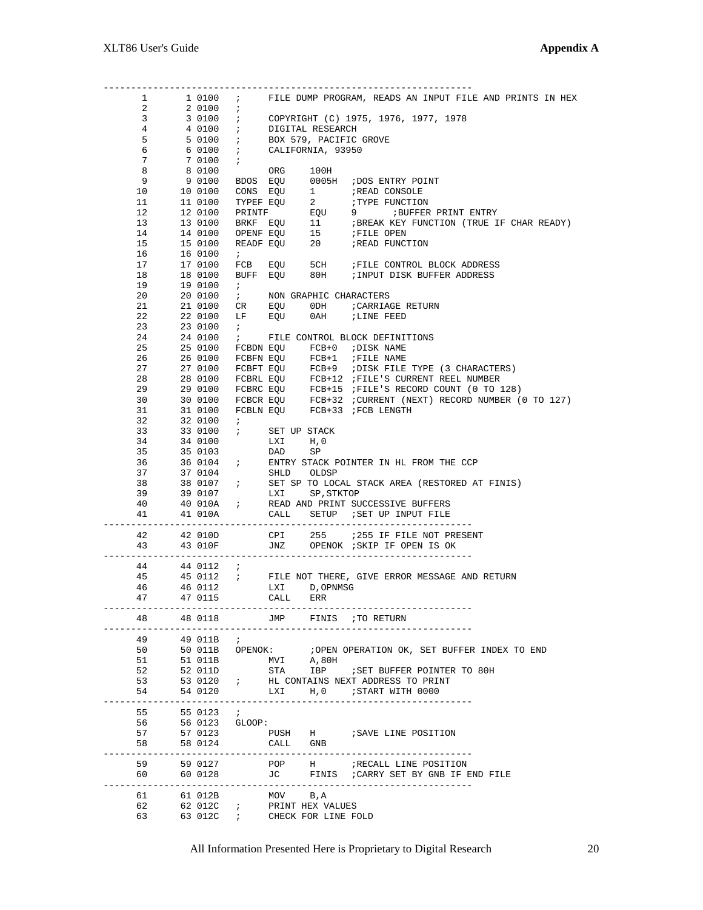```
-------------------------------------------------------------------
     1        1 0100   ;     FILE DUMP PROGRAM, READS AN INPUT FILE AND PRINTS IN HEX
     2        2 0100   ;
     3        3 0100   ;     COPYRIGHT (C) 1975, 1976, 1977, 1978
     4        4 0100   ;     DIGITAL RESEARCH
     5        5 0100   ;     BOX 579, PACIFIC GROVE
     6        6 0100   ;     CALIFORNIA, 93950
     7        7 0100   ;
     8        8 0100         ORG     100H
     9        9 0100   BDOS  EQU     0005H  ;DOS ENTRY POINT
    10       10 0100   CONS  EQU     1      ;READ CONSOLE
    11       11 0100   TYPEF EQU     2      ;TYPE FUNCTION
    12       12 0100   PRINTF        EQU    9      ;BUFFER PRINT ENTRY
    13       13 0100   BRKF  EQU     11     ;BREAK KEY FUNCTION (TRUE IF CHAR READY)
    14       14 0100   OPENF EQU     15     ;FILE OPEN
    15       15 0100   READF EQU     20     ;READ FUNCTION
    16       16 0100   ;
    17       17 0100   FCB   EQU     5CH    ;FILE CONTROL BLOCK ADDRESS
    18       18 0100   BUFF  EQU     80H    ;INPUT DISK BUFFER ADDRESS
    19       19 0100   ;
    20       20 0100   ;     NON GRAPHIC CHARACTERS
    21       21 0100   CR    EQU     0DH    ;CARRIAGE RETURN
    22       22 0100   LF    EQU     0AH    ;LINE FEED
    23       23 0100   ;
    24       24 0100   ;     FILE CONTROL BLOCK DEFINITIONS
    25       25 0100   FCBDN EQU     FCB+0  ;DISK NAME
    26       26 0100   FCBFN EQU     FCB+1  ;FILE NAME
    27       27 0100   FCBFT EQU     FCB+9  ;DISK FILE TYPE (3 CHARACTERS)
    28       28 0100   FCBRL EQU     FCB+12 ;FILE'S CURRENT REEL NUMBER
    29       29 0100   FCBRC EQU     FCB+15 ;FILE'S RECORD COUNT (0 TO 128)
    30       30 0100   FCBCR EQU     FCB+32 ;CURRENT (NEXT) RECORD NUMBER (0 TO 127)
    31       31 0100   FCBLN EQU     FCB+33 ;FCB LENGTH
    32       32 0100   ;
    33       33 0100   ;     SET UP STACK
    34       34 0100         LXI     H,0
    35       35 0103         DAD     SP
    36       36 0104   ;     ENTRY STACK POINTER IN HL FROM THE CCP
    37       37 0104         SHLD    OLDSP
    38       38 0107   ;     SET SP TO LOCAL STACK AREA (RESTORED AT FINIS)
    39       39 0107         LXI     SP,STKTOP
    40       40 010A   ;     READ AND PRINT SUCCESSIVE BUFFERS
    41       41 010A         CALL    SETUP  ;SET UP INPUT FILE
-------------------------------------------------------------------
    42       42 010D         CPI     255    ;255 IF FILE NOT PRESENT
    43       43 010F         JNZ     OPENOK ;SKIP IF OPEN IS OK
-------------------------------------------------------------------
    44       44 0112   ;
    45       45 0112   ;     FILE NOT THERE, GIVE ERROR MESSAGE AND RETURN
    46       46 0112         LXI     D,OPNMSG
    47       47 0115         CALL    ERR
-------------------------------------------------------------------
    48       48 0118         JMP     FINIS  ;TO RETURN
-------------------------------------------------------------------
    49       49 011B   ;
    50       50 011B   OPENOK:       ;OPEN OPERATION OK, SET BUFFER INDEX TO END
    51       51 011B         MVI     A,80H
    52       52 011D         STA     IBP    ;SET BUFFER POINTER TO 80H
    53       53 0120   ;     HL CONTAINS NEXT ADDRESS TO PRINT
    54       54 0120         LXI     H,0    ;START WITH 0000
-------------------------------------------------------------------
    55       55 0123   ;
    56       56 0123   GLOOP:
    57       57 0123         PUSH    H      ;SAVE LINE POSITION
    58       58 0124         CALL    GNB
-------------------------------------------------------------------
    59       59 0127         POP     H      ;RECALL LINE POSITION
    60       60 0128         JC      FINIS  ;CARRY SET BY GNB IF END FILE
-------------------------------------------------------------------
    61       61 012B         MOV     B,A
    62       62 012C   ;     PRINT HEX VALUES
    63       63 012C   ;     CHECK FOR LINE FOLD
```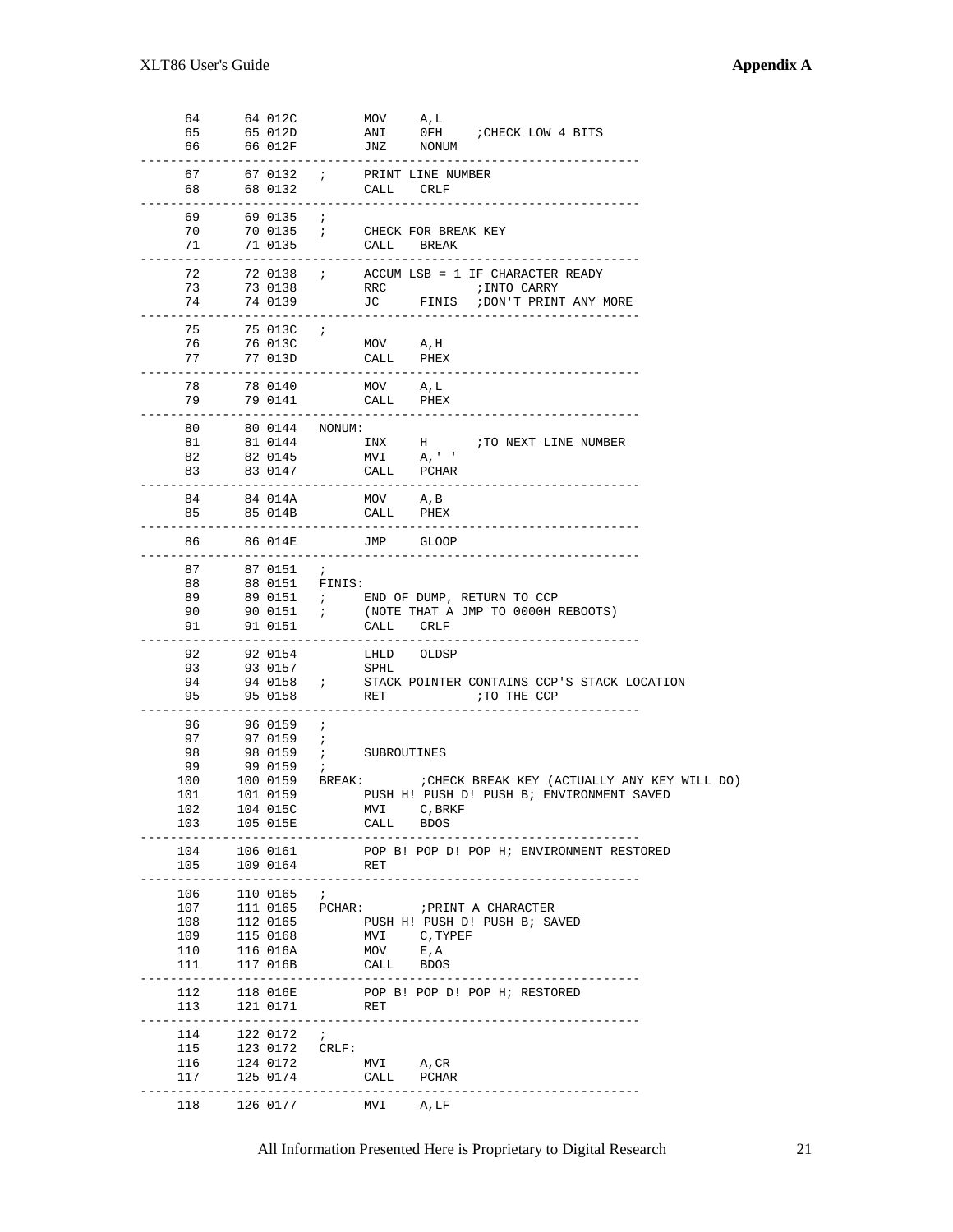```
     64      64 012C         MOV    A,L
     65      65 012D         ANI    0FH    ;CHECK LOW 4 BITS
     66      66 012F         JNZ    NONUM
-----------------------------------------------------------------
     67      67 0132   ;     PRINT LINE NUMBER
     68      68 0132         CALL   CRLF
-----------------------------------------------------------------
     69      69 0135   ;
     70      70 0135   ;     CHECK FOR BREAK KEY
     71      71 0135         CALL   BREAK
-----------------------------------------------------------------
     72      72 0138   ;     ACCUM LSB = 1 IF CHARACTER READY
     73      73 0138         RRC           ;INTO CARRY
     74      74 0139         JC     FINIS  ;DON'T PRINT ANY MORE
-----------------------------------------------------------------
     75      75 013C   ;
     76      76 013C         MOV    A,H
     77      77 013D         CALL   PHEX
-----------------------------------------------------------------
     78      78 0140         MOV    A,L
     79      79 0141         CALL   PHEX
-----------------------------------------------------------------
     80      80 0144   NONUM:
     81      81 0144         INX    H      ;TO NEXT LINE NUMBER
     82      82 0145         MVI    A,' '
     83      83 0147         CALL   PCHAR
-----------------------------------------------------------------
     84      84 014A         MOV    A,B
     85      85 014B         CALL   PHEX
-----------------------------------------------------------------
     86      86 014E         JMP    GLOOP
-----------------------------------------------------------------
     87      87 0151   ;
     88      88 0151   FINIS:
     89      89 0151   ;     END OF DUMP, RETURN TO CCP
     90      90 0151   ;     (NOTE THAT A JMP TO 0000H REBOOTS)
     91      91 0151         CALL   CRLF
-----------------------------------------------------------------
     92      92 0154         LHLD   OLDSP
     93      93 0157         SPHL
     94      94 0158   ;     STACK POINTER CONTAINS CCP'S STACK LOCATION
     95      95 0158         RET           ;TO THE CCP
-----------------------------------------------------------------
     96      96 0159   ;
     97      97 0159   ;
     98      98 0159   ;     SUBROUTINES
     99      99 0159   ;
    100     100 0159   BREAK:        ;CHECK BREAK KEY (ACTUALLY ANY KEY WILL DO)
    101     101 0159         PUSH H! PUSH D! PUSH B; ENVIRONMENT SAVED
    102     104 015C         MVI    C,BRKF
    103     105 015E         CALL   BDOS
-----------------------------------------------------------------
    104     106 0161         POP B! POP D! POP H; ENVIRONMENT RESTORED
    105     109 0164         RET
-----------------------------------------------------------------
    106     110 0165   ;
    107     111 0165   PCHAR:        ;PRINT A CHARACTER
    108     112 0165         PUSH H! PUSH D! PUSH B; SAVED
    109     115 0168         MVI    C,TYPEF
    110     116 016A         MOV    E,A
    111     117 016B         CALL   BDOS
-----------------------------------------------------------------
    112     118 016E         POP B! POP D! POP H; RESTORED
    113     121 0171         RET
-----------------------------------------------------------------
    114     122 0172   ;
    115     123 0172   CRLF:
    116     124 0172         MVI    A,CR
    117     125 0174         CALL   PCHAR
-----------------------------------------------------------------
    118     126 0177         MVI    A,LF
```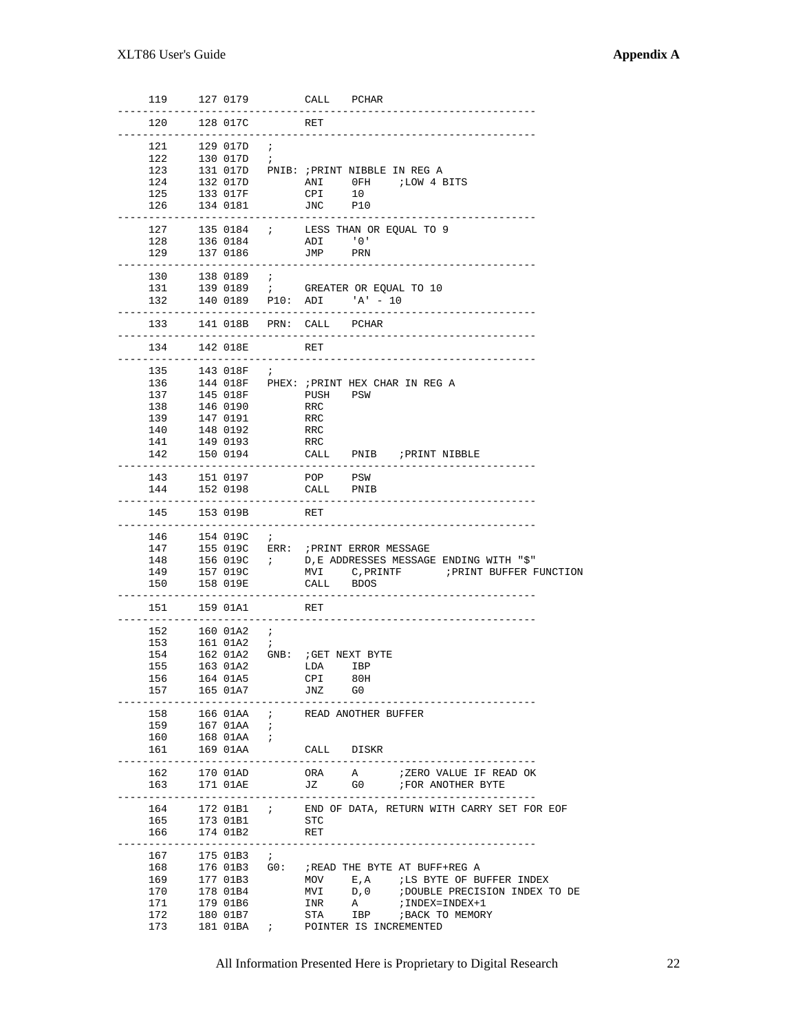```
     119     127 0179         CALL   PCHAR
------------------------------------------------------------------
     120     128 017C         RET
------------------------------------------------------------------
     121     129 017D   ;
     122     130 017D   ;
     123     131 017D   PNIB: ;PRINT NIBBLE IN REG A
     124     132 017D         ANI    0FH    ;LOW 4 BITS
     125     133 017F         CPI    10
     126     134 0181         JNC    P10
------------------------------------------------------------------
     127     135 0184   ;     LESS THAN OR EQUAL TO 9
     128     136 0184         ADI    '0'
     129     137 0186         JMP    PRN
------------------------------------------------------------------
     130     138 0189   ;
     131     139 0189   ;     GREATER OR EQUAL TO 10
     132     140 0189   P10:  ADI    'A' - 10
------------------------------------------------------------------
     133     141 018B   PRN:  CALL   PCHAR
------------------------------------------------------------------
     134     142 018E         RET
------------------------------------------------------------------
     135     143 018F   ;
     136     144 018F   PHEX: ;PRINT HEX CHAR IN REG A
     137     145 018F         PUSH   PSW
     138     146 0190         RRC
     139     147 0191         RRC
     140     148 0192         RRC
     141     149 0193         RRC
     142     150 0194         CALL   PNIB   ;PRINT NIBBLE
------------------------------------------------------------------
     143     151 0197         POP    PSW
     144     152 0198         CALL   PNIB
------------------------------------------------------------------
     145     153 019B         RET
------------------------------------------------------------------
     146     154 019C   ;
     147     155 019C   ERR:  ;PRINT ERROR MESSAGE
     148     156 019C   ;     D,E ADDRESSES MESSAGE ENDING WITH "$"
     149     157 019C         MVI    C,PRINTF       ;PRINT BUFFER FUNCTION
     150     158 019E         CALL   BDOS
------------------------------------------------------------------
     151     159 01A1         RET
------------------------------------------------------------------
     152     160 01A2   ;
     153     161 01A2   ;
     154     162 01A2   GNB:  ;GET NEXT BYTE
     155     163 01A2         LDA    IBP
     156     164 01A5         CPI    80H
     157     165 01A7         JNZ    G0
------------------------------------------------------------------
     158     166 01AA   ;     READ ANOTHER BUFFER
     159     167 01AA   ;
     160     168 01AA   ;
     161     169 01AA         CALL   DISKR
------------------------------------------------------------------
     162     170 01AD         ORA    A      ;ZERO VALUE IF READ OK
     163     171 01AE         JZ     G0     ;FOR ANOTHER BYTE
------------------------------------------------------------------
     164     172 01B1   ;     END OF DATA, RETURN WITH CARRY SET FOR EOF
     165     173 01B1         STC
     166     174 01B2         RET
------------------------------------------------------------------
     167     175 01B3   ;
     168     176 01B3   G0:   ;READ THE BYTE AT BUFF+REG A
     169     177 01B3         MOV    E,A    ;LS BYTE OF BUFFER INDEX
     170     178 01B4         MVI    D,0    ;DOUBLE PRECISION INDEX TO DE
     171     179 01B6         INR    A      ;INDEX=INDEX+1
     172     180 01B7         STA    IBP    ;BACK TO MEMORY
     173     181 01BA   ;     POINTER IS INCREMENTED
```

All Information Presented Here is Proprietary to Digital Research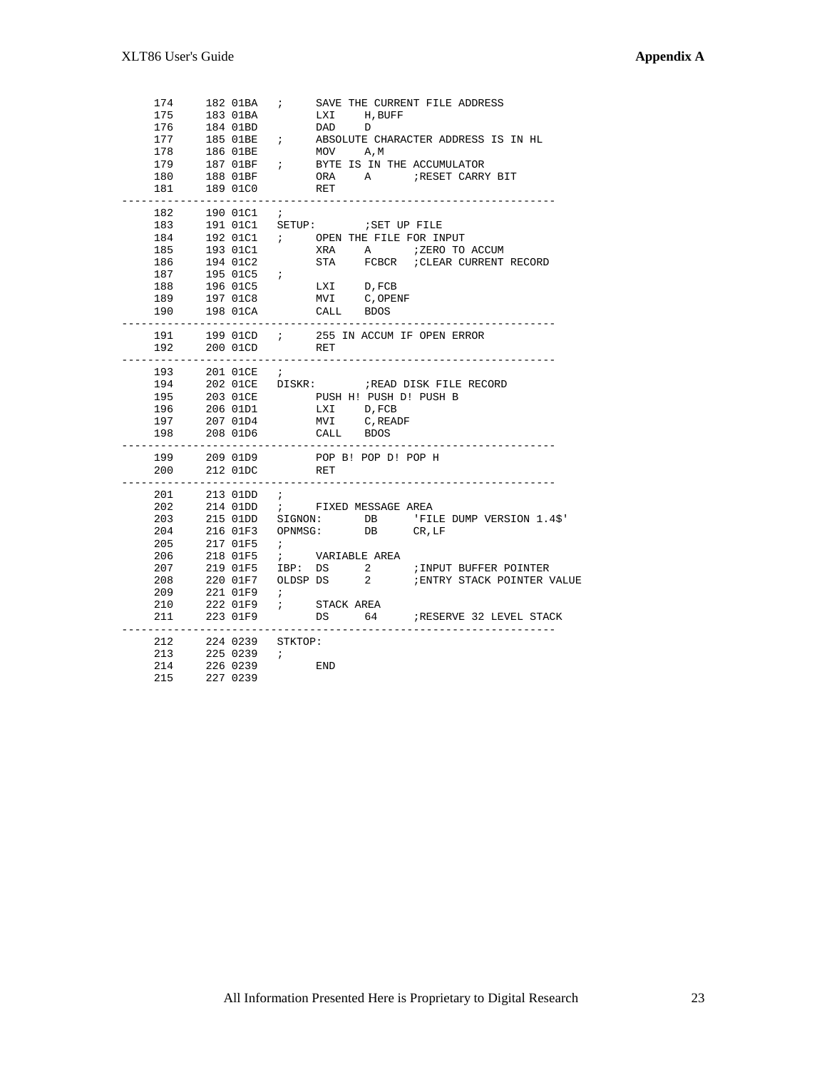```
    174     182 01BA   ;     SAVE THE CURRENT FILE ADDRESS
    175     183 01BA         LXI    H,BUFF
    176     184 01BD         DAD    D
    177     185 01BE   ;     ABSOLUTE CHARACTER ADDRESS IS IN HL
    178     186 01BE         MOV    A,M
    179     187 01BF   ;     BYTE IS IN THE ACCUMULATOR
    180     188 01BF         ORA    A      ;RESET CARRY BIT
    181     189 01C0         RET
-------------------------------------------------------------------
    182     190 01C1   ;
    183     191 01C1   SETUP:        ;SET UP FILE
    184     192 01C1   ;     OPEN THE FILE FOR INPUT
    185     193 01C1         XRA    A      ;ZERO TO ACCUM
    186     194 01C2         STA    FCBCR  ;CLEAR CURRENT RECORD
    187     195 01C5   ;
    188     196 01C5         LXI    D,FCB
    189     197 01C8         MVI    C,OPENF
    190     198 01CA         CALL   BDOS
-------------------------------------------------------------------
    191     199 01CD   ;     255 IN ACCUM IF OPEN ERROR
    192     200 01CD         RET
-------------------------------------------------------------------
    193     201 01CE   ;
    194     202 01CE   DISKR:        ;READ DISK FILE RECORD
    195     203 01CE         PUSH H! PUSH D! PUSH B
    196     206 01D1         LXI    D,FCB
    197     207 01D4         MVI    C,READF
    198     208 01D6         CALL   BDOS
-------------------------------------------------------------------
    199     209 01D9         POP B! POP D! POP H
    200     212 01DC         RET
-------------------------------------------------------------------
    201     213 01DD   ;
    202     214 01DD   ;     FIXED MESSAGE AREA
    203     215 01DD   SIGNON:      DB     'FILE DUMP VERSION 1.4$'
    204     216 01F3   OPNMSG:      DB     CR,LF
    205     217 01F5   ;
    206     218 01F5   ;     VARIABLE AREA
    207     219 01F5   IBP:  DS     2      ;INPUT BUFFER POINTER
    208     220 01F7   OLDSP DS     2      ;ENTRY STACK POINTER VALUE
    209     221 01F9   ;
    210     222 01F9   ;     STACK AREA
    211     223 01F9         DS     64     ;RESERVE 32 LEVEL STACK
-------------------------------------------------------------------
    212     224 0239   STKTOP:
    213     225 0239   ;
    214     226 0239         END
    215     227 0239
```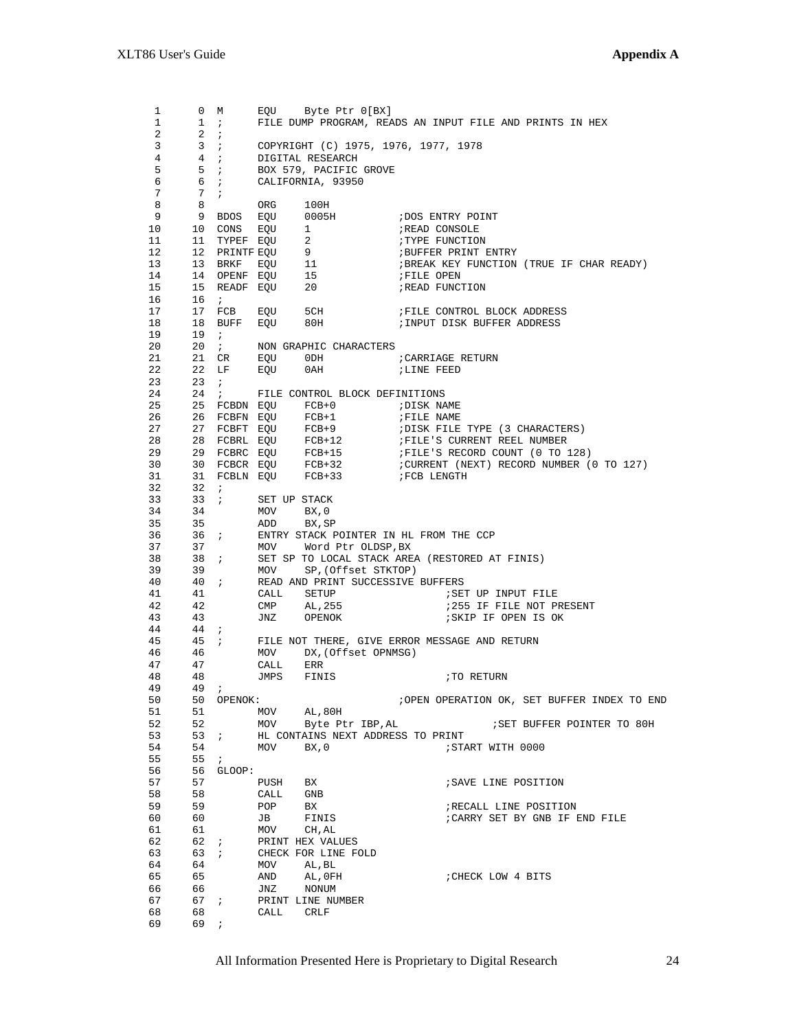```
  1      0  M      EQU    Byte Ptr 0[BX]
  1      1  ;      FILE DUMP PROGRAM, READS AN INPUT FILE AND PRINTS IN HEX
  2      2  ;
  3      3  ;      COPYRIGHT (C) 1975, 1976, 1977, 1978
  4      4  ;      DIGITAL RESEARCH
  5      5  ;      BOX 579, PACIFIC GROVE
  6      6  ;      CALIFORNIA, 93950
  7      7  ;
  8      8         ORG    100H
  9      9  BDOS   EQU    0005H          ;DOS ENTRY POINT
 10     10  CONS   EQU    1              ;READ CONSOLE
 11     11  TYPEF  EQU    2              ;TYPE FUNCTION
 12     12  PRINTF EQU    9              ;BUFFER PRINT ENTRY
 13     13  BRKF   EQU    11             ;BREAK KEY FUNCTION (TRUE IF CHAR READY)
 14     14  OPENF  EQU    15             ;FILE OPEN
 15     15  READF  EQU    20             ;READ FUNCTION
 16     16  ;
 17     17  FCB    EQU    5CH            ;FILE CONTROL BLOCK ADDRESS
 18     18  BUFF   EQU    80H            ;INPUT DISK BUFFER ADDRESS
 19     19  ;
 20     20  ;      NON GRAPHIC CHARACTERS
 21     21  CR     EQU    0DH            ;CARRIAGE RETURN
 22     22  LF     EQU    0AH            ;LINE FEED
 23     23  ;
 24     24  ;      FILE CONTROL BLOCK DEFINITIONS
 25     25  FCBDN  EQU    FCB+0          ;DISK NAME
 26     26  FCBFN  EQU    FCB+1          ;FILE NAME
 27     27  FCBFT  EQU    FCB+9          ;DISK FILE TYPE (3 CHARACTERS)
 28     28  FCBRL  EQU    FCB+12         ;FILE'S CURRENT REEL NUMBER
 29     29  FCBRC  EQU    FCB+15         ;FILE'S RECORD COUNT (0 TO 128)
 30     30  FCBCR  EQU    FCB+32         ;CURRENT (NEXT) RECORD NUMBER (0 TO 127)
 31     31  FCBLN  EQU    FCB+33         ;FCB LENGTH
 32     32  ;
 33     33  ;      SET UP STACK
 34     34         MOV    BX,0
 35     35         ADD    BX,SP
 36     36  ;      ENTRY STACK POINTER IN HL FROM THE CCP
 37     37         MOV    Word Ptr OLDSP,BX
 38     38  ;      SET SP TO LOCAL STACK AREA (RESTORED AT FINIS)
 39     39         MOV    SP,(Offset STKTOP)
 40     40  ;      READ AND PRINT SUCCESSIVE BUFFERS
 41     41         CALL   SETUP                  ;SET UP INPUT FILE
 42     42         CMP    AL,255                 ;255 IF FILE NOT PRESENT
 43     43         JNZ    OPENOK                 ;SKIP IF OPEN IS OK
 44     44  ;
 45     45  ;      FILE NOT THERE, GIVE ERROR MESSAGE AND RETURN
 46     46         MOV    DX,(Offset OPNMSG)
 47     47         CALL   ERR
 48     48         JMPS   FINIS                  ;TO RETURN
 49     49  ;
 50     50  OPENOK:                      ;OPEN OPERATION OK, SET BUFFER INDEX TO END
 51     51         MOV    AL,80H
 52     52         MOV    Byte Ptr IBP,AL               ;SET BUFFER POINTER TO 80H
 53     53  ;      HL CONTAINS NEXT ADDRESS TO PRINT
 54     54         MOV    BX,0                   ;START WITH 0000
 55     55  ;
 56     56  GLOOP:
 57     57         PUSH   BX                     ;SAVE LINE POSITION
 58     58         CALL   GNB
 59     59         POP    BX                     ;RECALL LINE POSITION
 60     60         JB     FINIS                  ;CARRY SET BY GNB IF END FILE
 61     61         MOV    CH,AL
 62     62  ;      PRINT HEX VALUES
 63     63  ;      CHECK FOR LINE FOLD
 64     64         MOV    AL,BL
 65     65         AND    AL,0FH                 ;CHECK LOW 4 BITS
 66     66         JNZ    NONUM
 67     67  ;      PRINT LINE NUMBER
 68     68         CALL   CRLF
 69     69  ;
```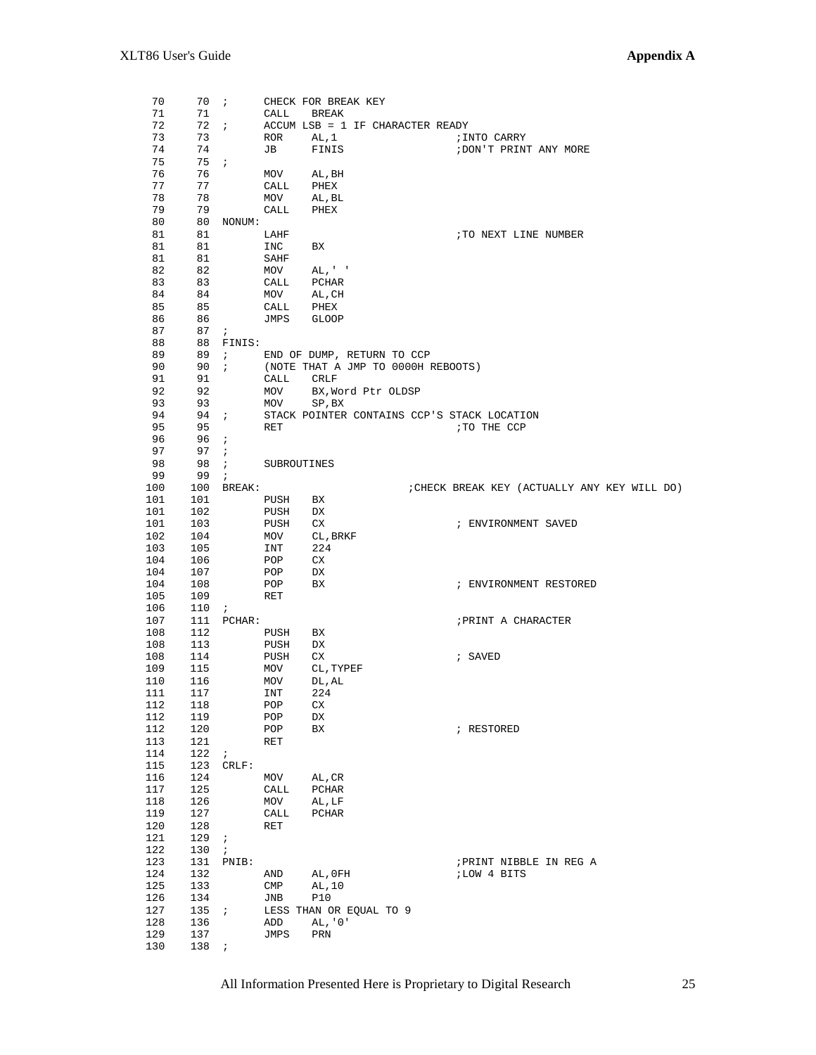```
 70     70  ;      CHECK FOR BREAK KEY
 71     71         CALL   BREAK
 72     72  ;      ACCUM LSB = 1 IF CHARACTER READY
 73     73         ROR    AL,1                    ;INTO CARRY
 74     74         JB     FINIS                   ;DON'T PRINT ANY MORE
 75     75  ;
 76     76         MOV    AL,BH
 77     77         CALL   PHEX
 78     78         MOV    AL,BL
 79     79         CALL   PHEX
 80     80  NONUM:
 81     81         LAHF                           ;TO NEXT LINE NUMBER
 81     81         INC    BX
 81     81         SAHF
 82     82         MOV    AL,' '
 83     83         CALL   PCHAR
 84     84         MOV    AL,CH
 85     85         CALL   PHEX
 86     86         JMPS   GLOOP
 87     87  ;
 88     88  FINIS:
 89     89  ;      END OF DUMP, RETURN TO CCP
 90     90  ;      (NOTE THAT A JMP TO 0000H REBOOTS)
 91     91         CALL   CRLF
 92     92         MOV    BX,Word Ptr OLDSP
 93     93         MOV    SP,BX
 94     94  ;      STACK POINTER CONTAINS CCP'S STACK LOCATION
 95     95         RET                            ;TO THE CCP
 96     96  ;
 97     97  ;
 98     98  ;      SUBROUTINES
 99     99  ;
100    100  BREAK:                        ;CHECK BREAK KEY (ACTUALLY ANY KEY WILL DO)
101    101         PUSH   BX
101    102         PUSH   DX
101    103         PUSH   CX                      ; ENVIRONMENT SAVED
102    104         MOV    CL,BRKF
103    105         INT    224
104    106         POP    CX
104    107         POP    DX
104    108         POP    BX                      ; ENVIRONMENT RESTORED
105    109         RET
106    110  ;
107    111  PCHAR:                                 ;PRINT A CHARACTER
108    112         PUSH   BX
108    113         PUSH   DX
108    114         PUSH   CX                      ; SAVED
109    115         MOV    CL,TYPEF
110    116         MOV    DL,AL
111    117         INT    224
112    118         POP    CX
112    119         POP    DX
112    120         POP    BX                      ; RESTORED
113    121         RET
114    122  ;
115    123  CRLF:
116    124         MOV    AL,CR
117    125         CALL   PCHAR
118    126         MOV    AL,LF
119    127         CALL   PCHAR
120    128         RET
121    129  ;
122    130  ;
123    131  PNIB:                                  ;PRINT NIBBLE IN REG A
124    132         AND    AL,0FH                  ;LOW 4 BITS
125    133         CMP    AL,10
126    134         JNB    P10
127    135  ;      LESS THAN OR EQUAL TO 9
128    136         ADD    AL,'0'
129    137         JMPS   PRN
130    138  ;
```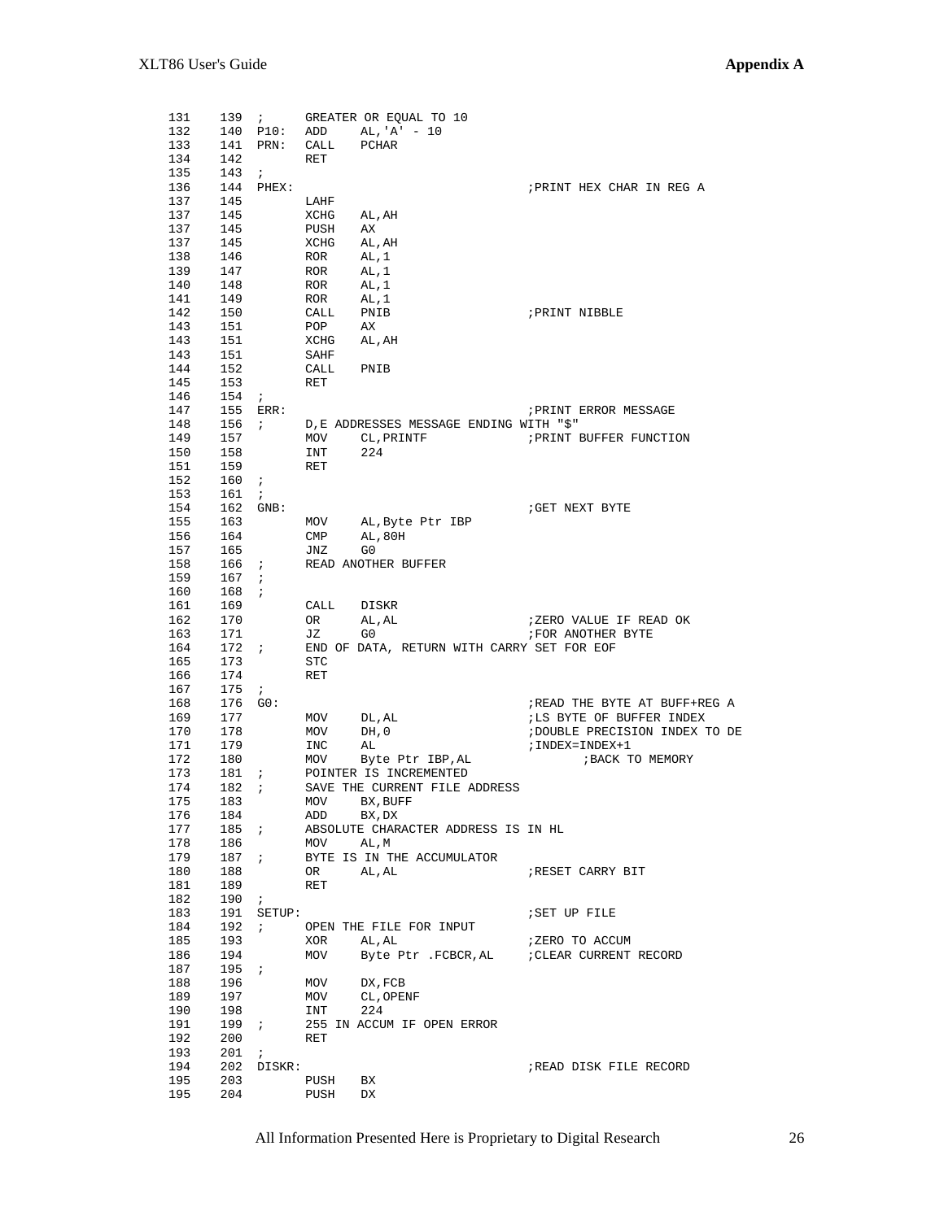```
 131    139  ;      GREATER OR EQUAL TO 10
 132    140  P10:   ADD    AL,'A' - 10
 133    141  PRN:   CALL   PCHAR
 134    142         RET
 135    143  ;
 136    144  PHEX:                                    ;PRINT HEX CHAR IN REG A
 137    145         LAHF
 137    145         XCHG   AL,AH
 137    145         PUSH   AX
 137    145         XCHG   AL,AH
 138    146         ROR    AL,1
 139    147         ROR    AL,1
 140    148         ROR    AL,1
 141    149         ROR    AL,1
 142    150         CALL   PNIB                      ;PRINT NIBBLE
 143    151         POP    AX
 143    151         XCHG   AL,AH
 143    151         SAHF
 144    152         CALL   PNIB
 145    153         RET
 146    154  ;
 147    155  ERR:                                     ;PRINT ERROR MESSAGE
 148    156  ;      D,E ADDRESSES MESSAGE ENDING WITH "$"
 149    157         MOV    CL,PRINTF                 ;PRINT BUFFER FUNCTION
 150    158         INT    224
 151    159         RET
 152    160  ;
 153    161  ;
 154    162  GNB:                                     ;GET NEXT BYTE
 155    163         MOV    AL,Byte Ptr IBP
 156    164         CMP    AL,80H
 157    165         JNZ    G0
 158    166  ;      READ ANOTHER BUFFER
 159    167  ;
 160    168  ;
 161    169         CALL   DISKR
 162    170         OR     AL,AL                     ;ZERO VALUE IF READ OK
 163    171         JZ     G0                        ;FOR ANOTHER BYTE
 164    172  ;      END OF DATA, RETURN WITH CARRY SET FOR EOF
 165    173         STC
 166    174         RET
 167    175  ;
 168    176  G0:                                      ;READ THE BYTE AT BUFF+REG A
 169    177         MOV    DL,AL                     ;LS BYTE OF BUFFER INDEX
 170    178         MOV    DH,0                      ;DOUBLE PRECISION INDEX TO DE
 171    179         INC    AL                        ;INDEX=INDEX+1
 172    180         MOV    Byte Ptr IBP,AL                  ;BACK TO MEMORY
 173    181  ;      POINTER IS INCREMENTED
 174    182  ;      SAVE THE CURRENT FILE ADDRESS
 175    183         MOV    BX,BUFF
 176    184         ADD    BX,DX
 177    185  ;      ABSOLUTE CHARACTER ADDRESS IS IN HL
 178    186         MOV    AL,M
 179    187  ;      BYTE IS IN THE ACCUMULATOR
 180    188         OR     AL,AL                     ;RESET CARRY BIT
 181    189         RET
 182    190  ;
 183    191  SETUP:                                   ;SET UP FILE
 184    192  ;      OPEN THE FILE FOR INPUT
 185    193         XOR    AL,AL                     ;ZERO TO ACCUM
 186    194         MOV    Byte Ptr .FCBCR,AL        ;CLEAR CURRENT RECORD
 187    195  ;
 188    196         MOV    DX,FCB
 189    197         MOV    CL,OPENF
 190    198         INT    224
 191    199  ;      255 IN ACCUM IF OPEN ERROR
 192    200         RET
 193    201  ;
 194    202  DISKR:                                   ;READ DISK FILE RECORD
 195    203         PUSH   BX
 195    204         PUSH   DX
```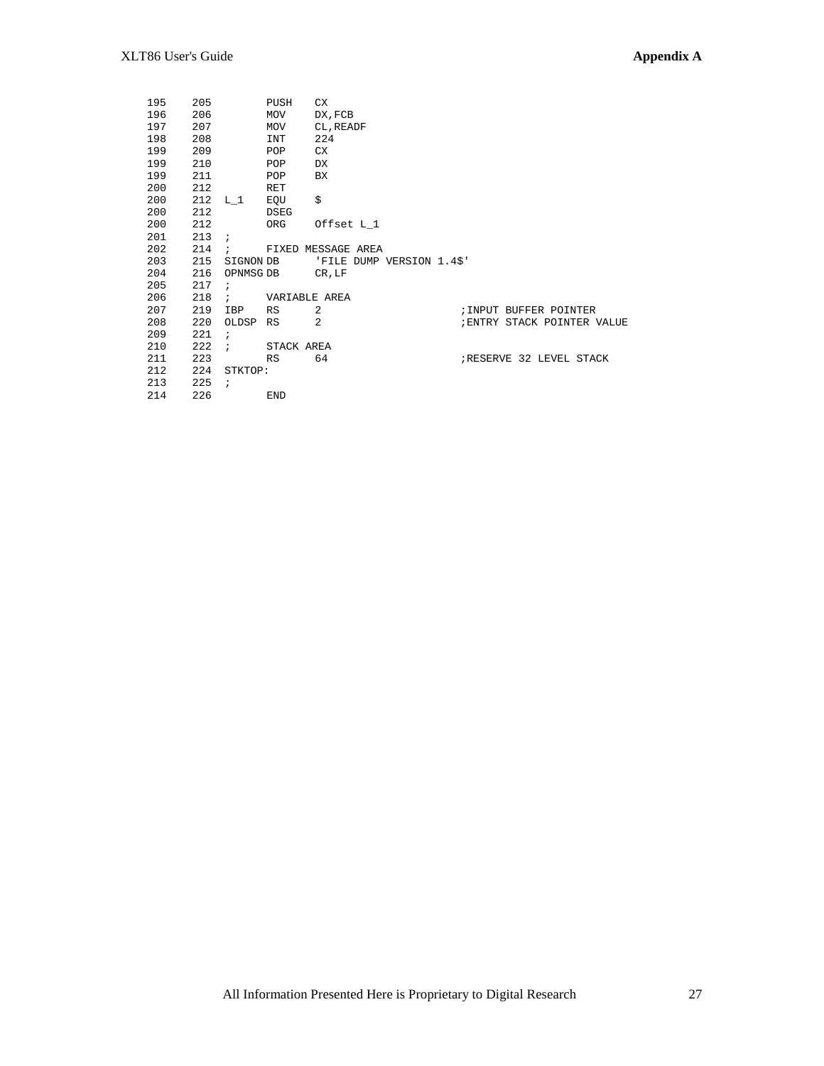```
   195    205         PUSH    CX
   196    206         MOV     DX,FCB
   197    207         MOV     CL,READF
   198    208         INT     224
   199    209         POP     CX
   199    210         POP     DX
   199    211         POP     BX
   200    212         RET
   200    212  L_1    EQU     $
   200    212         DSEG
   200    212         ORG     Offset L_1
   201    213  ;
   202    214  ;      FIXED MESSAGE AREA
   203    215  SIGNON DB      'FILE DUMP VERSION 1.4$'
   204    216  OPNMSG DB      CR,LF
   205    217  ;
   206    218  ;      VARIABLE AREA
   207    219  IBP    RS      2                      ;INPUT BUFFER POINTER
   208    220  OLDSP  RS      2                      ;ENTRY STACK POINTER VALUE
   209    221  ;
   210    222  ;      STACK AREA
   211    223         RS      64                     ;RESERVE 32 LEVEL STACK
   212    224  STKTOP:
   213    225  ;
   214    226         END
```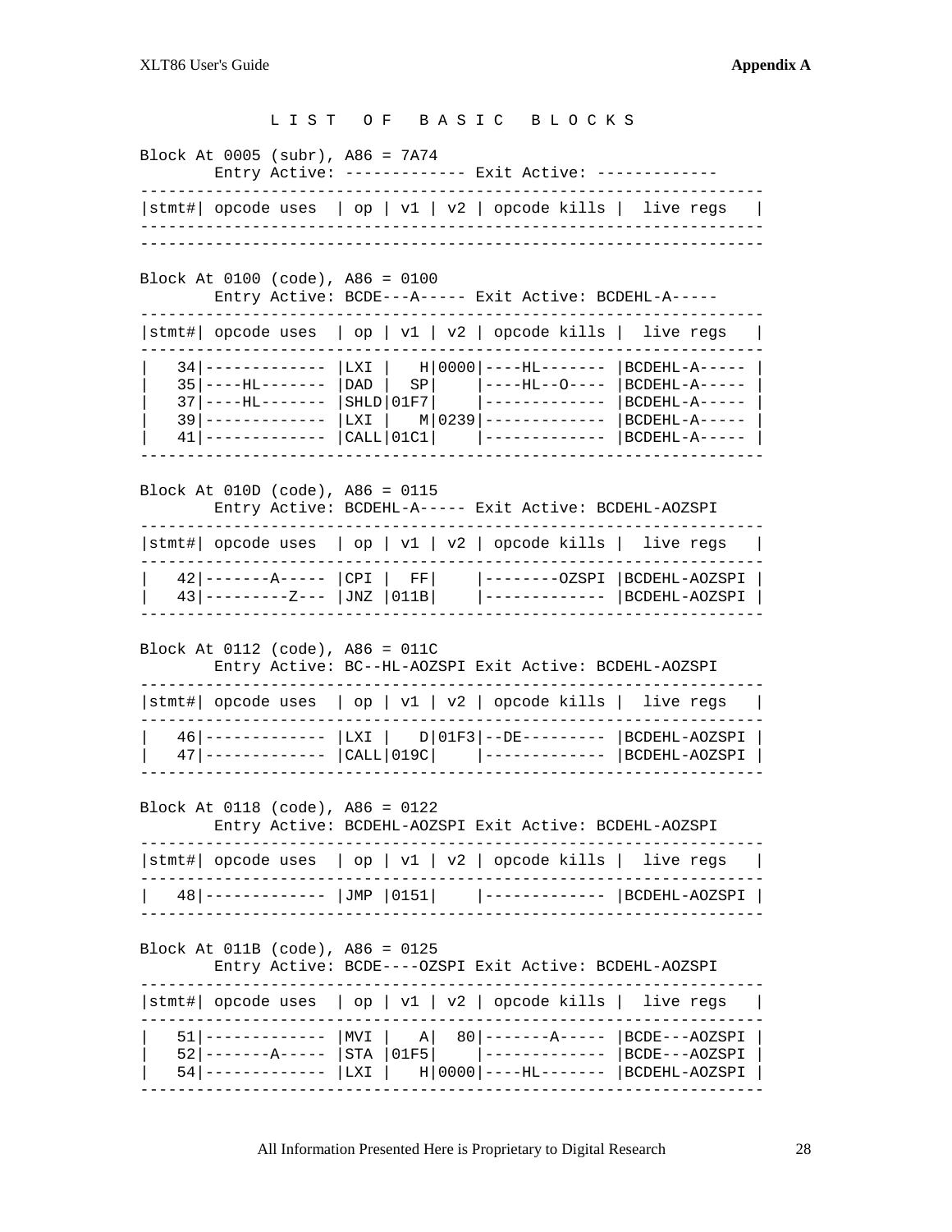```
            L I S T   O F   B A S I C   B L O C K S

Block At 0005 (subr), A86 = 7A74
        Entry Active: ------------- Exit Active: -------------
-------------------------------------------------------------------
|stmt#| opcode uses  | op | v1 | v2 | opcode kills |  live regs   |
-------------------------------------------------------------------
-------------------------------------------------------------------

Block At 0100 (code), A86 = 0100
        Entry Active: BCDE---A----- Exit Active: BCDEHL-A-----
-------------------------------------------------------------------
|stmt#| opcode uses  | op | v1 | v2 | opcode kills |  live regs   |
-------------------------------------------------------------------
|   34|------------- |LXI |   H|0000|----HL------- |BCDEHL-A----- |
|   35|----HL------- |DAD |  SP|    |----HL--O---- |BCDEHL-A----- |
|   37|----HL------- |SHLD|01F7|    |------------- |BCDEHL-A----- |
|   39|------------- |LXI |   M|0239|------------- |BCDEHL-A----- |
|   41|------------- |CALL|01C1|    |------------- |BCDEHL-A----- |
-------------------------------------------------------------------

Block At 010D (code), A86 = 0115
        Entry Active: BCDEHL-A----- Exit Active: BCDEHL-AOZSPI
-------------------------------------------------------------------
|stmt#| opcode uses  | op | v1 | v2 | opcode kills |  live regs   |
-------------------------------------------------------------------
|   42|-------A----- |CPI |  FF|    |--------OZSPI |BCDEHL-AOZSPI |
|   43|---------Z--- |JNZ |011B|    |------------- |BCDEHL-AOZSPI |
-------------------------------------------------------------------

Block At 0112 (code), A86 = 011C
        Entry Active: BC--HL-AOZSPI Exit Active: BCDEHL-AOZSPI
-------------------------------------------------------------------
|stmt#| opcode uses  | op | v1 | v2 | opcode kills |  live regs   |
-------------------------------------------------------------------
|   46|------------- |LXI |   D|01F3|--DE--------- |BCDEHL-AOZSPI |
|   47|------------- |CALL|019C|    |------------- |BCDEHL-AOZSPI |
-------------------------------------------------------------------

Block At 0118 (code), A86 = 0122
        Entry Active: BCDEHL-AOZSPI Exit Active: BCDEHL-AOZSPI
-------------------------------------------------------------------
|stmt#| opcode uses  | op | v1 | v2 | opcode kills |  live regs   |
-------------------------------------------------------------------
|   48|------------- |JMP |0151|    |------------- |BCDEHL-AOZSPI |
-------------------------------------------------------------------

Block At 011B (code), A86 = 0125
        Entry Active: BCDE----OZSPI Exit Active: BCDEHL-AOZSPI
-------------------------------------------------------------------
|stmt#| opcode uses  | op | v1 | v2 | opcode kills |  live regs   |
-------------------------------------------------------------------
|   51|------------- |MVI |   A|  80|-------A----- |BCDE---AOZSPI |
|   52|-------A----- |STA |01F5|    |------------- |BCDE---AOZSPI |
|   54|------------- |LXI |   H|0000|----HL------- |BCDEHL-AOZSPI |
-------------------------------------------------------------------
```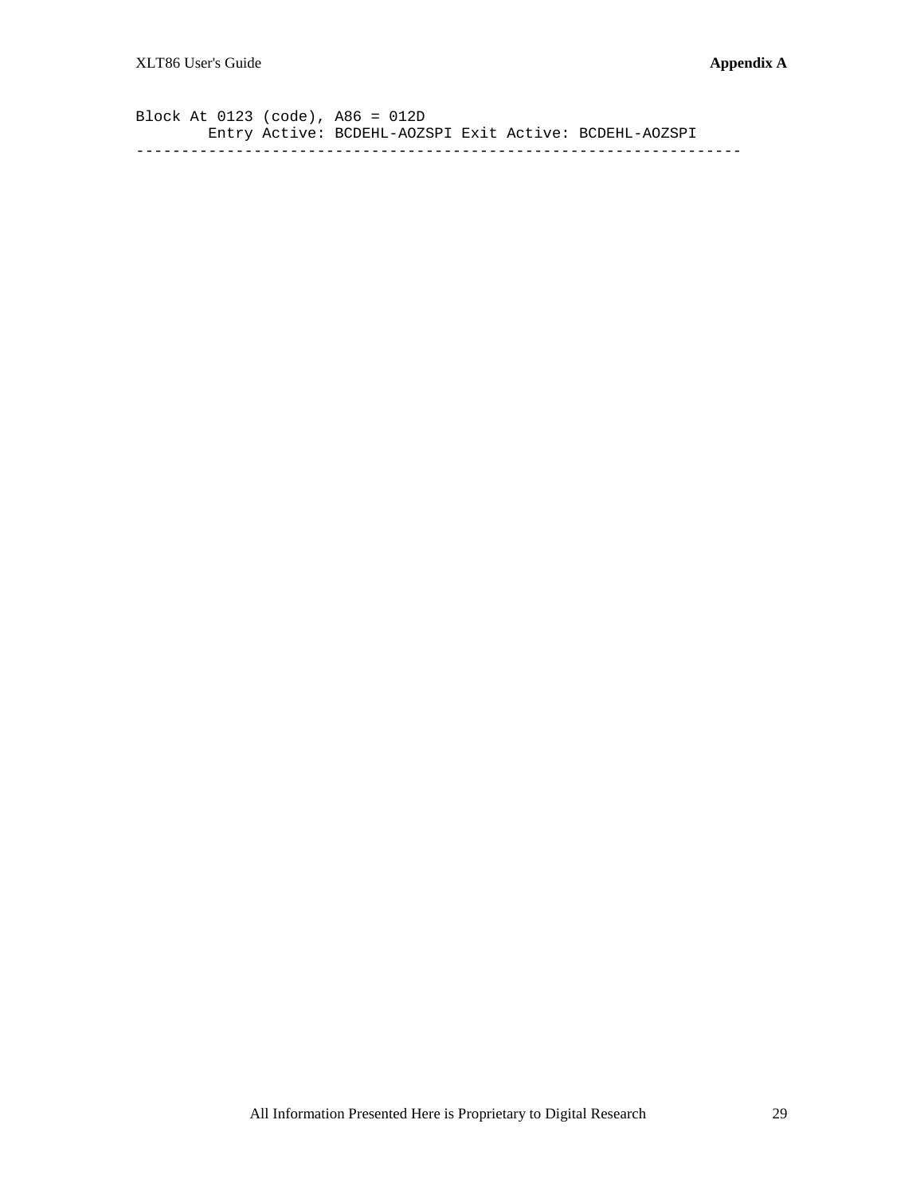```
Block At 0123 (code), A86 = 012D
        Entry Active: BCDEHL-AOZSPI Exit Active: BCDEHL-AOZSPI
-------------------------------------------------------------------
```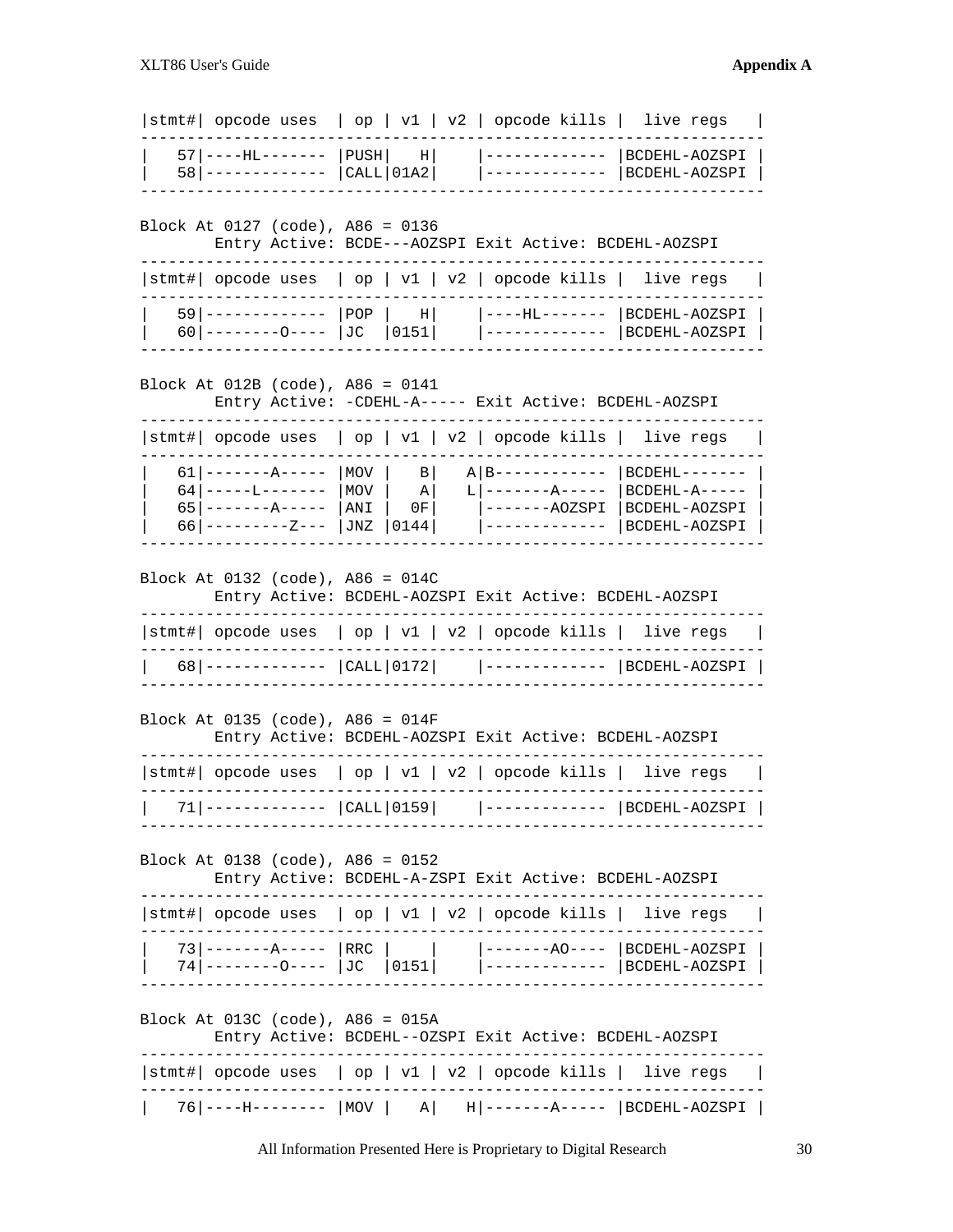```
|stmt#| opcode uses  | op | v1 | v2 | opcode kills |  live regs   |
--------------------------------------------------------------------
|   57|----HL------- |PUSH|   H|    |------------- |BCDEHL-AOZSPI |
|   58|------------- |CALL|01A2|    |------------- |BCDEHL-AOZSPI |
--------------------------------------------------------------------

Block At 0127 (code), A86 = 0136
        Entry Active: BCDE---AOZSPI Exit Active: BCDEHL-AOZSPI
--------------------------------------------------------------------
|stmt#| opcode uses  | op | v1 | v2 | opcode kills |  live regs   |
--------------------------------------------------------------------
|   59|------------- |POP |   H|    |----HL------- |BCDEHL-AOZSPI |
|   60|--------O---- |JC  |0151|    |------------- |BCDEHL-AOZSPI |
--------------------------------------------------------------------

Block At 012B (code), A86 = 0141
        Entry Active: -CDEHL-A----- Exit Active: BCDEHL-AOZSPI
--------------------------------------------------------------------
|stmt#| opcode uses  | op | v1 | v2 | opcode kills |  live regs   |
--------------------------------------------------------------------
|   61|-------A----- |MOV |   B|   A|B------------ |BCDEHL------- |
|   64|-----L------- |MOV |   A|   L|-------A----- |BCDEHL-A----- |
|   65|-------A----- |ANI |  0F|    |-------AOZSPI |BCDEHL-AOZSPI |
|   66|---------Z--- |JNZ |0144|    |------------- |BCDEHL-AOZSPI |
--------------------------------------------------------------------

Block At 0132 (code), A86 = 014C
        Entry Active: BCDEHL-AOZSPI Exit Active: BCDEHL-AOZSPI
--------------------------------------------------------------------
|stmt#| opcode uses  | op | v1 | v2 | opcode kills |  live regs   |
--------------------------------------------------------------------
|   68|------------- |CALL|0172|    |------------- |BCDEHL-AOZSPI |
--------------------------------------------------------------------

Block At 0135 (code), A86 = 014F
        Entry Active: BCDEHL-AOZSPI Exit Active: BCDEHL-AOZSPI
--------------------------------------------------------------------
|stmt#| opcode uses  | op | v1 | v2 | opcode kills |  live regs   |
--------------------------------------------------------------------
|   71|------------- |CALL|0159|    |------------- |BCDEHL-AOZSPI |
--------------------------------------------------------------------

Block At 0138 (code), A86 = 0152
        Entry Active: BCDEHL-A-ZSPI Exit Active: BCDEHL-AOZSPI
--------------------------------------------------------------------
|stmt#| opcode uses  | op | v1 | v2 | opcode kills |  live regs   |
--------------------------------------------------------------------
|   73|-------A----- |RRC |    |    |-------AO---- |BCDEHL-AOZSPI |
|   74|--------O---- |JC  |0151|    |------------- |BCDEHL-AOZSPI |
--------------------------------------------------------------------

Block At 013C (code), A86 = 015A
        Entry Active: BCDEHL--OZSPI Exit Active: BCDEHL-AOZSPI
--------------------------------------------------------------------
|stmt#| opcode uses  | op | v1 | v2 | opcode kills |  live regs   |
--------------------------------------------------------------------
|   76|----H-------- |MOV |   A|   H|-------A----- |BCDEHL-AOZSPI |
```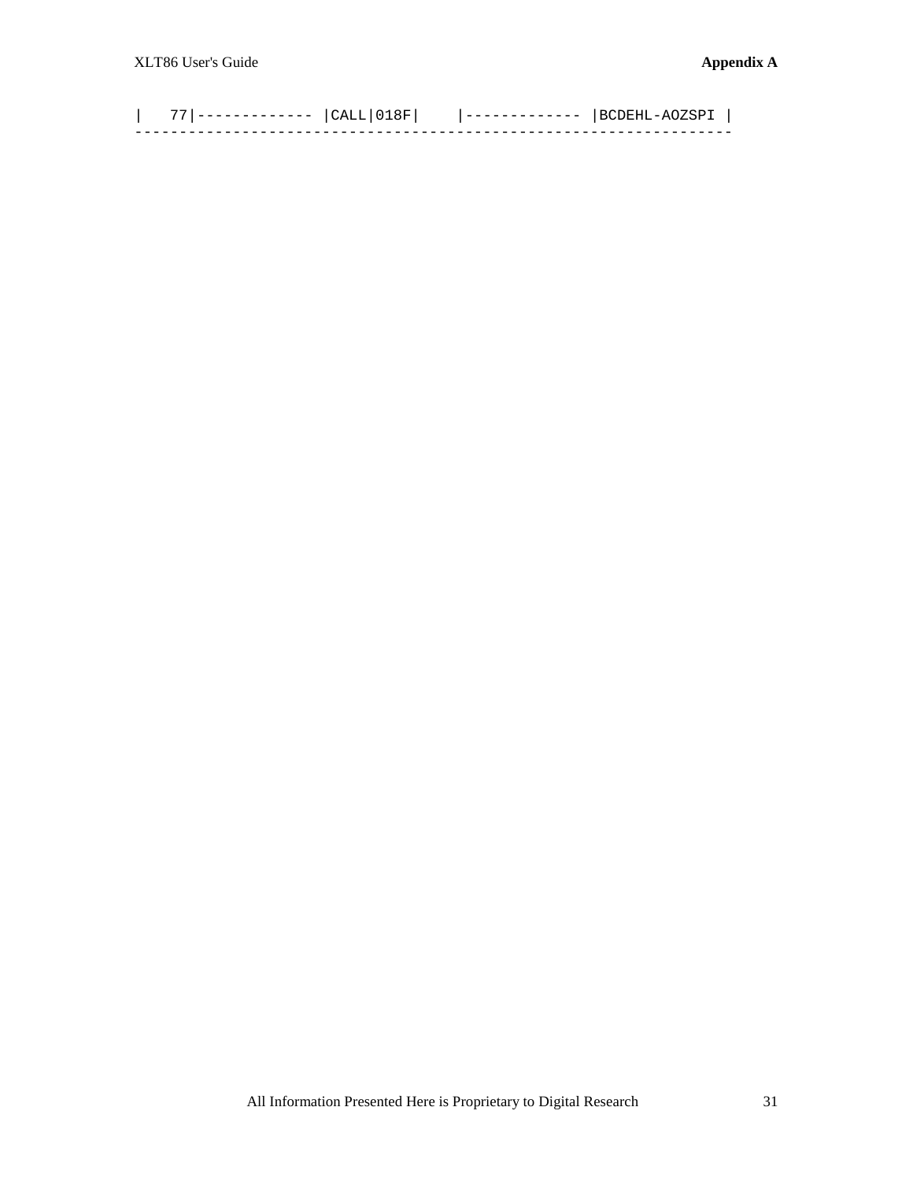```
|   77|------------- |CALL|018F|    |------------- |BCDEHL-AOZSPI |
-----------------------------------------------------------------
```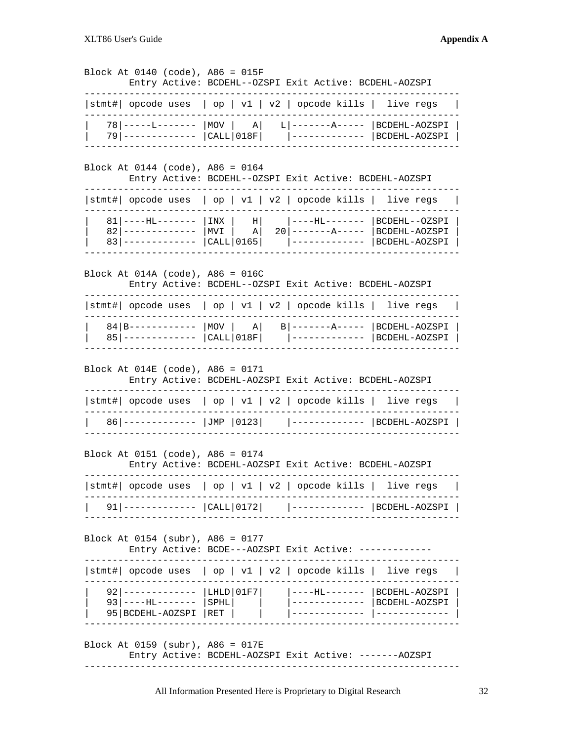```
Block At 0140 (code), A86 = 015F
        Entry Active: BCDEHL--OZSPI Exit Active: BCDEHL-AOZSPI
-----------------------------------------------------------------
|stmt#| opcode uses  | op | v1 | v2 | opcode kills |  live regs   |
-----------------------------------------------------------------
|   78|-----L------- |MOV |   A|   L|-------A----- |BCDEHL-AOZSPI |
|   79|------------- |CALL|018F|    |------------- |BCDEHL-AOZSPI |
-----------------------------------------------------------------

Block At 0144 (code), A86 = 0164
        Entry Active: BCDEHL--OZSPI Exit Active: BCDEHL-AOZSPI
-----------------------------------------------------------------
|stmt#| opcode uses  | op | v1 | v2 | opcode kills |  live regs   |
-----------------------------------------------------------------
|   81|----HL------- |INX |   H|    |----HL------- |BCDEHL--OZSPI |
|   82|------------- |MVI |   A|  20|-------A----- |BCDEHL-AOZSPI |
|   83|------------- |CALL|0165|    |------------- |BCDEHL-AOZSPI |
-----------------------------------------------------------------

Block At 014A (code), A86 = 016C
        Entry Active: BCDEHL--OZSPI Exit Active: BCDEHL-AOZSPI
-----------------------------------------------------------------
|stmt#| opcode uses  | op | v1 | v2 | opcode kills |  live regs   |
-----------------------------------------------------------------
|   84|B------------ |MOV |   A|   B|-------A----- |BCDEHL-AOZSPI |
|   85|------------- |CALL|018F|    |------------- |BCDEHL-AOZSPI |
-----------------------------------------------------------------

Block At 014E (code), A86 = 0171
        Entry Active: BCDEHL-AOZSPI Exit Active: BCDEHL-AOZSPI
-----------------------------------------------------------------
|stmt#| opcode uses  | op | v1 | v2 | opcode kills |  live regs   |
-----------------------------------------------------------------
|   86|------------- |JMP |0123|    |------------- |BCDEHL-AOZSPI |
-----------------------------------------------------------------

Block At 0151 (code), A86 = 0174
        Entry Active: BCDEHL-AOZSPI Exit Active: BCDEHL-AOZSPI
-----------------------------------------------------------------
|stmt#| opcode uses  | op | v1 | v2 | opcode kills |  live regs   |
-----------------------------------------------------------------
|   91|------------- |CALL|0172|    |------------- |BCDEHL-AOZSPI |
-----------------------------------------------------------------

Block At 0154 (subr), A86 = 0177
        Entry Active: BCDE---AOZSPI Exit Active: -------------
-----------------------------------------------------------------
|stmt#| opcode uses  | op | v1 | v2 | opcode kills |  live regs   |
-----------------------------------------------------------------
|   92|------------- |LHLD|01F7|    |----HL------- |BCDEHL-AOZSPI |
|   93|----HL------- |SPHL|    |    |------------- |BCDEHL-AOZSPI |
|   95|BCDEHL-AOZSPI |RET |    |    |------------- |------------- |
-----------------------------------------------------------------

Block At 0159 (subr), A86 = 017E
        Entry Active: BCDEHL-AOZSPI Exit Active: -------AOZSPI
-----------------------------------------------------------------
```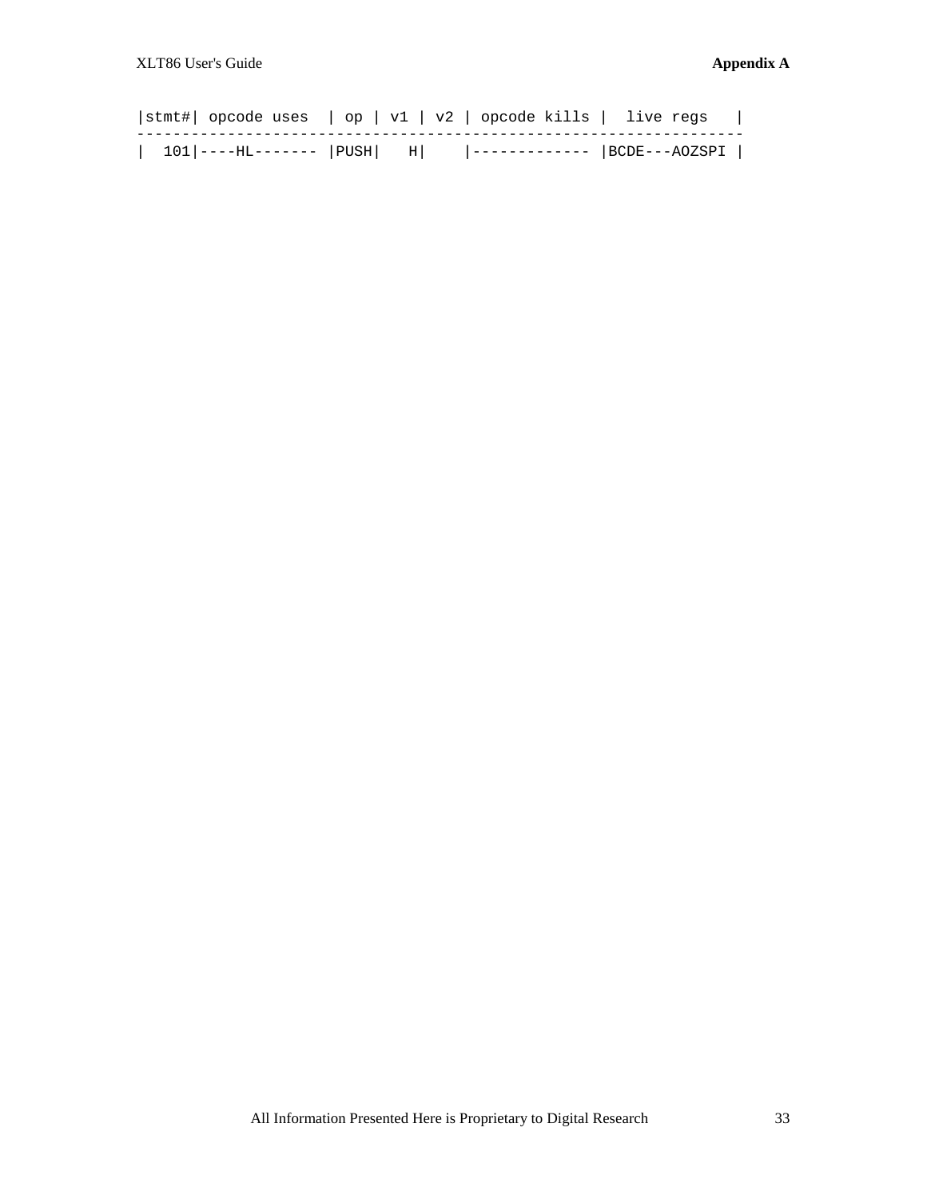```
|stmt#| opcode uses  | op | v1 | v2 | opcode kills |  live regs   |
-------------------------------------------------------------------
|  101|----HL------- |PUSH|   H|    |------------- |BCDE---AOZSPI |
```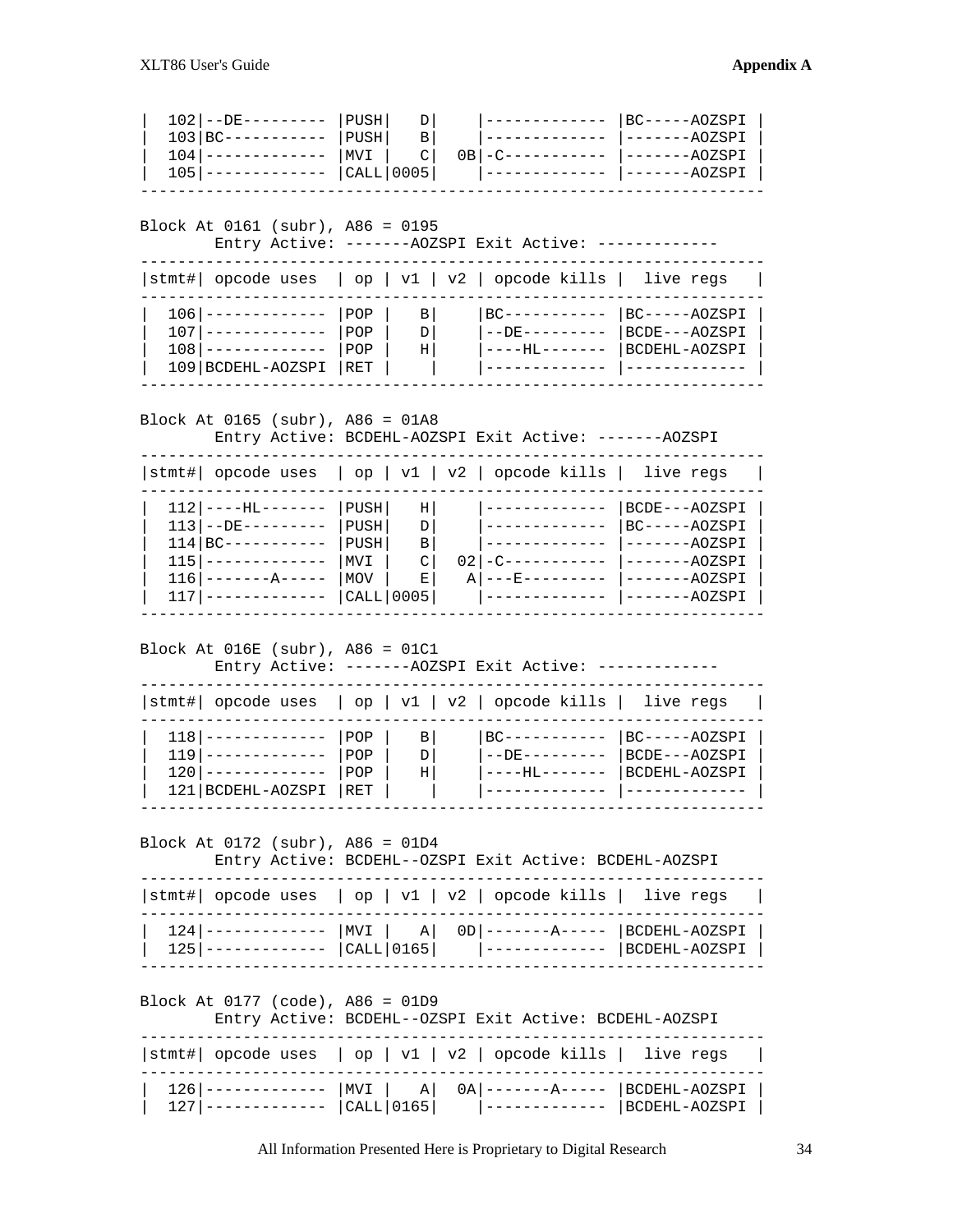```
|  102|--DE--------- |PUSH|   D|    |------------- |BC-----AOZSPI |
|  103|BC----------- |PUSH|   B|    |------------- |-------AOZSPI |
|  104|------------- |MVI |   C|  0B|-C----------- |-------AOZSPI |
|  105|------------- |CALL|0005|    |------------- |-------AOZSPI |
-------------------------------------------------------------------

Block At 0161 (subr), A86 = 0195
        Entry Active: -------AOZSPI Exit Active: -------------
-------------------------------------------------------------------
|stmt#| opcode uses  | op | v1 | v2 | opcode kills |  live regs   |
-------------------------------------------------------------------
|  106|------------- |POP |   B|    |BC----------- |BC-----AOZSPI |
|  107|------------- |POP |   D|    |--DE--------- |BCDE---AOZSPI |
|  108|------------- |POP |   H|    |----HL------- |BCDEHL-AOZSPI |
|  109|BCDEHL-AOZSPI |RET |    |    |------------- |------------- |
-------------------------------------------------------------------

Block At 0165 (subr), A86 = 01A8
        Entry Active: BCDEHL-AOZSPI Exit Active: -------AOZSPI
-------------------------------------------------------------------
|stmt#| opcode uses  | op | v1 | v2 | opcode kills |  live regs   |
-------------------------------------------------------------------
|  112|----HL------- |PUSH|   H|    |------------- |BCDE---AOZSPI |
|  113|--DE--------- |PUSH|   D|    |------------- |BC-----AOZSPI |
|  114|BC----------- |PUSH|   B|    |------------- |-------AOZSPI |
|  115|------------- |MVI |   C|  02|-C----------- |-------AOZSPI |
|  116|-------A----- |MOV |   E|   A|---E--------- |-------AOZSPI |
|  117|------------- |CALL|0005|    |------------- |-------AOZSPI |
-------------------------------------------------------------------

Block At 016E (subr), A86 = 01C1
        Entry Active: -------AOZSPI Exit Active: -------------
-------------------------------------------------------------------
|stmt#| opcode uses  | op | v1 | v2 | opcode kills |  live regs   |
-------------------------------------------------------------------
|  118|------------- |POP |   B|    |BC----------- |BC-----AOZSPI |
|  119|------------- |POP |   D|    |--DE--------- |BCDE---AOZSPI |
|  120|------------- |POP |   H|    |----HL------- |BCDEHL-AOZSPI |
|  121|BCDEHL-AOZSPI |RET |    |    |------------- |------------- |
-------------------------------------------------------------------

Block At 0172 (subr), A86 = 01D4
        Entry Active: BCDEHL--OZSPI Exit Active: BCDEHL-AOZSPI
-------------------------------------------------------------------
|stmt#| opcode uses  | op | v1 | v2 | opcode kills |  live regs   |
-------------------------------------------------------------------
|  124|------------- |MVI |   A|  0D|-------A----- |BCDEHL-AOZSPI |
|  125|------------- |CALL|0165|    |------------- |BCDEHL-AOZSPI |
-------------------------------------------------------------------

Block At 0177 (code), A86 = 01D9
        Entry Active: BCDEHL--OZSPI Exit Active: BCDEHL-AOZSPI
-------------------------------------------------------------------
|stmt#| opcode uses  | op | v1 | v2 | opcode kills |  live regs   |
-------------------------------------------------------------------
|  126|------------- |MVI |   A|  0A|-------A----- |BCDEHL-AOZSPI |
|  127|------------- |CALL|0165|    |------------- |BCDEHL-AOZSPI |
```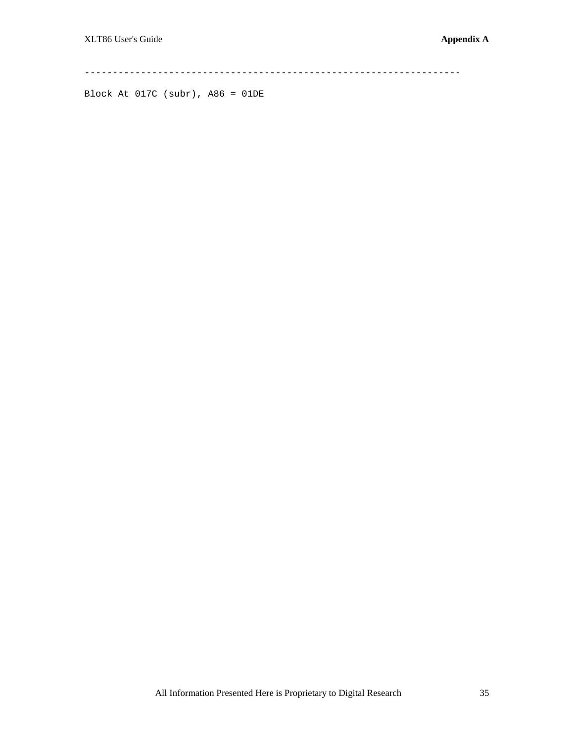```
-----------------------------------------------------------------

Block At 017C (subr), A86 = 01DE
```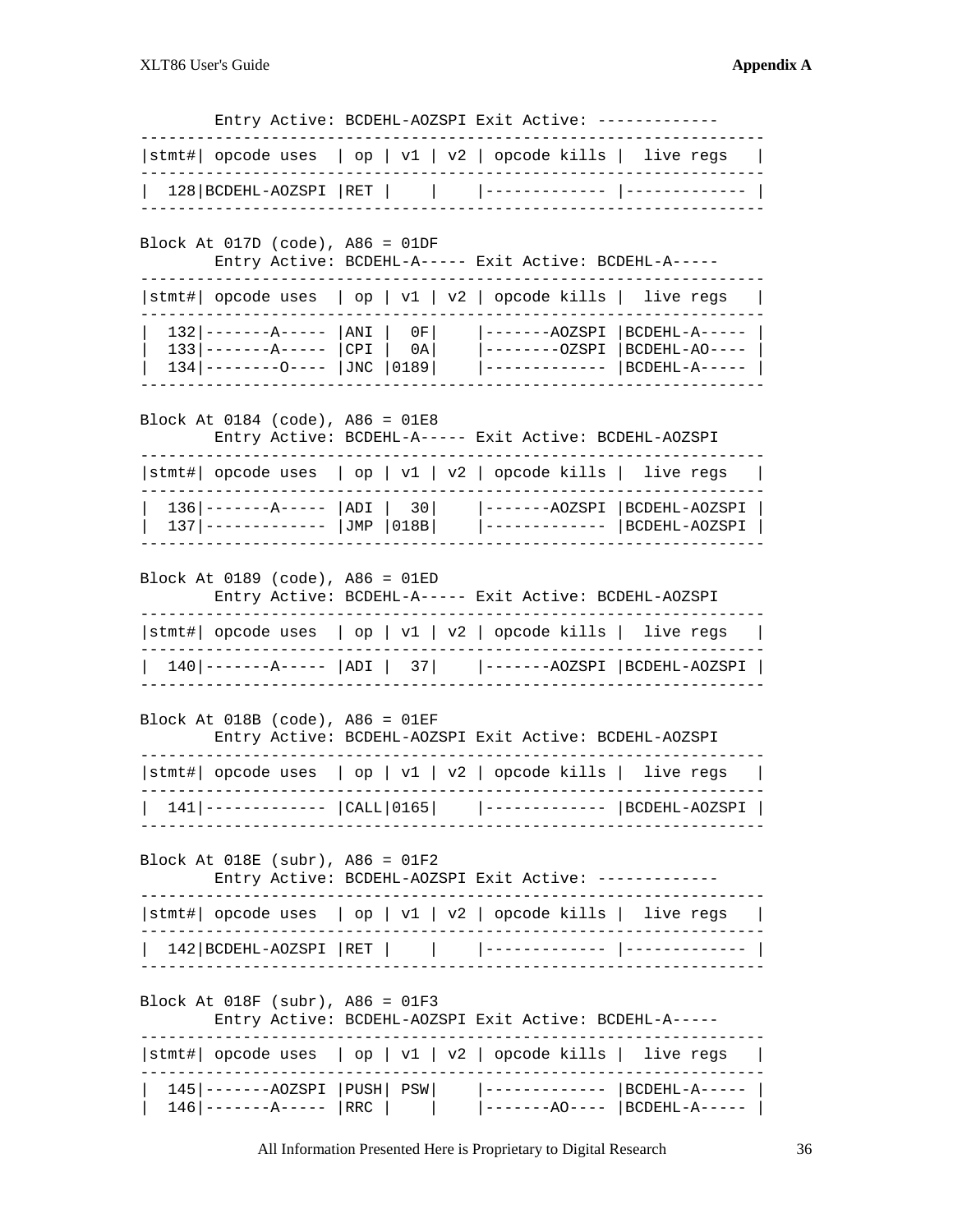```
        Entry Active: BCDEHL-AOZSPI Exit Active: -------------
-------------------------------------------------------------------
|stmt#| opcode uses  | op | v1 | v2 | opcode kills |  live regs   |
-------------------------------------------------------------------
|  128|BCDEHL-AOZSPI |RET |    |    |------------- |------------- |
-------------------------------------------------------------------

Block At 017D (code), A86 = 01DF
        Entry Active: BCDEHL-A----- Exit Active: BCDEHL-A-----
-------------------------------------------------------------------
|stmt#| opcode uses  | op | v1 | v2 | opcode kills |  live regs   |
-------------------------------------------------------------------
|  132|-------A----- |ANI |  0F|    |-------AOZSPI |BCDEHL-A----- |
|  133|-------A----- |CPI |  0A|    |--------OZSPI |BCDEHL-AO---- |
|  134|--------O---- |JNC |0189|    |------------- |BCDEHL-A----- |
-------------------------------------------------------------------

Block At 0184 (code), A86 = 01E8
        Entry Active: BCDEHL-A----- Exit Active: BCDEHL-AOZSPI
-------------------------------------------------------------------
|stmt#| opcode uses  | op | v1 | v2 | opcode kills |  live regs   |
-------------------------------------------------------------------
|  136|-------A----- |ADI |  30|    |-------AOZSPI |BCDEHL-AOZSPI |
|  137|------------- |JMP |018B|    |------------- |BCDEHL-AOZSPI |
-------------------------------------------------------------------

Block At 0189 (code), A86 = 01ED
        Entry Active: BCDEHL-A----- Exit Active: BCDEHL-AOZSPI
-------------------------------------------------------------------
|stmt#| opcode uses  | op | v1 | v2 | opcode kills |  live regs   |
-------------------------------------------------------------------
|  140|-------A----- |ADI |  37|    |-------AOZSPI |BCDEHL-AOZSPI |
-------------------------------------------------------------------

Block At 018B (code), A86 = 01EF
        Entry Active: BCDEHL-AOZSPI Exit Active: BCDEHL-AOZSPI
-------------------------------------------------------------------
|stmt#| opcode uses  | op | v1 | v2 | opcode kills |  live regs   |
-------------------------------------------------------------------
|  141|------------- |CALL|0165|    |------------- |BCDEHL-AOZSPI |
-------------------------------------------------------------------

Block At 018E (subr), A86 = 01F2
        Entry Active: BCDEHL-AOZSPI Exit Active: -------------
-------------------------------------------------------------------
|stmt#| opcode uses  | op | v1 | v2 | opcode kills |  live regs   |
-------------------------------------------------------------------
|  142|BCDEHL-AOZSPI |RET |    |    |------------- |------------- |
-------------------------------------------------------------------

Block At 018F (subr), A86 = 01F3
        Entry Active: BCDEHL-AOZSPI Exit Active: BCDEHL-A-----
-------------------------------------------------------------------
|stmt#| opcode uses  | op | v1 | v2 | opcode kills |  live regs   |
-------------------------------------------------------------------
|  145|-------AOZSPI |PUSH| PSW|    |------------- |BCDEHL-A----- |
|  146|-------A----- |RRC |    |    |-------AO---- |BCDEHL-A----- |
```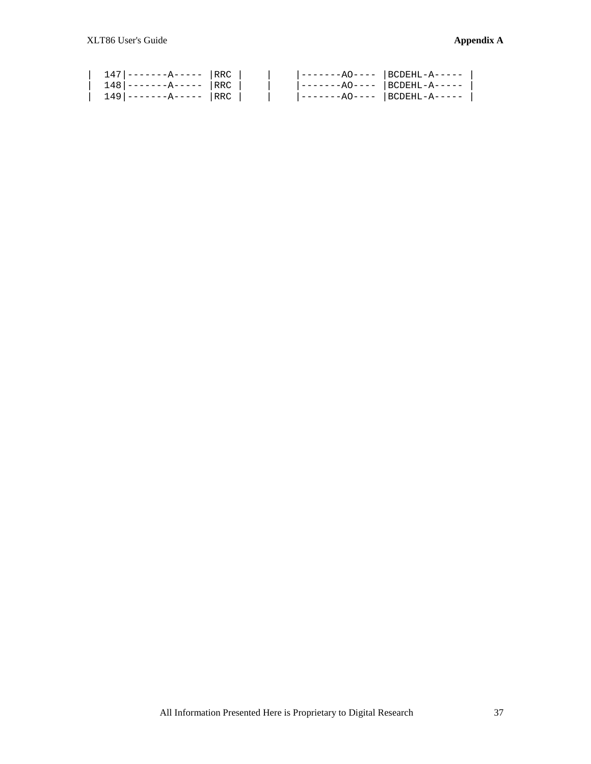```
|  147|-------A----- |RRC |    |    |-------AO---- |BCDEHL-A----- |
|  148|-------A----- |RRC |    |    |-------AO---- |BCDEHL-A----- |
|  149|-------A----- |RRC |    |    |-------AO---- |BCDEHL-A----- |
```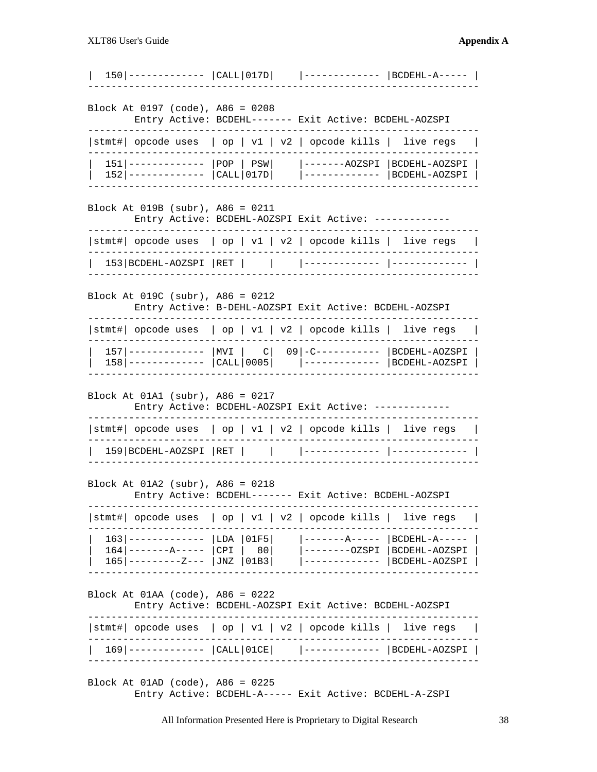```
|  150|------------- |CALL|017D|    |------------- |BCDEHL-A----- |
-------------------------------------------------------------------

Block At 0197 (code), A86 = 0208
        Entry Active: BCDEHL------- Exit Active: BCDEHL-AOZSPI
-------------------------------------------------------------------
|stmt#| opcode uses  | op | v1 | v2 | opcode kills |  live regs   |
-------------------------------------------------------------------
|  151|------------- |POP | PSW|    |-------AOZSPI |BCDEHL-AOZSPI |
|  152|------------- |CALL|017D|    |------------- |BCDEHL-AOZSPI |
-------------------------------------------------------------------

Block At 019B (subr), A86 = 0211
        Entry Active: BCDEHL-AOZSPI Exit Active: -------------
-------------------------------------------------------------------
|stmt#| opcode uses  | op | v1 | v2 | opcode kills |  live regs   |
-------------------------------------------------------------------
|  153|BCDEHL-AOZSPI |RET |    |    |------------- |------------- |
-------------------------------------------------------------------

Block At 019C (subr), A86 = 0212
        Entry Active: B-DEHL-AOZSPI Exit Active: BCDEHL-AOZSPI
-------------------------------------------------------------------
|stmt#| opcode uses  | op | v1 | v2 | opcode kills |  live regs   |
-------------------------------------------------------------------
|  157|------------- |MVI |   C|  09|-C----------- |BCDEHL-AOZSPI |
|  158|------------- |CALL|0005|    |------------- |BCDEHL-AOZSPI |
-------------------------------------------------------------------

Block At 01A1 (subr), A86 = 0217
        Entry Active: BCDEHL-AOZSPI Exit Active: -------------
-------------------------------------------------------------------
|stmt#| opcode uses  | op | v1 | v2 | opcode kills |  live regs   |
-------------------------------------------------------------------
|  159|BCDEHL-AOZSPI |RET |    |    |------------- |------------- |
-------------------------------------------------------------------

Block At 01A2 (subr), A86 = 0218
        Entry Active: BCDEHL------- Exit Active: BCDEHL-AOZSPI
-------------------------------------------------------------------
|stmt#| opcode uses  | op | v1 | v2 | opcode kills |  live regs   |
-------------------------------------------------------------------
|  163|------------- |LDA |01F5|    |-------A----- |BCDEHL-A----- |
|  164|-------A----- |CPI |  80|    |--------OZSPI |BCDEHL-AOZSPI |
|  165|---------Z--- |JNZ |01B3|    |------------- |BCDEHL-AOZSPI |
-------------------------------------------------------------------

Block At 01AA (code), A86 = 0222
        Entry Active: BCDEHL-AOZSPI Exit Active: BCDEHL-AOZSPI
-------------------------------------------------------------------
|stmt#| opcode uses  | op | v1 | v2 | opcode kills |  live regs   |
-------------------------------------------------------------------
|  169|------------- |CALL|01CE|    |------------- |BCDEHL-AOZSPI |
-------------------------------------------------------------------

Block At 01AD (code), A86 = 0225
        Entry Active: BCDEHL-A----- Exit Active: BCDEHL-A-ZSPI
```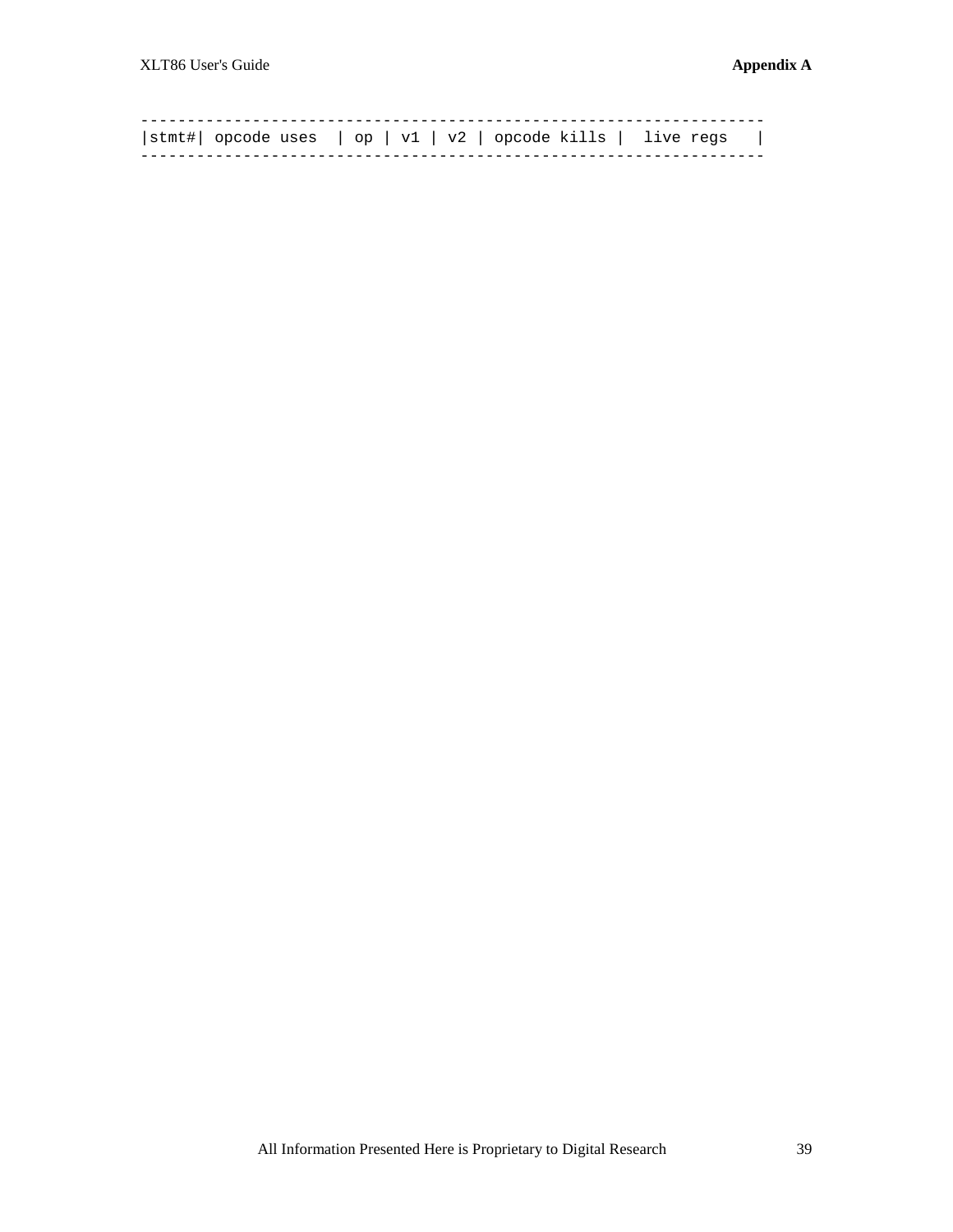```
-----------------------------------------------------------------
|stmt#| opcode uses  | op | v1 | v2 | opcode kills |  live regs   |
-----------------------------------------------------------------
```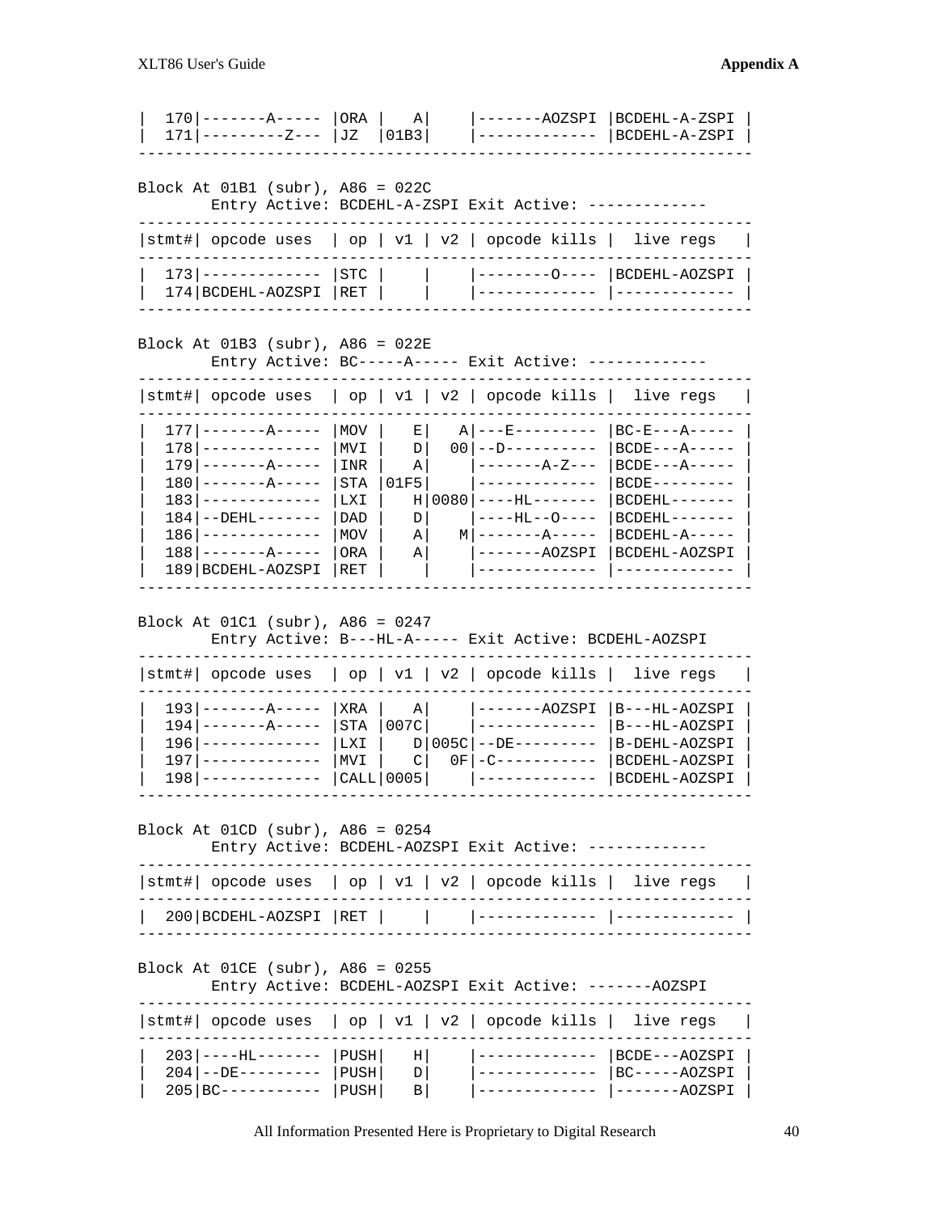```
|  170|-------A----- |ORA |   A|    |-------AOZSPI |BCDEHL-A-ZSPI |
|  171|---------Z--- |JZ  |01B3|    |------------- |BCDEHL-A-ZSPI |
-------------------------------------------------------------------

Block At 01B1 (subr), A86 = 022C
        Entry Active: BCDEHL-A-ZSPI Exit Active: -------------
-------------------------------------------------------------------
|stmt#| opcode uses  | op | v1 | v2 | opcode kills |  live regs   |
-------------------------------------------------------------------
|  173|------------- |STC |    |    |--------O---- |BCDEHL-AOZSPI |
|  174|BCDEHL-AOZSPI |RET |    |    |------------- |------------- |
-------------------------------------------------------------------

Block At 01B3 (subr), A86 = 022E
        Entry Active: BC-----A----- Exit Active: -------------
-------------------------------------------------------------------
|stmt#| opcode uses  | op | v1 | v2 | opcode kills |  live regs   |
-------------------------------------------------------------------
|  177|-------A----- |MOV |   E|   A|---E--------- |BC-E---A----- |
|  178|------------- |MVI |   D|  00|--D---------- |BCDE---A----- |
|  179|-------A----- |INR |   A|    |-------A-Z--- |BCDE---A----- |
|  180|-------A----- |STA |01F5|    |------------- |BCDE--------- |
|  183|------------- |LXI |   H|0080|----HL------- |BCDEHL------- |
|  184|--DEHL------- |DAD |   D|    |----HL--O---- |BCDEHL------- |
|  186|------------- |MOV |   A|   M|-------A----- |BCDEHL-A----- |
|  188|-------A----- |ORA |   A|    |-------AOZSPI |BCDEHL-AOZSPI |
|  189|BCDEHL-AOZSPI |RET |    |    |------------- |------------- |
-------------------------------------------------------------------

Block At 01C1 (subr), A86 = 0247
        Entry Active: B---HL-A----- Exit Active: BCDEHL-AOZSPI
-------------------------------------------------------------------
|stmt#| opcode uses  | op | v1 | v2 | opcode kills |  live regs   |
-------------------------------------------------------------------
|  193|-------A----- |XRA |   A|    |-------AOZSPI |B---HL-AOZSPI |
|  194|-------A----- |STA |007C|    |------------- |B---HL-AOZSPI |
|  196|------------- |LXI |   D|005C|--DE--------- |B-DEHL-AOZSPI |
|  197|------------- |MVI |   C|  0F|-C----------- |BCDEHL-AOZSPI |
|  198|------------- |CALL|0005|    |------------- |BCDEHL-AOZSPI |
-------------------------------------------------------------------

Block At 01CD (subr), A86 = 0254
        Entry Active: BCDEHL-AOZSPI Exit Active: -------------
-------------------------------------------------------------------
|stmt#| opcode uses  | op | v1 | v2 | opcode kills |  live regs   |
-------------------------------------------------------------------
|  200|BCDEHL-AOZSPI |RET |    |    |------------- |------------- |
-------------------------------------------------------------------

Block At 01CE (subr), A86 = 0255
        Entry Active: BCDEHL-AOZSPI Exit Active: -------AOZSPI
-------------------------------------------------------------------
|stmt#| opcode uses  | op | v1 | v2 | opcode kills |  live regs   |
-------------------------------------------------------------------
|  203|----HL------- |PUSH|   H|    |------------- |BCDE---AOZSPI |
|  204|--DE--------- |PUSH|   D|    |------------- |BC-----AOZSPI |
|  205|BC----------- |PUSH|   B|    |------------- |-------AOZSPI |
```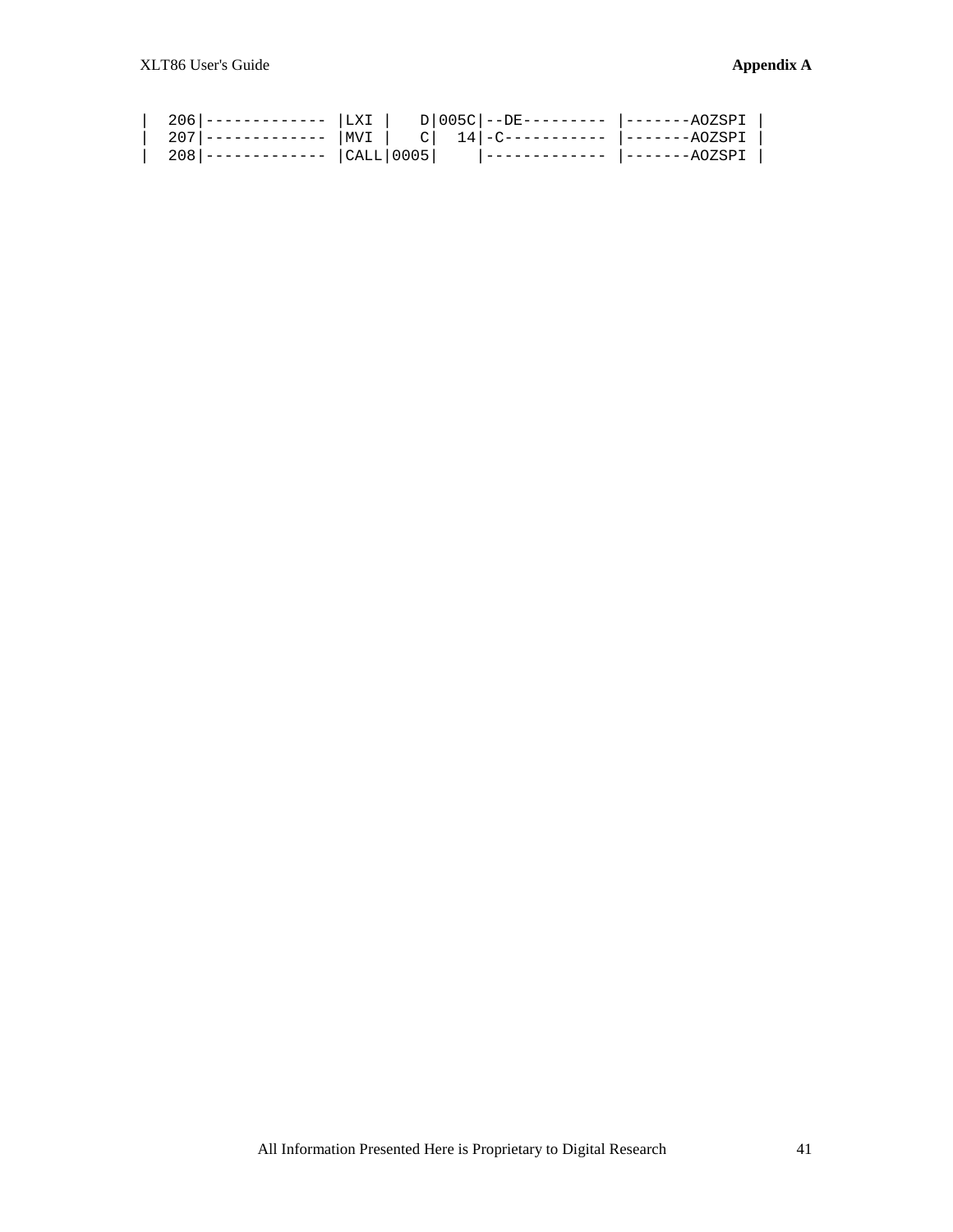```
|  206|------------- |LXI |   D|005C|--DE--------- |-------AOZSPI |
|  207|------------- |MVI |   C|  14|-C----------- |-------AOZSPI |
|  208|------------- |CALL|0005|    |------------- |-------AOZSPI |
```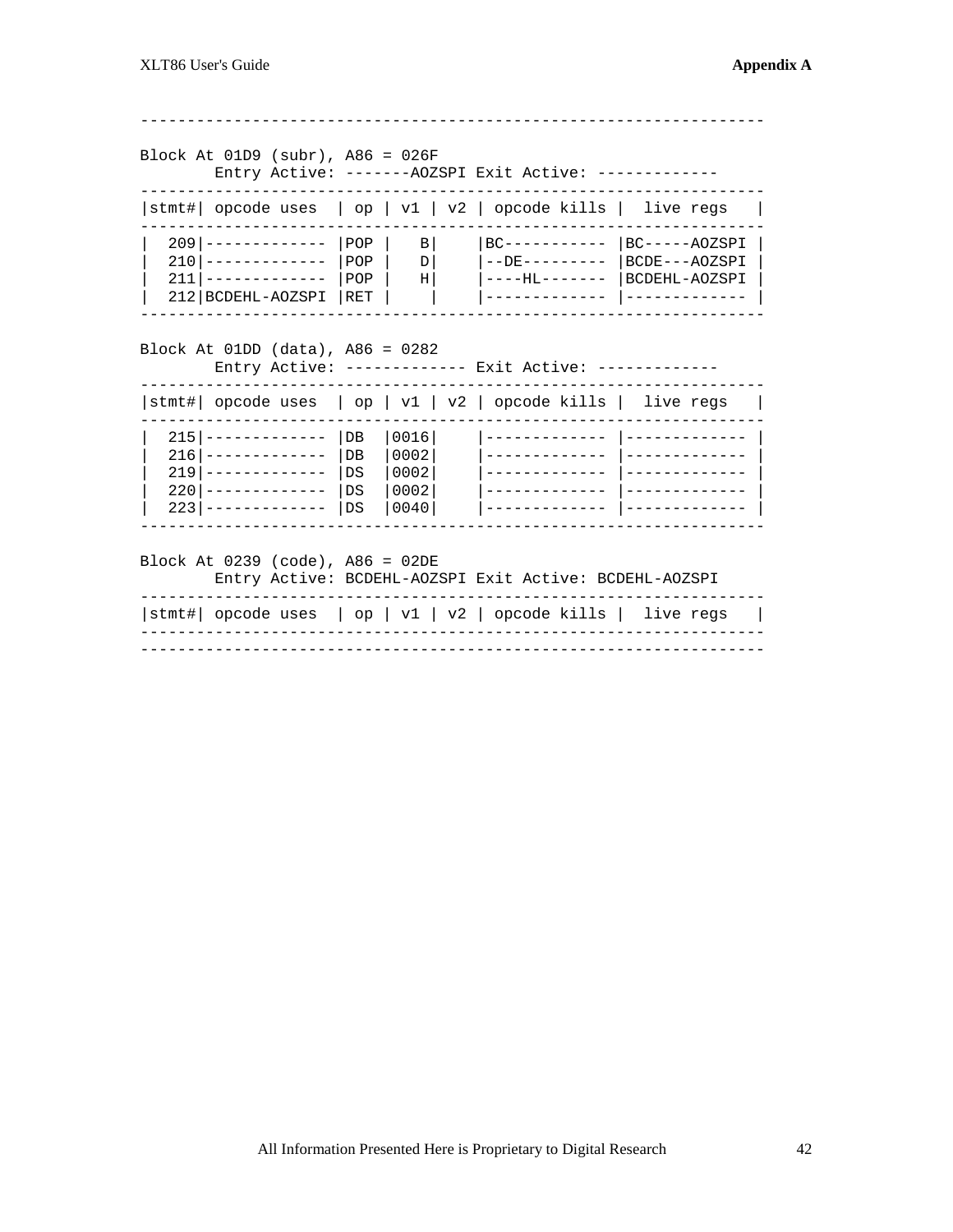```
-----------------------------------------------------------------

Block At 01D9 (subr), A86 = 026F
        Entry Active: -------AOZSPI Exit Active: -------------
-----------------------------------------------------------------
|stmt#| opcode uses  | op | v1 | v2 | opcode kills |  live regs   |
-----------------------------------------------------------------
|  209|------------- |POP |   B|    |BC----------- |BC-----AOZSPI |
|  210|------------- |POP |   D|    |--DE--------- |BCDE---AOZSPI |
|  211|------------- |POP |   H|    |----HL------- |BCDEHL-AOZSPI |
|  212|BCDEHL-AOZSPI |RET |    |    |------------- |------------- |
-----------------------------------------------------------------

Block At 01DD (data), A86 = 0282
        Entry Active: ------------- Exit Active: -------------
-----------------------------------------------------------------
|stmt#| opcode uses  | op | v1 | v2 | opcode kills |  live regs   |
-----------------------------------------------------------------
|  215|------------- |DB  |0016|    |------------- |------------- |
|  216|------------- |DB  |0002|    |------------- |------------- |
|  219|------------- |DS  |0002|    |------------- |------------- |
|  220|------------- |DS  |0002|    |------------- |------------- |
|  223|------------- |DS  |0040|    |------------- |------------- |
-----------------------------------------------------------------

Block At 0239 (code), A86 = 02DE
        Entry Active: BCDEHL-AOZSPI Exit Active: BCDEHL-AOZSPI
-----------------------------------------------------------------
|stmt#| opcode uses  | op | v1 | v2 | opcode kills |  live regs   |
-----------------------------------------------------------------
-----------------------------------------------------------------
```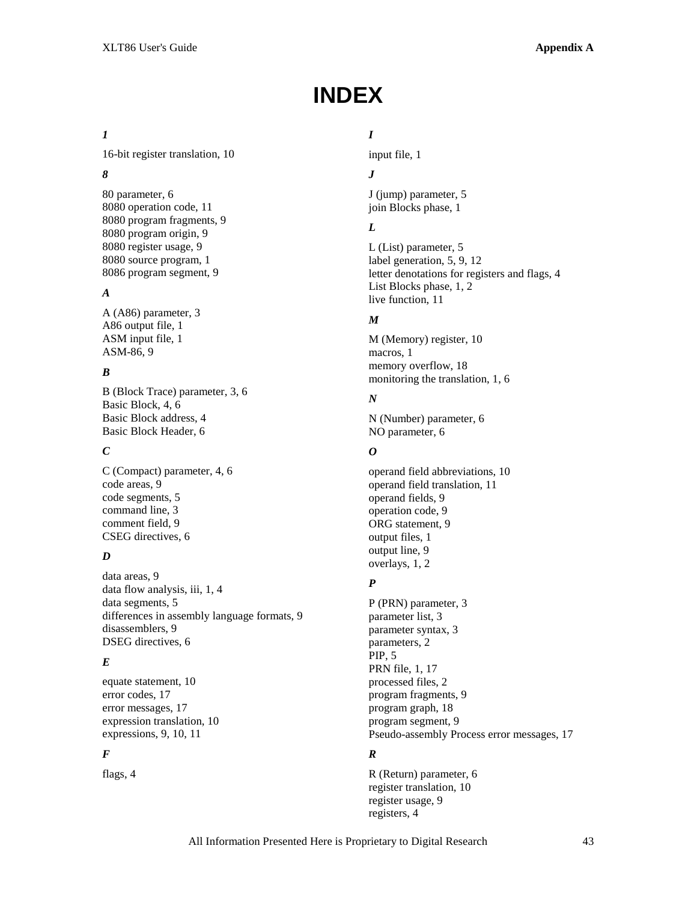# INDEX

### *1*

16-bit register translation, 10

### *8*

80 parameter, 6
8080 operation code, 11
8080 program fragments, 9
8080 program origin, 9
8080 register usage, 9
8080 source program, 1
8086 program segment, 9

### *A*

A (A86) parameter, 3
A86 output file, 1
ASM input file, 1
ASM-86, 9

### *B*

B (Block Trace) parameter, 3, 6
Basic Block, 4, 6
Basic Block address, 4
Basic Block Header, 6

### *C*

C (Compact) parameter, 4, 6
code areas, 9
code segments, 5
command line, 3
comment field, 9
CSEG directives, 6

### *D*

data areas, 9
data flow analysis, iii, 1, 4
data segments, 5
differences in assembly language formats, 9
disassemblers, 9
DSEG directives, 6

### *E*

equate statement, 10
error codes, 17
error messages, 17
expression translation, 10
expressions, 9, 10, 11

### *F*

flags, 4

### *I*

input file, 1

### *J*

J (jump) parameter, 5
join Blocks phase, 1

### *L*

L (List) parameter, 5
label generation, 5, 9, 12
letter denotations for registers and flags, 4
List Blocks phase, 1, 2
live function, 11

### *M*

M (Memory) register, 10
macros, 1
memory overflow, 18
monitoring the translation, 1, 6

### *N*

N (Number) parameter, 6
NO parameter, 6

### *O*

operand field abbreviations, 10
operand field translation, 11
operand fields, 9
operation code, 9
ORG statement, 9
output files, 1
output line, 9
overlays, 1, 2

### *P*

P (PRN) parameter, 3
parameter list, 3
parameter syntax, 3
parameters, 2
PIP, 5
PRN file, 1, 17
processed files, 2
program fragments, 9
program graph, 18
program segment, 9
Pseudo-assembly Process error messages, 17

### *R*

R (Return) parameter, 6
register translation, 10
register usage, 9
registers, 4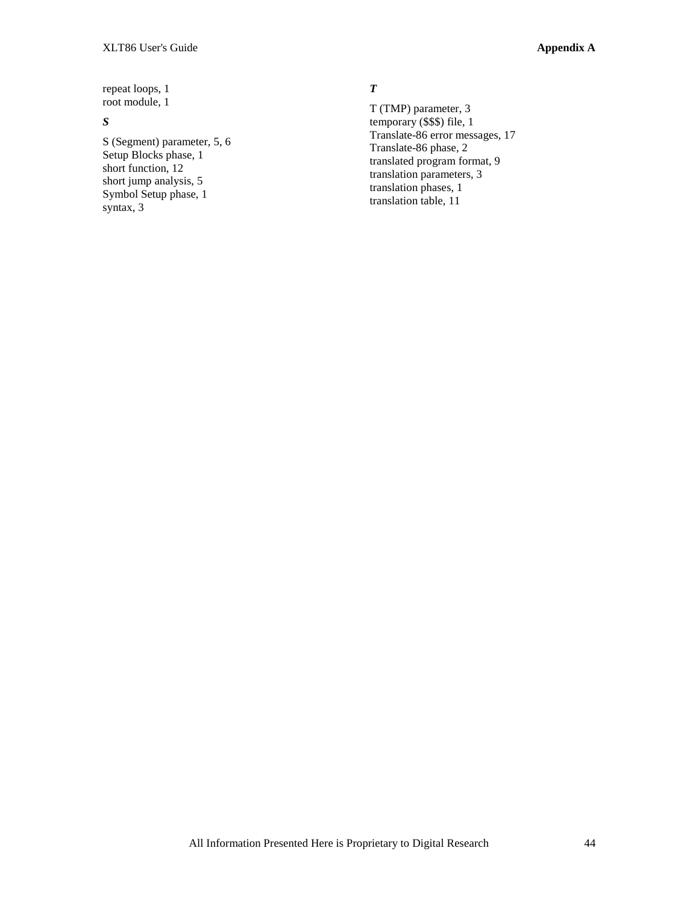repeat loops, 1
root module, 1

***S***

S (Segment) parameter, 5, 6
Setup Blocks phase, 1
short function, 12
short jump analysis, 5
Symbol Setup phase, 1
syntax, 3

***T***

T (TMP) parameter, 3
temporary ($$$) file, 1
Translate-86 error messages, 17
Translate-86 phase, 2
translated program format, 9
translation parameters, 3
translation phases, 1
translation table, 11